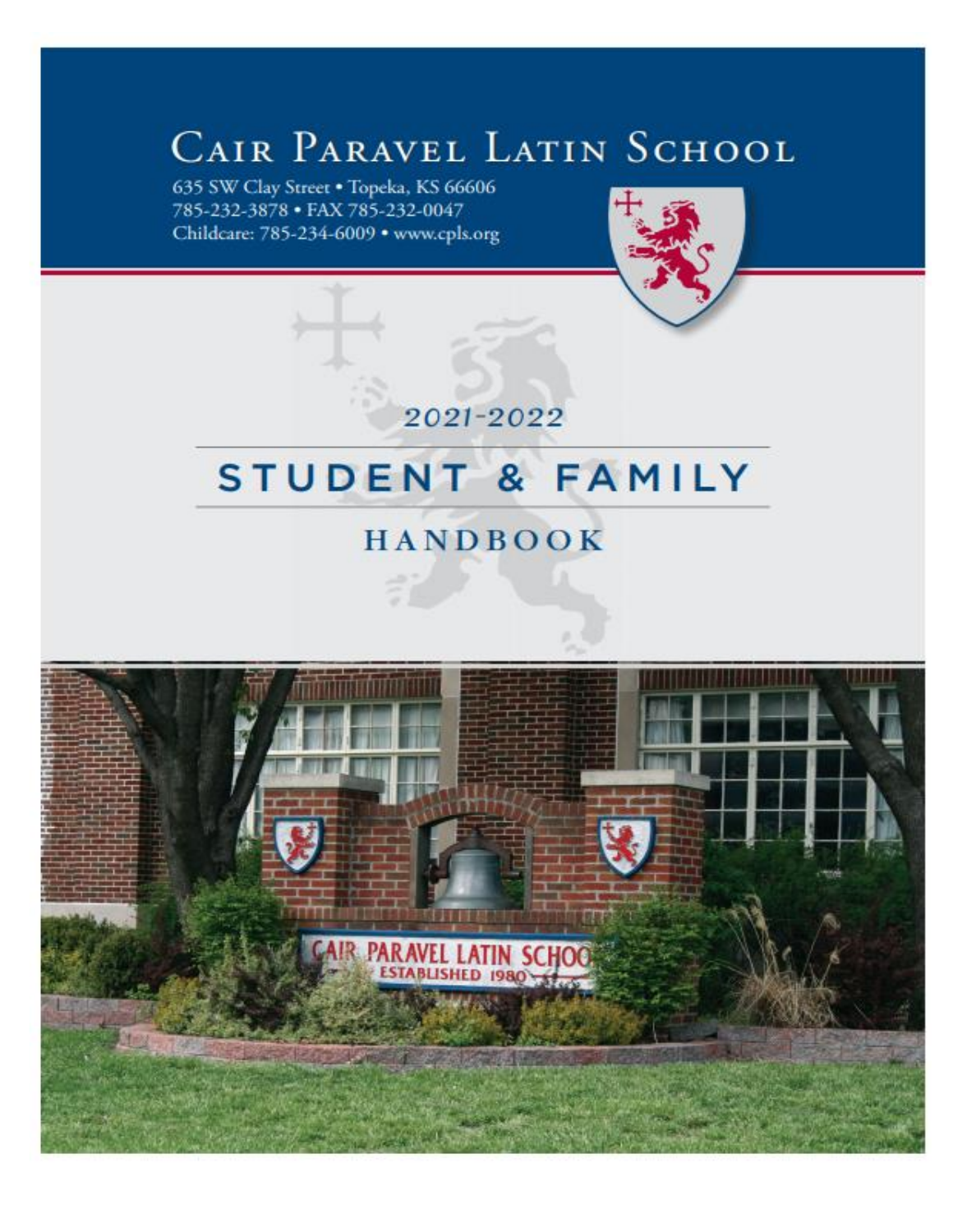# Cair Paravel Latin School

635 SW Clay Street • Topeka, KS 66606
785-232-3878 • FAX 785-232-0047
Childcare: 785-234-6009 • www.cpls.org

2021-2022

## STUDENT & FAMILY

## HANDBOOK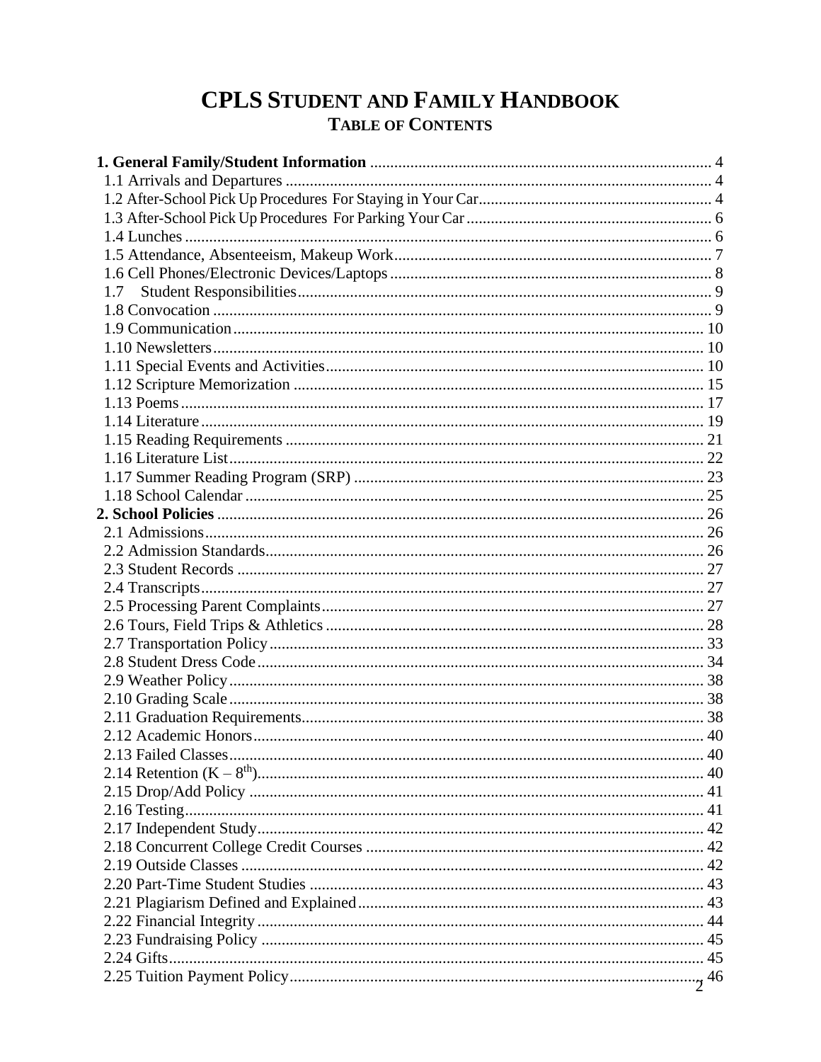# CPLS Student and Family Handbook

## Table of Contents

**1. General Family/Student Information** .......... 4

1.1 Arrivals and Departures .......... 4
1.2 After-School Pick Up Procedures For Staying in Your Car .......... 4
1.3 After-School Pick Up Procedures For Parking Your Car .......... 6
1.4 Lunches .......... 6
1.5 Attendance, Absenteeism, Makeup Work .......... 7
1.6 Cell Phones/Electronic Devices/Laptops .......... 8
1.7 Student Responsibilities .......... 9
1.8 Convocation .......... 9
1.9 Communication .......... 10
1.10 Newsletters .......... 10
1.11 Special Events and Activities .......... 10
1.12 Scripture Memorization .......... 15
1.13 Poems .......... 17
1.14 Literature .......... 19
1.15 Reading Requirements .......... 21
1.16 Literature List .......... 22
1.17 Summer Reading Program (SRP) .......... 23
1.18 School Calendar .......... 25

**2. School Policies** .......... 26

2.1 Admissions .......... 26
2.2 Admission Standards .......... 26
2.3 Student Records .......... 27
2.4 Transcripts .......... 27
2.5 Processing Parent Complaints .......... 27
2.6 Tours, Field Trips & Athletics .......... 28
2.7 Transportation Policy .......... 33
2.8 Student Dress Code .......... 34
2.9 Weather Policy .......... 38
2.10 Grading Scale .......... 38
2.11 Graduation Requirements .......... 38
2.12 Academic Honors .......... 40
2.13 Failed Classes .......... 40
2.14 Retention (K – 8th) .......... 40
2.15 Drop/Add Policy .......... 41
2.16 Testing .......... 41
2.17 Independent Study .......... 42
2.18 Concurrent College Credit Courses .......... 42
2.19 Outside Classes .......... 42
2.20 Part-Time Student Studies .......... 43
2.21 Plagiarism Defined and Explained .......... 43
2.22 Financial Integrity .......... 44
2.23 Fundraising Policy .......... 45
2.24 Gifts .......... 45
2.25 Tuition Payment Policy .......... 46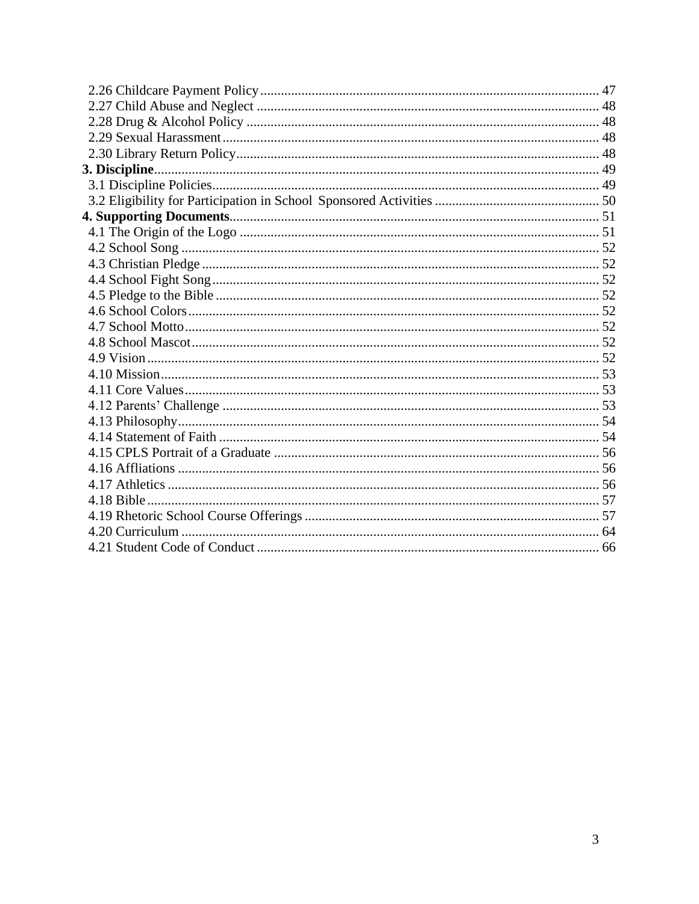2.26 Childcare Payment Policy ... 47
2.27 Child Abuse and Neglect ... 48
2.28 Drug & Alcohol Policy ... 48
2.29 Sexual Harassment ... 48
2.30 Library Return Policy ... 48

**3. Discipline** ... 49
3.1 Discipline Policies ... 49
3.2 Eligibility for Participation in School Sponsored Activities ... 50

**4. Supporting Documents** ... 51
4.1 The Origin of the Logo ... 51
4.2 School Song ... 52
4.3 Christian Pledge ... 52
4.4 School Fight Song ... 52
4.5 Pledge to the Bible ... 52
4.6 School Colors ... 52
4.7 School Motto ... 52
4.8 School Mascot ... 52
4.9 Vision ... 52
4.10 Mission ... 53
4.11 Core Values ... 53
4.12 Parents' Challenge ... 53
4.13 Philosophy ... 54
4.14 Statement of Faith ... 54
4.15 CPLS Portrait of a Graduate ... 56
4.16 Affliations ... 56
4.17 Athletics ... 56
4.18 Bible ... 57
4.19 Rhetoric School Course Offerings ... 57
4.20 Curriculum ... 64
4.21 Student Code of Conduct ... 66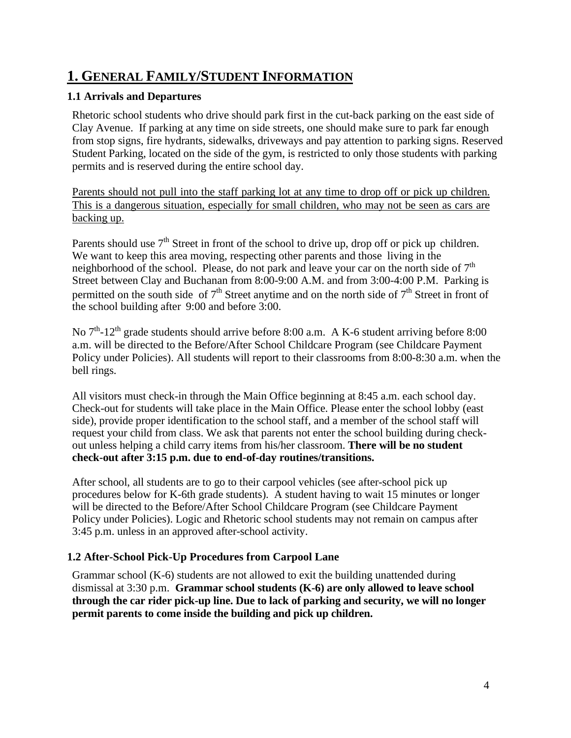# 1. General Family/Student Information

### 1.1 Arrivals and Departures

Rhetoric school students who drive should park first in the cut-back parking on the east side of Clay Avenue. If parking at any time on side streets, one should make sure to park far enough from stop signs, fire hydrants, sidewalks, driveways and pay attention to parking signs. Reserved Student Parking, located on the side of the gym, is restricted to only those students with parking permits and is reserved during the entire school day.

<u>Parents should not pull into the staff parking lot at any time to drop off or pick up children. This is a dangerous situation, especially for small children, who may not be seen as cars are backing up.</u>

Parents should use 7th Street in front of the school to drive up, drop off or pick up children. We want to keep this area moving, respecting other parents and those living in the neighborhood of the school. Please, do not park and leave your car on the north side of 7th Street between Clay and Buchanan from 8:00-9:00 A.M. and from 3:00-4:00 P.M. Parking is permitted on the south side of 7th Street anytime and on the north side of 7th Street in front of the school building after 9:00 and before 3:00.

No 7th-12th grade students should arrive before 8:00 a.m. A K-6 student arriving before 8:00 a.m. will be directed to the Before/After School Childcare Program (see Childcare Payment Policy under Policies). All students will report to their classrooms from 8:00-8:30 a.m. when the bell rings.

All visitors must check-in through the Main Office beginning at 8:45 a.m. each school day. Check-out for students will take place in the Main Office. Please enter the school lobby (east side), provide proper identification to the school staff, and a member of the school staff will request your child from class. We ask that parents not enter the school building during check-out unless helping a child carry items from his/her classroom. **There will be no student check-out after 3:15 p.m. due to end-of-day routines/transitions.**

After school, all students are to go to their carpool vehicles (see after-school pick up procedures below for K-6th grade students). A student having to wait 15 minutes or longer will be directed to the Before/After School Childcare Program (see Childcare Payment Policy under Policies). Logic and Rhetoric school students may not remain on campus after 3:45 p.m. unless in an approved after-school activity.

### 1.2 After-School Pick-Up Procedures from Carpool Lane

Grammar school (K-6) students are not allowed to exit the building unattended during dismissal at 3:30 p.m. **Grammar school students (K-6) are only allowed to leave school through the car rider pick-up line. Due to lack of parking and security, we will no longer permit parents to come inside the building and pick up children.**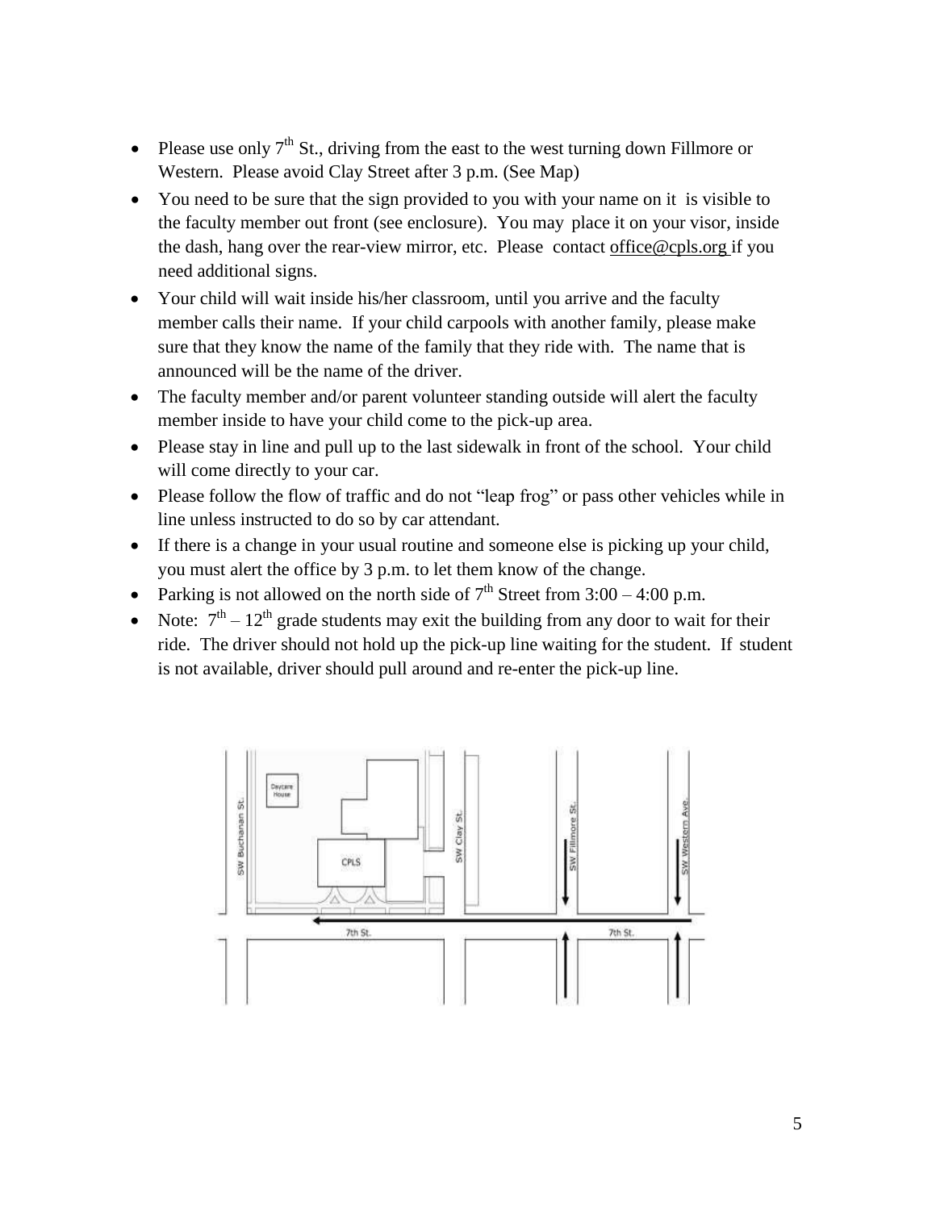- Please use only 7th St., driving from the east to the west turning down Fillmore or Western. Please avoid Clay Street after 3 p.m. (See Map)
- You need to be sure that the sign provided to you with your name on it is visible to the faculty member out front (see enclosure). You may place it on your visor, inside the dash, hang over the rear-view mirror, etc. Please contact office@cpls.org if you need additional signs.
- Your child will wait inside his/her classroom, until you arrive and the faculty member calls their name. If your child carpools with another family, please make sure that they know the name of the family that they ride with. The name that is announced will be the name of the driver.
- The faculty member and/or parent volunteer standing outside will alert the faculty member inside to have your child come to the pick-up area.
- Please stay in line and pull up to the last sidewalk in front of the school. Your child will come directly to your car.
- Please follow the flow of traffic and do not "leap frog" or pass other vehicles while in line unless instructed to do so by car attendant.
- If there is a change in your usual routine and someone else is picking up your child, you must alert the office by 3 p.m. to let them know of the change.
- Parking is not allowed on the north side of 7th Street from 3:00 – 4:00 p.m.
- Note: 7th – 12th grade students may exit the building from any door to wait for their ride. The driver should not hold up the pick-up line waiting for the student. If student is not available, driver should pull around and re-enter the pick-up line.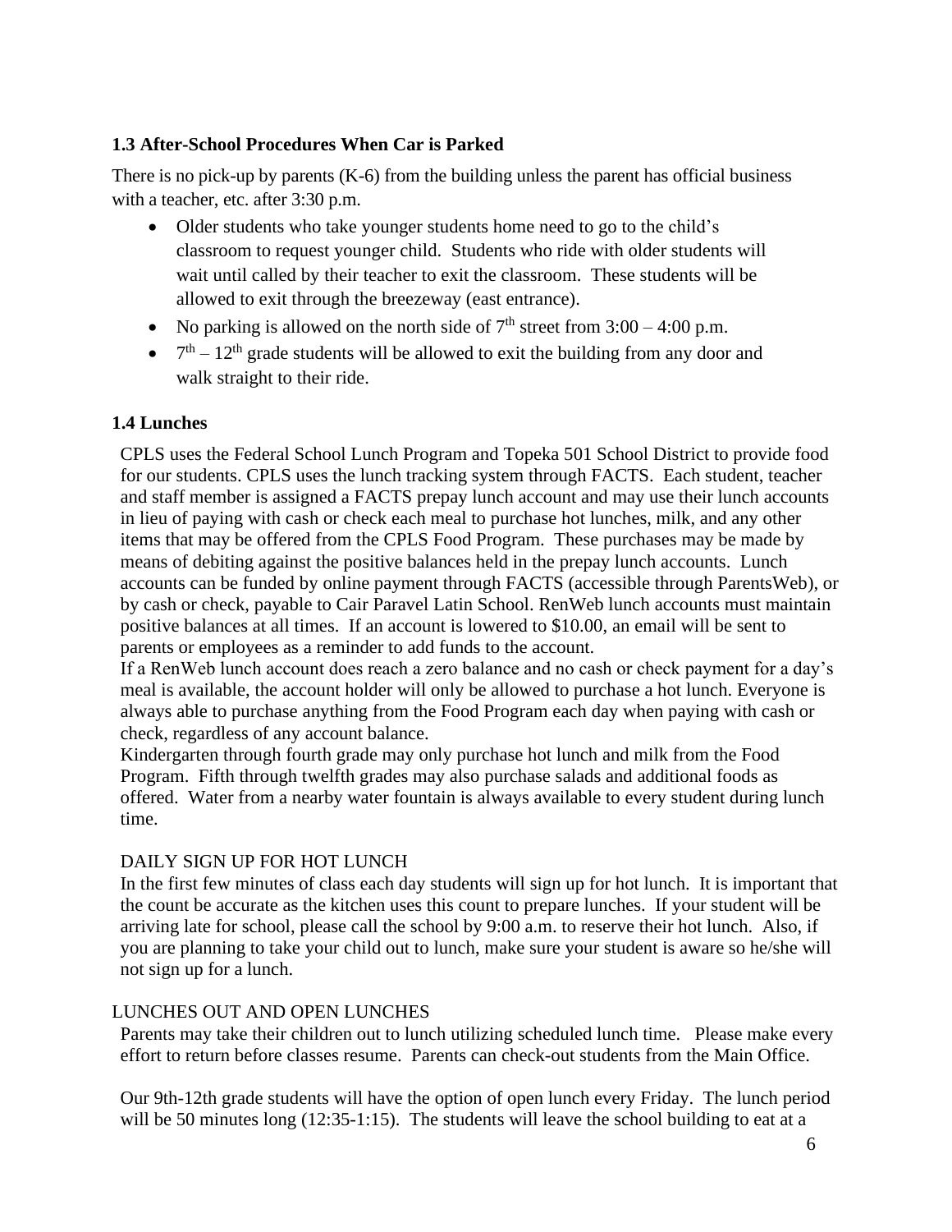### 1.3 After-School Procedures When Car is Parked

There is no pick-up by parents (K-6) from the building unless the parent has official business with a teacher, etc. after 3:30 p.m.

- Older students who take younger students home need to go to the child's classroom to request younger child. Students who ride with older students will wait until called by their teacher to exit the classroom. These students will be allowed to exit through the breezeway (east entrance).
- No parking is allowed on the north side of 7th street from 3:00 – 4:00 p.m.
- 7th – 12th grade students will be allowed to exit the building from any door and walk straight to their ride.

### 1.4 Lunches

CPLS uses the Federal School Lunch Program and Topeka 501 School District to provide food for our students. CPLS uses the lunch tracking system through FACTS. Each student, teacher and staff member is assigned a FACTS prepay lunch account and may use their lunch accounts in lieu of paying with cash or check each meal to purchase hot lunches, milk, and any other items that may be offered from the CPLS Food Program. These purchases may be made by means of debiting against the positive balances held in the prepay lunch accounts. Lunch accounts can be funded by online payment through FACTS (accessible through ParentsWeb), or by cash or check, payable to Cair Paravel Latin School. RenWeb lunch accounts must maintain positive balances at all times. If an account is lowered to $10.00, an email will be sent to parents or employees as a reminder to add funds to the account.

If a RenWeb lunch account does reach a zero balance and no cash or check payment for a day's meal is available, the account holder will only be allowed to purchase a hot lunch. Everyone is always able to purchase anything from the Food Program each day when paying with cash or check, regardless of any account balance.

Kindergarten through fourth grade may only purchase hot lunch and milk from the Food Program. Fifth through twelfth grades may also purchase salads and additional foods as offered. Water from a nearby water fountain is always available to every student during lunch time.

DAILY SIGN UP FOR HOT LUNCH

In the first few minutes of class each day students will sign up for hot lunch. It is important that the count be accurate as the kitchen uses this count to prepare lunches. If your student will be arriving late for school, please call the school by 9:00 a.m. to reserve their hot lunch. Also, if you are planning to take your child out to lunch, make sure your student is aware so he/she will not sign up for a lunch.

LUNCHES OUT AND OPEN LUNCHES

Parents may take their children out to lunch utilizing scheduled lunch time. Please make every effort to return before classes resume. Parents can check-out students from the Main Office.

Our 9th-12th grade students will have the option of open lunch every Friday. The lunch period will be 50 minutes long (12:35-1:15). The students will leave the school building to eat at a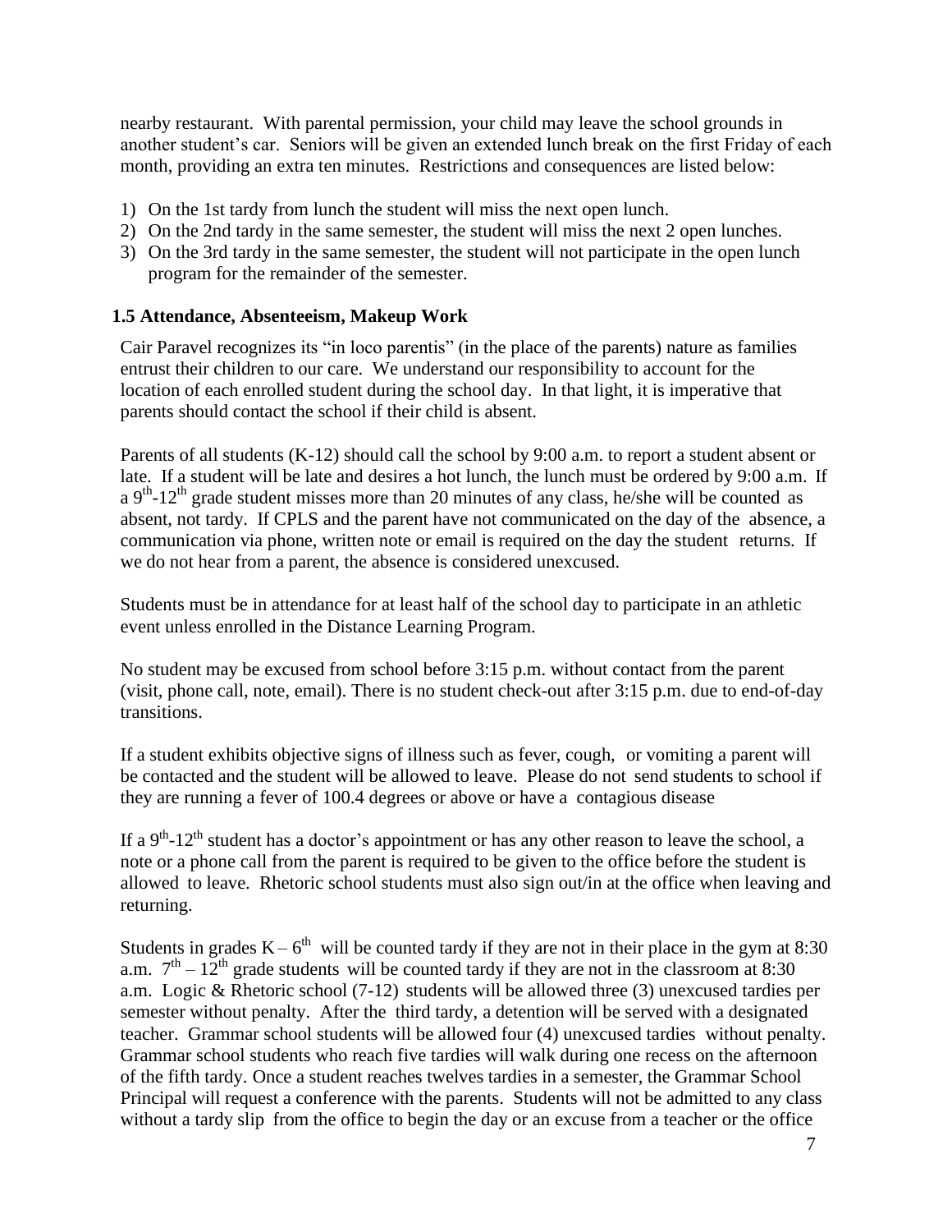nearby restaurant. With parental permission, your child may leave the school grounds in another student's car. Seniors will be given an extended lunch break on the first Friday of each month, providing an extra ten minutes. Restrictions and consequences are listed below:

1) On the 1st tardy from lunch the student will miss the next open lunch.
2) On the 2nd tardy in the same semester, the student will miss the next 2 open lunches.
3) On the 3rd tardy in the same semester, the student will not participate in the open lunch program for the remainder of the semester.

### 1.5 Attendance, Absenteeism, Makeup Work

Cair Paravel recognizes its "in loco parentis" (in the place of the parents) nature as families entrust their children to our care. We understand our responsibility to account for the location of each enrolled student during the school day. In that light, it is imperative that parents should contact the school if their child is absent.

Parents of all students (K-12) should call the school by 9:00 a.m. to report a student absent or late. If a student will be late and desires a hot lunch, the lunch must be ordered by 9:00 a.m. If a 9th-12th grade student misses more than 20 minutes of any class, he/she will be counted as absent, not tardy. If CPLS and the parent have not communicated on the day of the absence, a communication via phone, written note or email is required on the day the student returns. If we do not hear from a parent, the absence is considered unexcused.

Students must be in attendance for at least half of the school day to participate in an athletic event unless enrolled in the Distance Learning Program.

No student may be excused from school before 3:15 p.m. without contact from the parent (visit, phone call, note, email). There is no student check-out after 3:15 p.m. due to end-of-day transitions.

If a student exhibits objective signs of illness such as fever, cough, or vomiting a parent will be contacted and the student will be allowed to leave. Please do not send students to school if they are running a fever of 100.4 degrees or above or have a contagious disease

If a 9th-12th student has a doctor's appointment or has any other reason to leave the school, a note or a phone call from the parent is required to be given to the office before the student is allowed to leave. Rhetoric school students must also sign out/in at the office when leaving and returning.

Students in grades K – 6th will be counted tardy if they are not in their place in the gym at 8:30 a.m. 7th – 12th grade students will be counted tardy if they are not in the classroom at 8:30 a.m. Logic & Rhetoric school (7-12) students will be allowed three (3) unexcused tardies per semester without penalty. After the third tardy, a detention will be served with a designated teacher. Grammar school students will be allowed four (4) unexcused tardies without penalty. Grammar school students who reach five tardies will walk during one recess on the afternoon of the fifth tardy. Once a student reaches twelves tardies in a semester, the Grammar School Principal will request a conference with the parents. Students will not be admitted to any class without a tardy slip from the office to begin the day or an excuse from a teacher or the office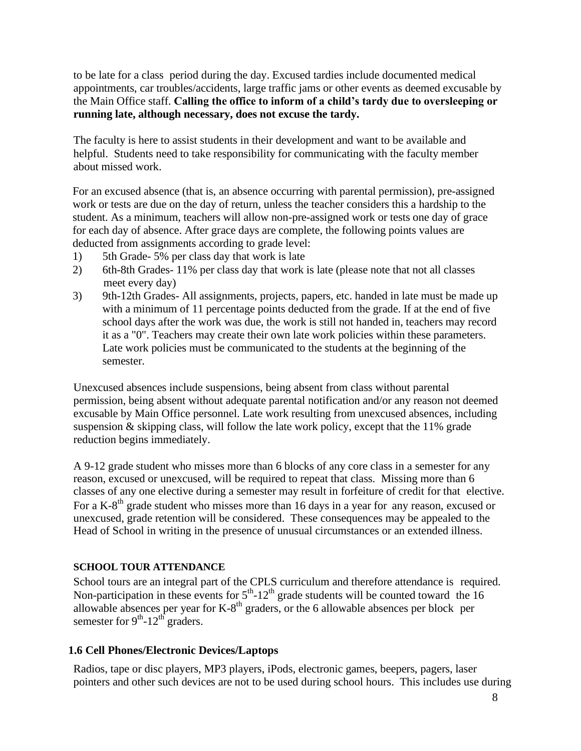to be late for a class period during the day. Excused tardies include documented medical appointments, car troubles/accidents, large traffic jams or other events as deemed excusable by the Main Office staff. **Calling the office to inform of a child's tardy due to oversleeping or running late, although necessary, does not excuse the tardy.**

The faculty is here to assist students in their development and want to be available and helpful. Students need to take responsibility for communicating with the faculty member about missed work.

For an excused absence (that is, an absence occurring with parental permission), pre-assigned work or tests are due on the day of return, unless the teacher considers this a hardship to the student. As a minimum, teachers will allow non-pre-assigned work or tests one day of grace for each day of absence. After grace days are complete, the following points values are deducted from assignments according to grade level:

1) 5th Grade- 5% per class day that work is late
2) 6th-8th Grades- 11% per class day that work is late (please note that not all classes meet every day)
3) 9th-12th Grades- All assignments, projects, papers, etc. handed in late must be made up with a minimum of 11 percentage points deducted from the grade. If at the end of five school days after the work was due, the work is still not handed in, teachers may record it as a "0". Teachers may create their own late work policies within these parameters. Late work policies must be communicated to the students at the beginning of the semester.

Unexcused absences include suspensions, being absent from class without parental permission, being absent without adequate parental notification and/or any reason not deemed excusable by Main Office personnel. Late work resulting from unexcused absences, including suspension & skipping class, will follow the late work policy, except that the 11% grade reduction begins immediately.

A 9-12 grade student who misses more than 6 blocks of any core class in a semester for any reason, excused or unexcused, will be required to repeat that class. Missing more than 6 classes of any one elective during a semester may result in forfeiture of credit for that elective. For a K-8th grade student who misses more than 16 days in a year for any reason, excused or unexcused, grade retention will be considered. These consequences may be appealed to the Head of School in writing in the presence of unusual circumstances or an extended illness.

**SCHOOL TOUR ATTENDANCE**

School tours are an integral part of the CPLS curriculum and therefore attendance is required. Non-participation in these events for 5th-12th grade students will be counted toward the 16 allowable absences per year for K-8th graders, or the 6 allowable absences per block per semester for 9th-12th graders.

## 1.6 Cell Phones/Electronic Devices/Laptops

Radios, tape or disc players, MP3 players, iPods, electronic games, beepers, pagers, laser pointers and other such devices are not to be used during school hours. This includes use during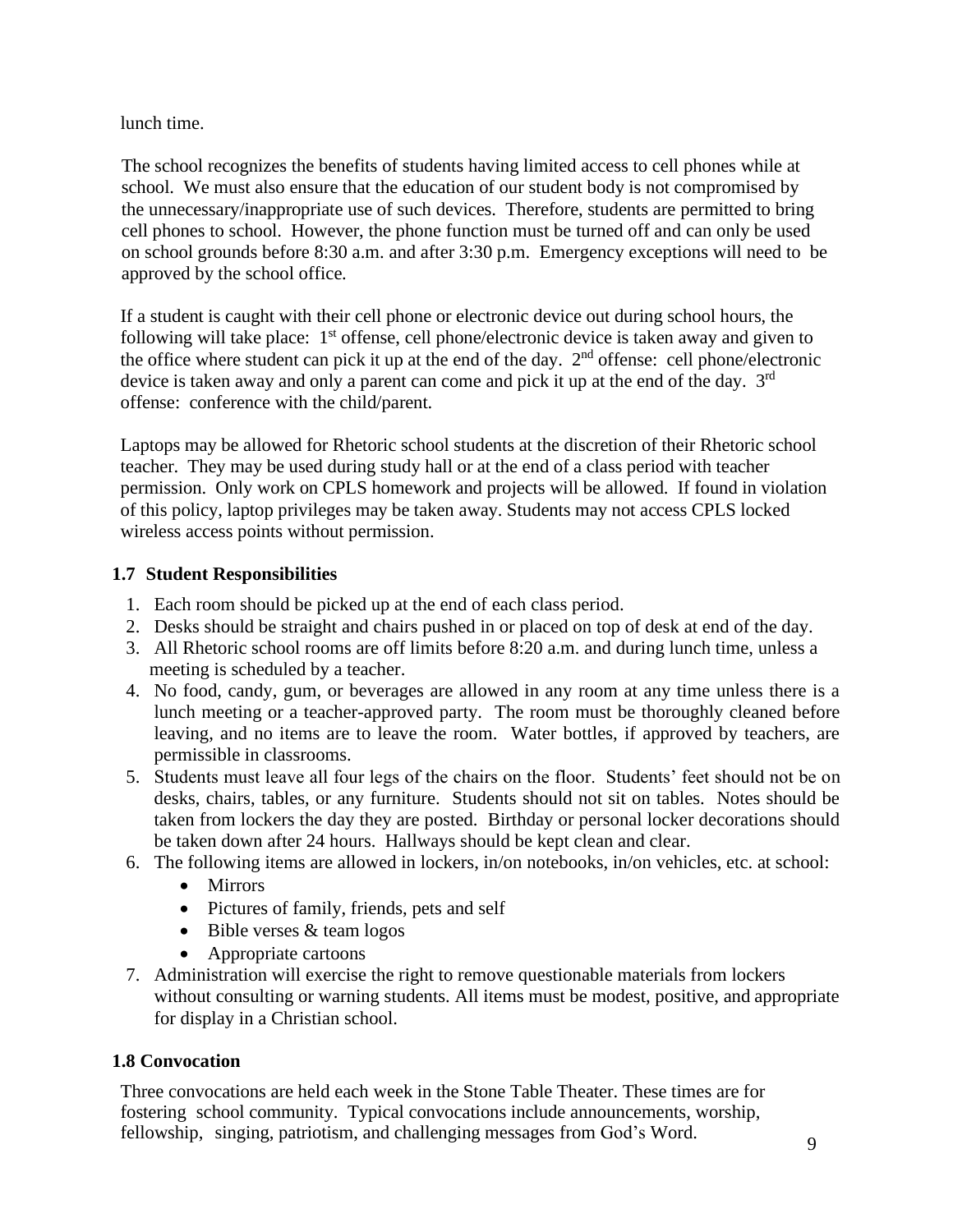lunch time.

The school recognizes the benefits of students having limited access to cell phones while at school. We must also ensure that the education of our student body is not compromised by the unnecessary/inappropriate use of such devices. Therefore, students are permitted to bring cell phones to school. However, the phone function must be turned off and can only be used on school grounds before 8:30 a.m. and after 3:30 p.m. Emergency exceptions will need to be approved by the school office.

If a student is caught with their cell phone or electronic device out during school hours, the following will take place: 1st offense, cell phone/electronic device is taken away and given to the office where student can pick it up at the end of the day. 2nd offense: cell phone/electronic device is taken away and only a parent can come and pick it up at the end of the day. 3rd offense: conference with the child/parent.

Laptops may be allowed for Rhetoric school students at the discretion of their Rhetoric school teacher. They may be used during study hall or at the end of a class period with teacher permission. Only work on CPLS homework and projects will be allowed. If found in violation of this policy, laptop privileges may be taken away. Students may not access CPLS locked wireless access points without permission.

### 1.7 Student Responsibilities

1. Each room should be picked up at the end of each class period.
2. Desks should be straight and chairs pushed in or placed on top of desk at end of the day.
3. All Rhetoric school rooms are off limits before 8:20 a.m. and during lunch time, unless a meeting is scheduled by a teacher.
4. No food, candy, gum, or beverages are allowed in any room at any time unless there is a lunch meeting or a teacher-approved party. The room must be thoroughly cleaned before leaving, and no items are to leave the room. Water bottles, if approved by teachers, are permissible in classrooms.
5. Students must leave all four legs of the chairs on the floor. Students' feet should not be on desks, chairs, tables, or any furniture. Students should not sit on tables. Notes should be taken from lockers the day they are posted. Birthday or personal locker decorations should be taken down after 24 hours. Hallways should be kept clean and clear.
6. The following items are allowed in lockers, in/on notebooks, in/on vehicles, etc. at school:
   - Mirrors
   - Pictures of family, friends, pets and self
   - Bible verses & team logos
   - Appropriate cartoons
7. Administration will exercise the right to remove questionable materials from lockers without consulting or warning students. All items must be modest, positive, and appropriate for display in a Christian school.

### 1.8 Convocation

Three convocations are held each week in the Stone Table Theater. These times are for fostering school community. Typical convocations include announcements, worship, fellowship, singing, patriotism, and challenging messages from God's Word.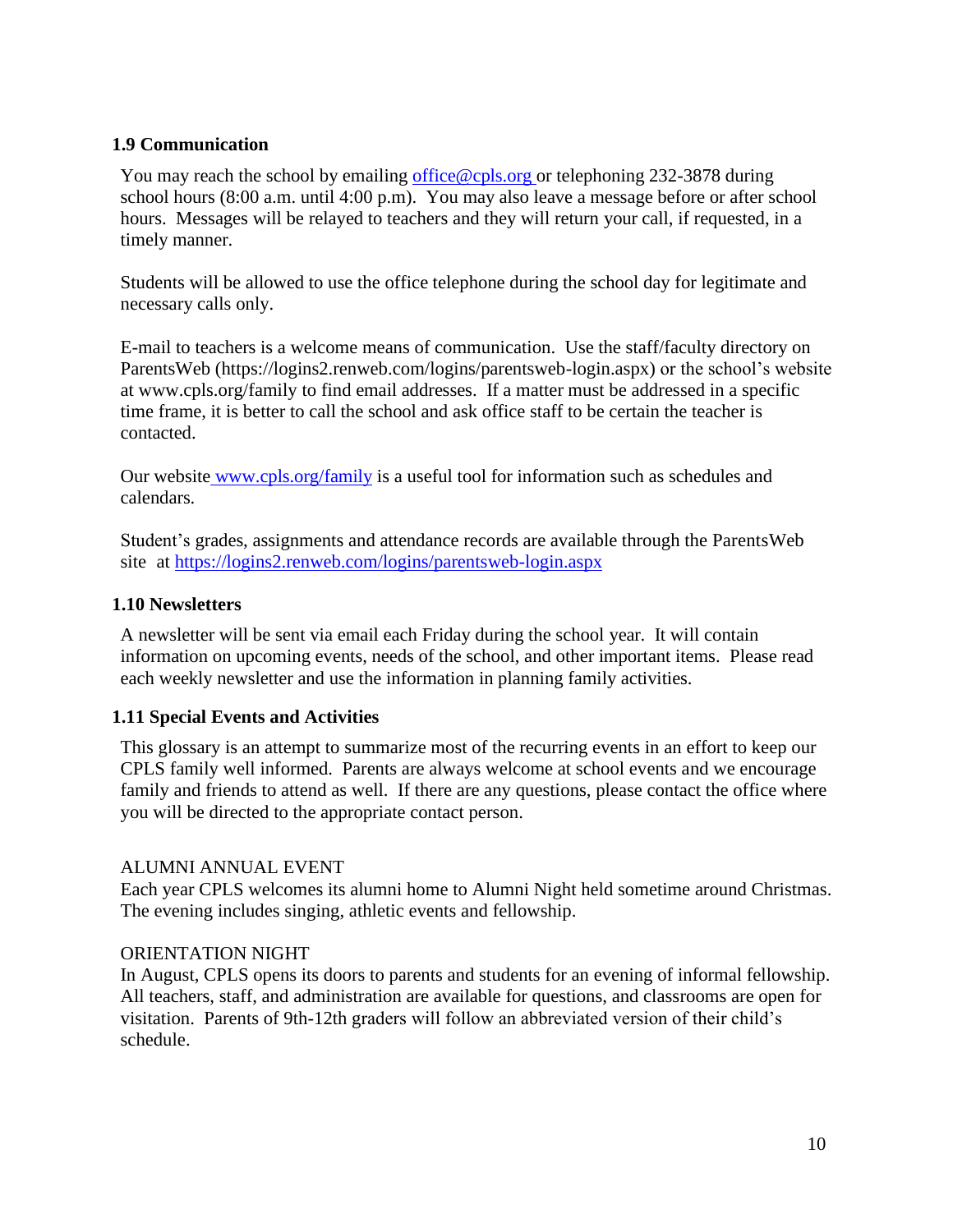### 1.9 Communication

You may reach the school by emailing office@cpls.org or telephoning 232-3878 during school hours (8:00 a.m. until 4:00 p.m). You may also leave a message before or after school hours. Messages will be relayed to teachers and they will return your call, if requested, in a timely manner.

Students will be allowed to use the office telephone during the school day for legitimate and necessary calls only.

E-mail to teachers is a welcome means of communication. Use the staff/faculty directory on ParentsWeb (https://logins2.renweb.com/logins/parentsweb-login.aspx) or the school's website at www.cpls.org/family to find email addresses. If a matter must be addressed in a specific time frame, it is better to call the school and ask office staff to be certain the teacher is contacted.

Our website www.cpls.org/family is a useful tool for information such as schedules and calendars.

Student's grades, assignments and attendance records are available through the ParentsWeb site at https://logins2.renweb.com/logins/parentsweb-login.aspx

### 1.10 Newsletters

A newsletter will be sent via email each Friday during the school year. It will contain information on upcoming events, needs of the school, and other important items. Please read each weekly newsletter and use the information in planning family activities.

### 1.11 Special Events and Activities

This glossary is an attempt to summarize most of the recurring events in an effort to keep our CPLS family well informed. Parents are always welcome at school events and we encourage family and friends to attend as well. If there are any questions, please contact the office where you will be directed to the appropriate contact person.

ALUMNI ANNUAL EVENT
Each year CPLS welcomes its alumni home to Alumni Night held sometime around Christmas. The evening includes singing, athletic events and fellowship.

ORIENTATION NIGHT
In August, CPLS opens its doors to parents and students for an evening of informal fellowship. All teachers, staff, and administration are available for questions, and classrooms are open for visitation. Parents of 9th-12th graders will follow an abbreviated version of their child's schedule.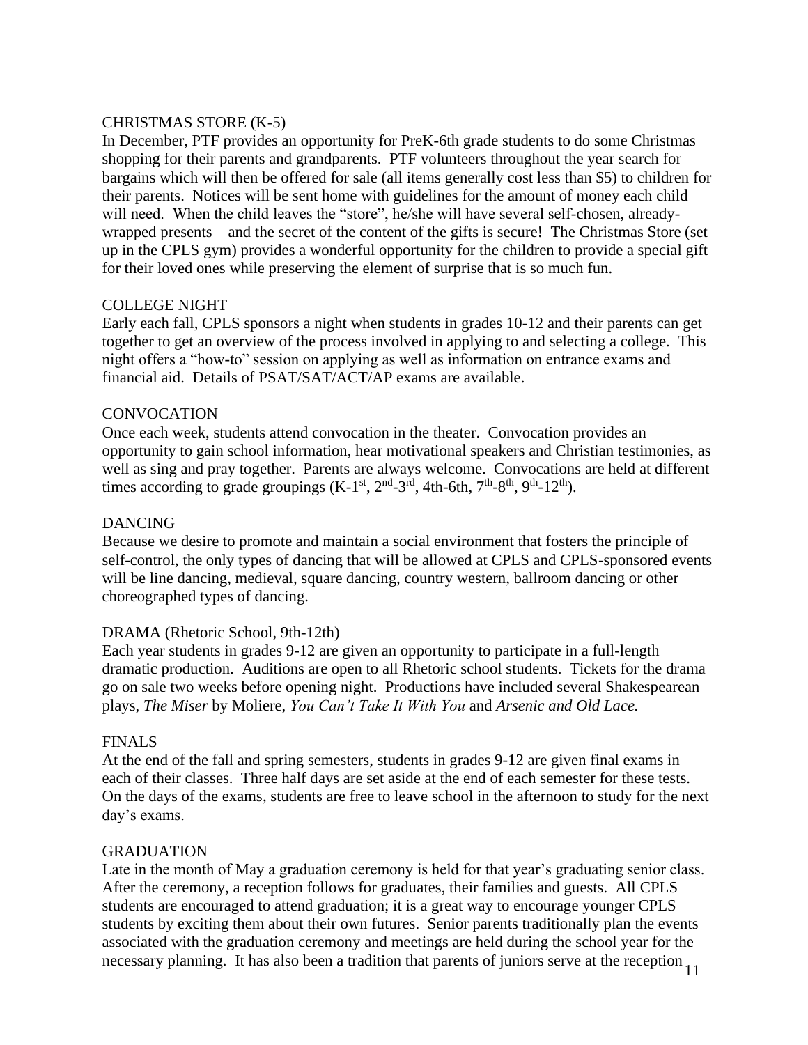## CHRISTMAS STORE (K-5)

In December, PTF provides an opportunity for PreK-6th grade students to do some Christmas shopping for their parents and grandparents. PTF volunteers throughout the year search for bargains which will then be offered for sale (all items generally cost less than $5) to children for their parents. Notices will be sent home with guidelines for the amount of money each child will need. When the child leaves the "store", he/she will have several self-chosen, already-wrapped presents – and the secret of the content of the gifts is secure! The Christmas Store (set up in the CPLS gym) provides a wonderful opportunity for the children to provide a special gift for their loved ones while preserving the element of surprise that is so much fun.

## COLLEGE NIGHT

Early each fall, CPLS sponsors a night when students in grades 10-12 and their parents can get together to get an overview of the process involved in applying to and selecting a college. This night offers a "how-to" session on applying as well as information on entrance exams and financial aid. Details of PSAT/SAT/ACT/AP exams are available.

## CONVOCATION

Once each week, students attend convocation in the theater. Convocation provides an opportunity to gain school information, hear motivational speakers and Christian testimonies, as well as sing and pray together. Parents are always welcome. Convocations are held at different times according to grade groupings (K-1st, 2nd-3rd, 4th-6th, 7th-8th, 9th-12th).

## DANCING

Because we desire to promote and maintain a social environment that fosters the principle of self-control, the only types of dancing that will be allowed at CPLS and CPLS-sponsored events will be line dancing, medieval, square dancing, country western, ballroom dancing or other choreographed types of dancing.

## DRAMA (Rhetoric School, 9th-12th)

Each year students in grades 9-12 are given an opportunity to participate in a full-length dramatic production. Auditions are open to all Rhetoric school students. Tickets for the drama go on sale two weeks before opening night. Productions have included several Shakespearean plays, *The Miser* by Moliere, *You Can't Take It With You* and *Arsenic and Old Lace.*

## FINALS

At the end of the fall and spring semesters, students in grades 9-12 are given final exams in each of their classes. Three half days are set aside at the end of each semester for these tests. On the days of the exams, students are free to leave school in the afternoon to study for the next day's exams.

## GRADUATION

Late in the month of May a graduation ceremony is held for that year's graduating senior class. After the ceremony, a reception follows for graduates, their families and guests. All CPLS students are encouraged to attend graduation; it is a great way to encourage younger CPLS students by exciting them about their own futures. Senior parents traditionally plan the events associated with the graduation ceremony and meetings are held during the school year for the necessary planning. It has also been a tradition that parents of juniors serve at the reception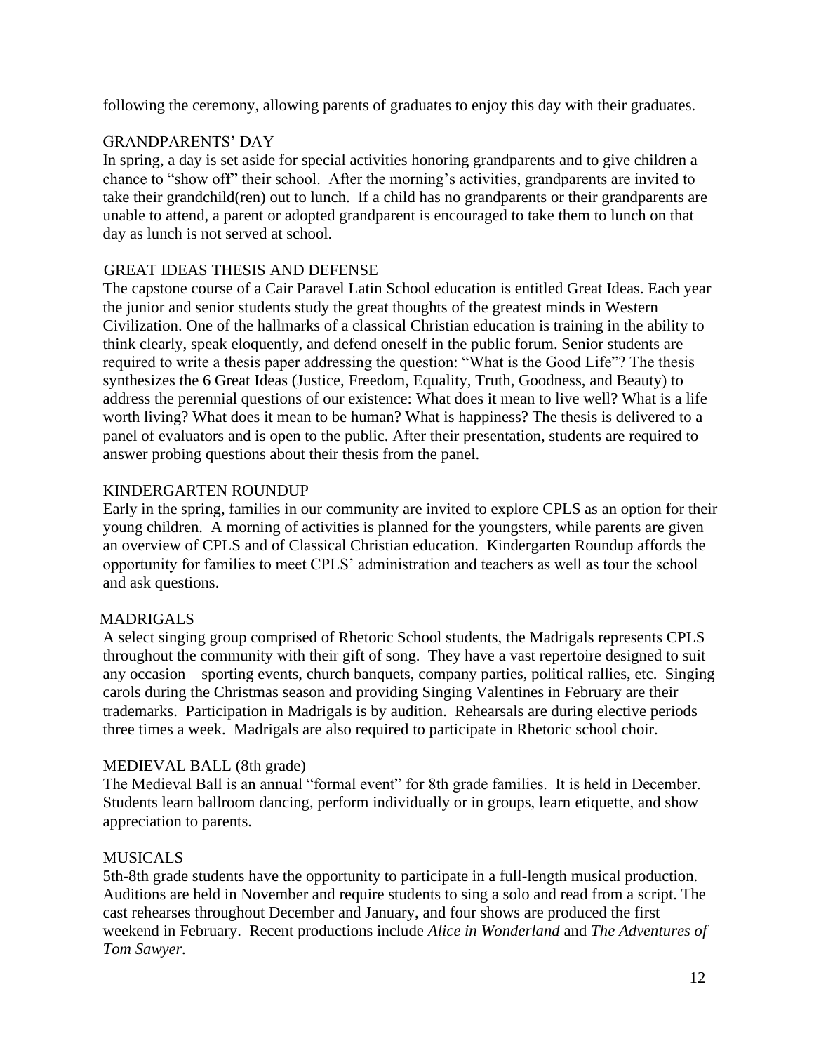following the ceremony, allowing parents of graduates to enjoy this day with their graduates.

## GRANDPARENTS' DAY

In spring, a day is set aside for special activities honoring grandparents and to give children a chance to "show off" their school. After the morning's activities, grandparents are invited to take their grandchild(ren) out to lunch. If a child has no grandparents or their grandparents are unable to attend, a parent or adopted grandparent is encouraged to take them to lunch on that day as lunch is not served at school.

## GREAT IDEAS THESIS AND DEFENSE

The capstone course of a Cair Paravel Latin School education is entitled Great Ideas. Each year the junior and senior students study the great thoughts of the greatest minds in Western Civilization. One of the hallmarks of a classical Christian education is training in the ability to think clearly, speak eloquently, and defend oneself in the public forum. Senior students are required to write a thesis paper addressing the question: "What is the Good Life"? The thesis synthesizes the 6 Great Ideas (Justice, Freedom, Equality, Truth, Goodness, and Beauty) to address the perennial questions of our existence: What does it mean to live well? What is a life worth living? What does it mean to be human? What is happiness? The thesis is delivered to a panel of evaluators and is open to the public. After their presentation, students are required to answer probing questions about their thesis from the panel.

## KINDERGARTEN ROUNDUP

Early in the spring, families in our community are invited to explore CPLS as an option for their young children. A morning of activities is planned for the youngsters, while parents are given an overview of CPLS and of Classical Christian education. Kindergarten Roundup affords the opportunity for families to meet CPLS' administration and teachers as well as tour the school and ask questions.

## MADRIGALS

A select singing group comprised of Rhetoric School students, the Madrigals represents CPLS throughout the community with their gift of song. They have a vast repertoire designed to suit any occasion—sporting events, church banquets, company parties, political rallies, etc. Singing carols during the Christmas season and providing Singing Valentines in February are their trademarks. Participation in Madrigals is by audition. Rehearsals are during elective periods three times a week. Madrigals are also required to participate in Rhetoric school choir.

## MEDIEVAL BALL (8th grade)

The Medieval Ball is an annual "formal event" for 8th grade families. It is held in December. Students learn ballroom dancing, perform individually or in groups, learn etiquette, and show appreciation to parents.

## MUSICALS

5th-8th grade students have the opportunity to participate in a full-length musical production. Auditions are held in November and require students to sing a solo and read from a script. The cast rehearses throughout December and January, and four shows are produced the first weekend in February. Recent productions include *Alice in Wonderland* and *The Adventures of Tom Sawyer*.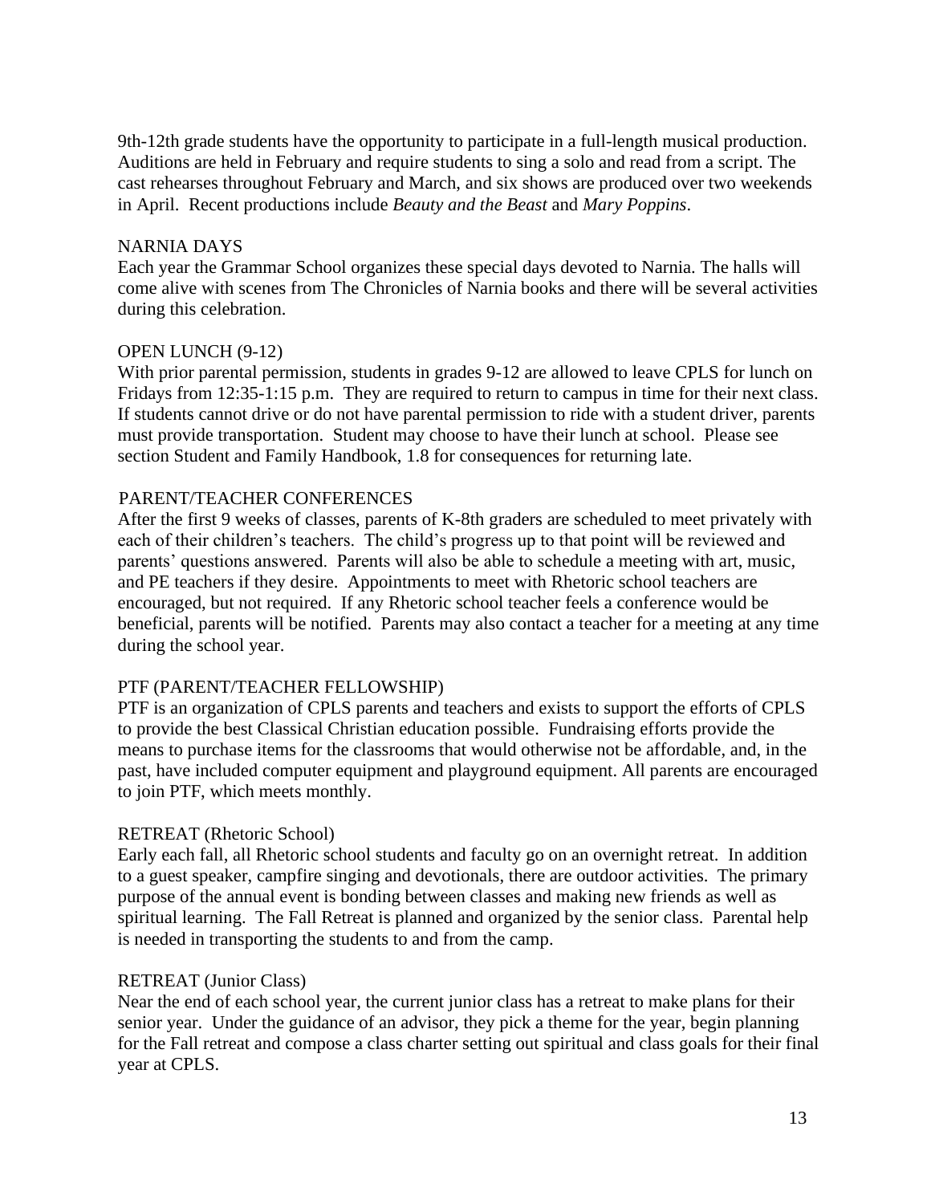9th-12th grade students have the opportunity to participate in a full-length musical production. Auditions are held in February and require students to sing a solo and read from a script. The cast rehearses throughout February and March, and six shows are produced over two weekends in April. Recent productions include *Beauty and the Beast* and *Mary Poppins*.

NARNIA DAYS

Each year the Grammar School organizes these special days devoted to Narnia. The halls will come alive with scenes from The Chronicles of Narnia books and there will be several activities during this celebration.

OPEN LUNCH (9-12)

With prior parental permission, students in grades 9-12 are allowed to leave CPLS for lunch on Fridays from 12:35-1:15 p.m. They are required to return to campus in time for their next class. If students cannot drive or do not have parental permission to ride with a student driver, parents must provide transportation. Student may choose to have their lunch at school. Please see section Student and Family Handbook, 1.8 for consequences for returning late.

PARENT/TEACHER CONFERENCES

After the first 9 weeks of classes, parents of K-8th graders are scheduled to meet privately with each of their children's teachers. The child's progress up to that point will be reviewed and parents' questions answered. Parents will also be able to schedule a meeting with art, music, and PE teachers if they desire. Appointments to meet with Rhetoric school teachers are encouraged, but not required. If any Rhetoric school teacher feels a conference would be beneficial, parents will be notified. Parents may also contact a teacher for a meeting at any time during the school year.

PTF (PARENT/TEACHER FELLOWSHIP)

PTF is an organization of CPLS parents and teachers and exists to support the efforts of CPLS to provide the best Classical Christian education possible. Fundraising efforts provide the means to purchase items for the classrooms that would otherwise not be affordable, and, in the past, have included computer equipment and playground equipment. All parents are encouraged to join PTF, which meets monthly.

RETREAT (Rhetoric School)

Early each fall, all Rhetoric school students and faculty go on an overnight retreat. In addition to a guest speaker, campfire singing and devotionals, there are outdoor activities. The primary purpose of the annual event is bonding between classes and making new friends as well as spiritual learning. The Fall Retreat is planned and organized by the senior class. Parental help is needed in transporting the students to and from the camp.

RETREAT (Junior Class)

Near the end of each school year, the current junior class has a retreat to make plans for their senior year. Under the guidance of an advisor, they pick a theme for the year, begin planning for the Fall retreat and compose a class charter setting out spiritual and class goals for their final year at CPLS.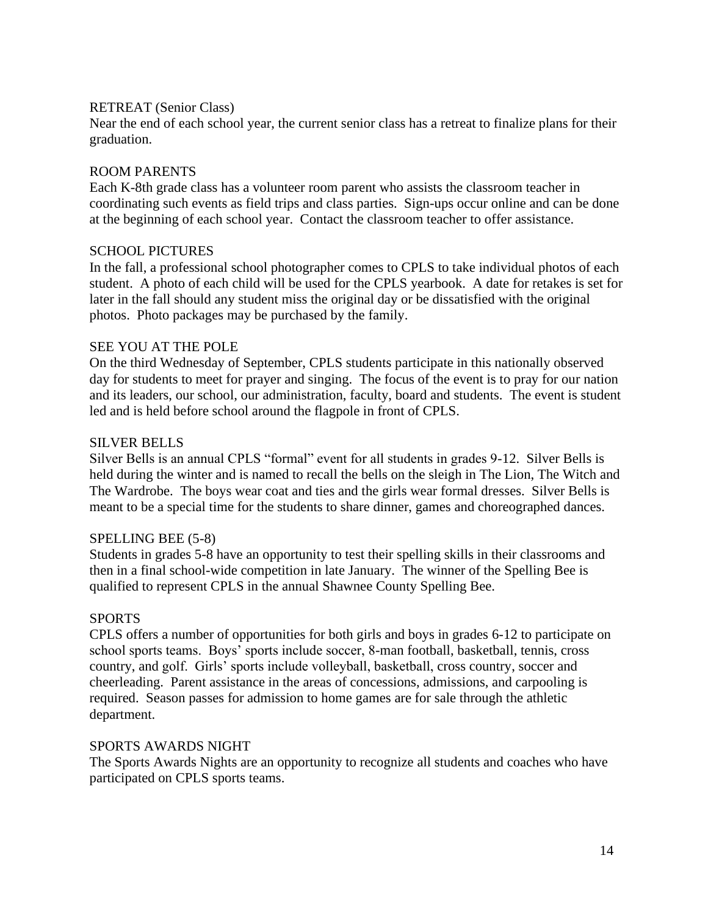### RETREAT (Senior Class)

Near the end of each school year, the current senior class has a retreat to finalize plans for their graduation.

### ROOM PARENTS

Each K-8th grade class has a volunteer room parent who assists the classroom teacher in coordinating such events as field trips and class parties. Sign-ups occur online and can be done at the beginning of each school year. Contact the classroom teacher to offer assistance.

### SCHOOL PICTURES

In the fall, a professional school photographer comes to CPLS to take individual photos of each student. A photo of each child will be used for the CPLS yearbook. A date for retakes is set for later in the fall should any student miss the original day or be dissatisfied with the original photos. Photo packages may be purchased by the family.

### SEE YOU AT THE POLE

On the third Wednesday of September, CPLS students participate in this nationally observed day for students to meet for prayer and singing. The focus of the event is to pray for our nation and its leaders, our school, our administration, faculty, board and students. The event is student led and is held before school around the flagpole in front of CPLS.

### SILVER BELLS

Silver Bells is an annual CPLS "formal" event for all students in grades 9-12. Silver Bells is held during the winter and is named to recall the bells on the sleigh in The Lion, The Witch and The Wardrobe. The boys wear coat and ties and the girls wear formal dresses. Silver Bells is meant to be a special time for the students to share dinner, games and choreographed dances.

### SPELLING BEE (5-8)

Students in grades 5-8 have an opportunity to test their spelling skills in their classrooms and then in a final school-wide competition in late January. The winner of the Spelling Bee is qualified to represent CPLS in the annual Shawnee County Spelling Bee.

### SPORTS

CPLS offers a number of opportunities for both girls and boys in grades 6-12 to participate on school sports teams. Boys' sports include soccer, 8-man football, basketball, tennis, cross country, and golf. Girls' sports include volleyball, basketball, cross country, soccer and cheerleading. Parent assistance in the areas of concessions, admissions, and carpooling is required. Season passes for admission to home games are for sale through the athletic department.

### SPORTS AWARDS NIGHT

The Sports Awards Nights are an opportunity to recognize all students and coaches who have participated on CPLS sports teams.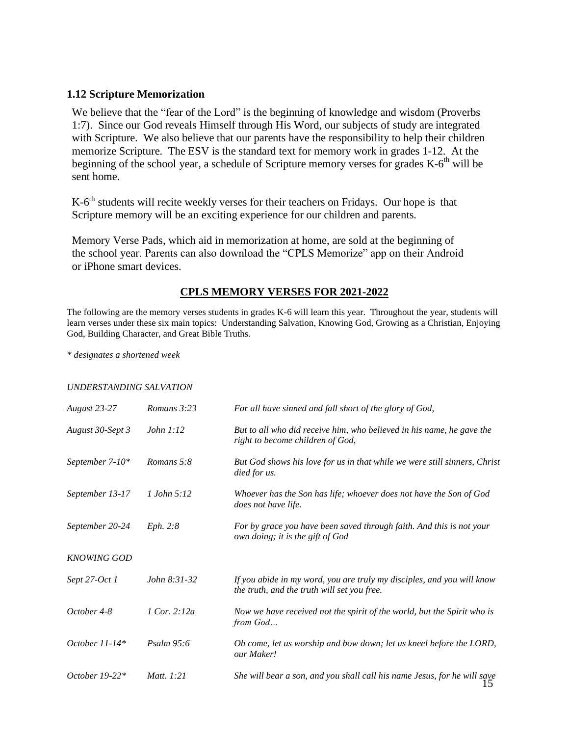### 1.12 Scripture Memorization

We believe that the "fear of the Lord" is the beginning of knowledge and wisdom (Proverbs 1:7). Since our God reveals Himself through His Word, our subjects of study are integrated with Scripture. We also believe that our parents have the responsibility to help their children memorize Scripture. The ESV is the standard text for memory work in grades 1-12. At the beginning of the school year, a schedule of Scripture memory verses for grades K-6th will be sent home.

K-6th students will recite weekly verses for their teachers on Fridays. Our hope is that Scripture memory will be an exciting experience for our children and parents.

Memory Verse Pads, which aid in memorization at home, are sold at the beginning of the school year. Parents can also download the "CPLS Memorize" app on their Android or iPhone smart devices.

## CPLS MEMORY VERSES FOR 2021-2022

The following are the memory verses students in grades K-6 will learn this year. Throughout the year, students will learn verses under these six main topics: Understanding Salvation, Knowing God, Growing as a Christian, Enjoying God, Building Character, and Great Bible Truths.

*\* designates a shortened week*

| | | |
|---|---|---|
| *UNDERSTANDING SALVATION* | | |
| *August 23-27* | *Romans 3:23* | *For all have sinned and fall short of the glory of God,* |
| *August 30-Sept 3* | *John 1:12* | *But to all who did receive him, who believed in his name, he gave the right to become children of God,* |
| *September 7-10\** | *Romans 5:8* | *But God shows his love for us in that while we were still sinners, Christ died for us.* |
| *September 13-17* | *1 John 5:12* | *Whoever has the Son has life; whoever does not have the Son of God does not have life.* |
| *September 20-24* | *Eph. 2:8* | *For by grace you have been saved through faith. And this is not your own doing; it is the gift of God* |
| *KNOWING GOD* | | |
| *Sept 27-Oct 1* | *John 8:31-32* | *If you abide in my word, you are truly my disciples, and you will know the truth, and the truth will set you free.* |
| *October 4-8* | *1 Cor. 2:12a* | *Now we have received not the spirit of the world, but the Spirit who is from God…* |
| *October 11-14\** | *Psalm 95:6* | *Oh come, let us worship and bow down; let us kneel before the LORD, our Maker!* |
| *October 19-22\** | *Matt. 1:21* | *She will bear a son, and you shall call his name Jesus, for he will save* |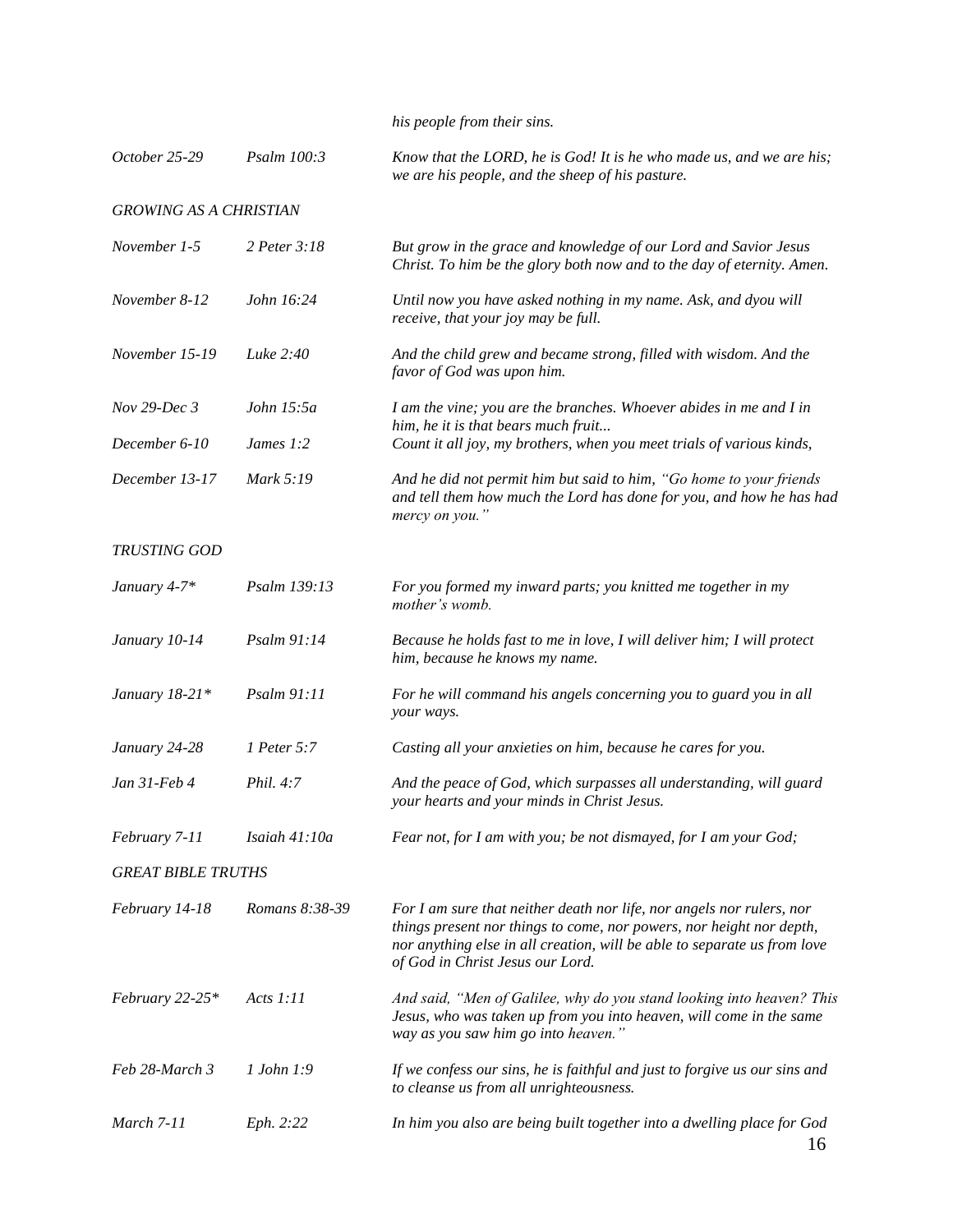| | | *his people from their sins.* |
|---|---|---|
| *October 25-29* | *Psalm 100:3* | *Know that the LORD, he is God! It is he who made us, and we are his; we are his people, and the sheep of his pasture.* |
| *GROWING AS A CHRISTIAN* | | |
| *November 1-5* | *2 Peter 3:18* | *But grow in the grace and knowledge of our Lord and Savior Jesus Christ. To him be the glory both now and to the day of eternity. Amen.* |
| *November 8-12* | *John 16:24* | *Until now you have asked nothing in my name. Ask, and dyou will receive, that your joy may be full.* |
| *November 15-19* | *Luke 2:40* | *And the child grew and became strong, filled with wisdom. And the favor of God was upon him.* |
| *Nov 29-Dec 3* | *John 15:5a* | *I am the vine; you are the branches. Whoever abides in me and I in him, he it is that bears much fruit...* |
| *December 6-10* | *James 1:2* | *Count it all joy, my brothers, when you meet trials of various kinds,* |
| *December 13-17* | *Mark 5:19* | *And he did not permit him but said to him, "Go home to your friends and tell them how much the Lord has done for you, and how he has had mercy on you."* |
| *TRUSTING GOD* | | |
| *January 4-7** | *Psalm 139:13* | *For you formed my inward parts; you knitted me together in my mother's womb.* |
| *January 10-14* | *Psalm 91:14* | *Because he holds fast to me in love, I will deliver him; I will protect him, because he knows my name.* |
| *January 18-21** | *Psalm 91:11* | *For he will command his angels concerning you to guard you in all your ways.* |
| *January 24-28* | *1 Peter 5:7* | *Casting all your anxieties on him, because he cares for you.* |
| *Jan 31-Feb 4* | *Phil. 4:7* | *And the peace of God, which surpasses all understanding, will guard your hearts and your minds in Christ Jesus.* |
| *February 7-11* | *Isaiah 41:10a* | *Fear not, for I am with you; be not dismayed, for I am your God;* |
| *GREAT BIBLE TRUTHS* | | |
| *February 14-18* | *Romans 8:38-39* | *For I am sure that neither death nor life, nor angels nor rulers, nor things present nor things to come, nor powers, nor height nor depth, nor anything else in all creation, will be able to separate us from love of God in Christ Jesus our Lord.* |
| *February 22-25** | *Acts 1:11* | *And said, "Men of Galilee, why do you stand looking into heaven? This Jesus, who was taken up from you into heaven, will come in the same way as you saw him go into heaven."* |
| *Feb 28-March 3* | *1 John 1:9* | *If we confess our sins, he is faithful and just to forgive us our sins and to cleanse us from all unrighteousness.* |
| *March 7-11* | *Eph. 2:22* | *In him you also are being built together into a dwelling place for God* |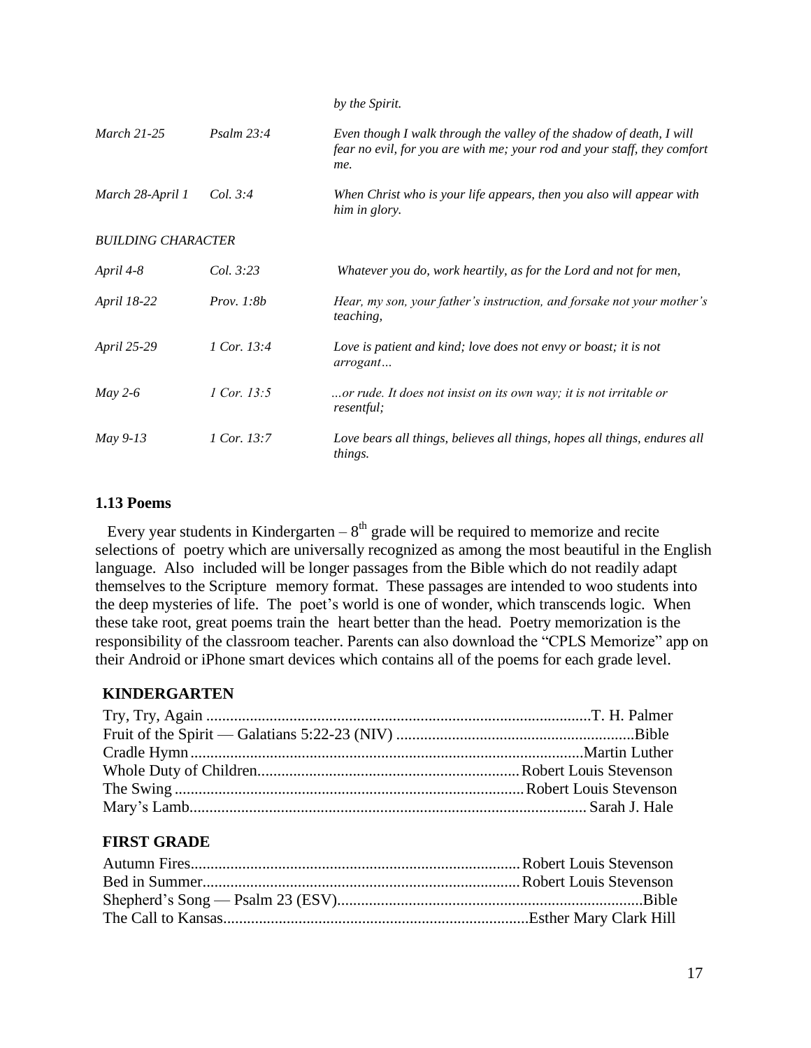|  |  | *by the Spirit.* |
| --- | --- | --- |
| *March 21-25* | *Psalm 23:4* | *Even though I walk through the valley of the shadow of death, I will fear no evil, for you are with me; your rod and your staff, they comfort me.* |
| *March 28-April 1* | *Col. 3:4* | *When Christ who is your life appears, then you also will appear with him in glory.* |
| *BUILDING CHARACTER* |  |  |
| *April 4-8* | *Col. 3:23* | *Whatever you do, work heartily, as for the Lord and not for men,* |
| *April 18-22* | *Prov. 1:8b* | *Hear, my son, your father's instruction, and forsake not your mother's teaching,* |
| *April 25-29* | *1 Cor. 13:4* | *Love is patient and kind; love does not envy or boast; it is not arrogant…* |
| *May 2-6* | *1 Cor. 13:5* | *…or rude. It does not insist on its own way; it is not irritable or resentful;* |
| *May 9-13* | *1 Cor. 13:7* | *Love bears all things, believes all things, hopes all things, endures all things.* |

### 1.13 Poems

Every year students in Kindergarten – 8th grade will be required to memorize and recite selections of poetry which are universally recognized as among the most beautiful in the English language. Also included will be longer passages from the Bible which do not readily adapt themselves to the Scripture memory format. These passages are intended to woo students into the deep mysteries of life. The poet's world is one of wonder, which transcends logic. When these take root, great poems train the heart better than the head. Poetry memorization is the responsibility of the classroom teacher. Parents can also download the "CPLS Memorize" app on their Android or iPhone smart devices which contains all of the poems for each grade level.

**KINDERGARTEN**

Try, Try, Again ................................................................................................T. H. Palmer
Fruit of the Spirit — Galatians 5:22-23 (NIV) ............................................................Bible
Cradle Hymn..................................................................................................Martin Luther
Whole Duty of Children.................................................................Robert Louis Stevenson
The Swing .......................................................................................Robert Louis Stevenson
Mary's Lamb.................................................................................................... Sarah J. Hale

**FIRST GRADE**

Autumn Fires...................................................................................Robert Louis Stevenson
Bed in Summer...............................................................................Robert Louis Stevenson
Shepherd's Song — Psalm 23 (ESV)............................................................................Bible
The Call to Kansas............................................................................Esther Mary Clark Hill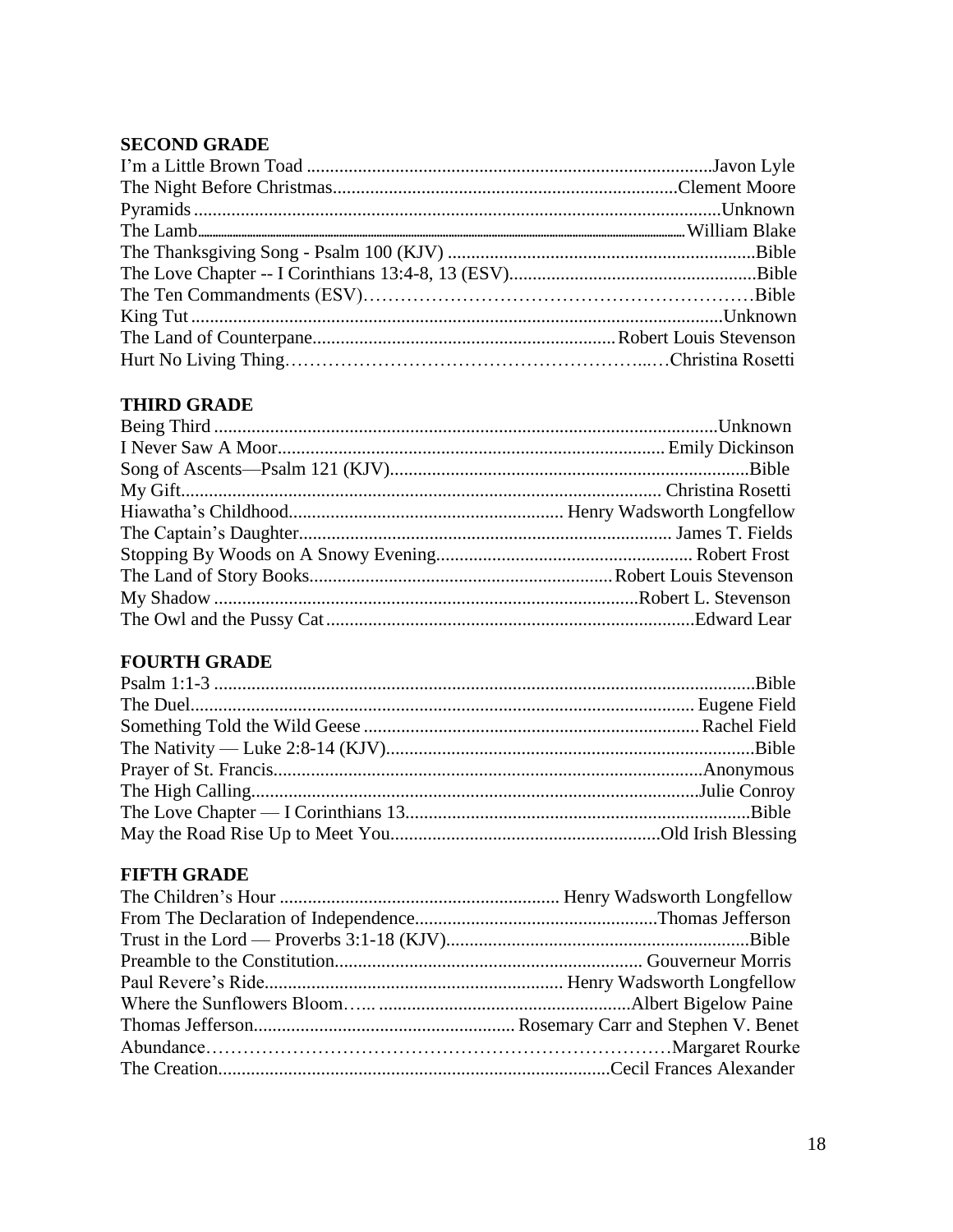### SECOND GRADE

I'm a Little Brown Toad ........................................................................................Javon Lyle
The Night Before Christmas...........................................................................Clement Moore
Pyramids ...................................................................................................................Unknown
The Lamb.................................................................................................................William Blake
The Thanksgiving Song - Psalm 100 (KJV) ..................................................................Bible
The Love Chapter -- I Corinthians 13:4-8, 13 (ESV)......................................................Bible
The Ten Commandments (ESV)……………………………………………………Bible
King Tut ....................................................................................................................Unknown
The Land of Counterpane.................................................................Robert Louis Stevenson
Hurt No Living Thing…………………………………………………...…Christina Rosetti

### THIRD GRADE

Being Third ..............................................................................................................Unknown
I Never Saw A Moor................................................................................. Emily Dickinson
Song of Ascents—Psalm 121 (KJV)..............................................................................Bible
My Gift...................................................................................................... Christina Rosetti
Hiawatha's Childhood........................................................... Henry Wadsworth Longfellow
The Captain's Daughter................................................................................ James T. Fields
Stopping By Woods on A Snowy Evening........................................................ Robert Frost
The Land of Story Books.................................................................Robert Louis Stevenson
My Shadow ...........................................................................................Robert L. Stevenson
The Owl and the Pussy Cat...............................................................................Edward Lear

### FOURTH GRADE

Psalm 1:1-3 ......................................................................................................................Bible
The Duel............................................................................................................ Eugene Field
Something Told the Wild Geese ........................................................................Rachel Field
The Nativity — Luke 2:8-14 (KJV)................................................................................Bible
Prayer of St. Francis...........................................................................................Anonymous
The High Calling...............................................................................................Julie Conroy
The Love Chapter — I Corinthians 13...........................................................................Bible
May the Road Rise Up to Meet You..........................................................Old Irish Blessing

### FIFTH GRADE

The Children's Hour ............................................................ Henry Wadsworth Longfellow
From The Declaration of Independence....................................................Thomas Jefferson
Trust in the Lord — Proverbs 3:1-18 (KJV).................................................................Bible
Preamble to the Constitution.................................................................. Gouverneur Morris
Paul Revere's Ride............................................................... Henry Wadsworth Longfellow
Where the Sunflowers Bloom….. ......................................................Albert Bigelow Paine
Thomas Jefferson....................................................... Rosemary Carr and Stephen V. Benet
Abundance…………………………………………………………………Margaret Rourke
The Creation...................................................................................Cecil Frances Alexander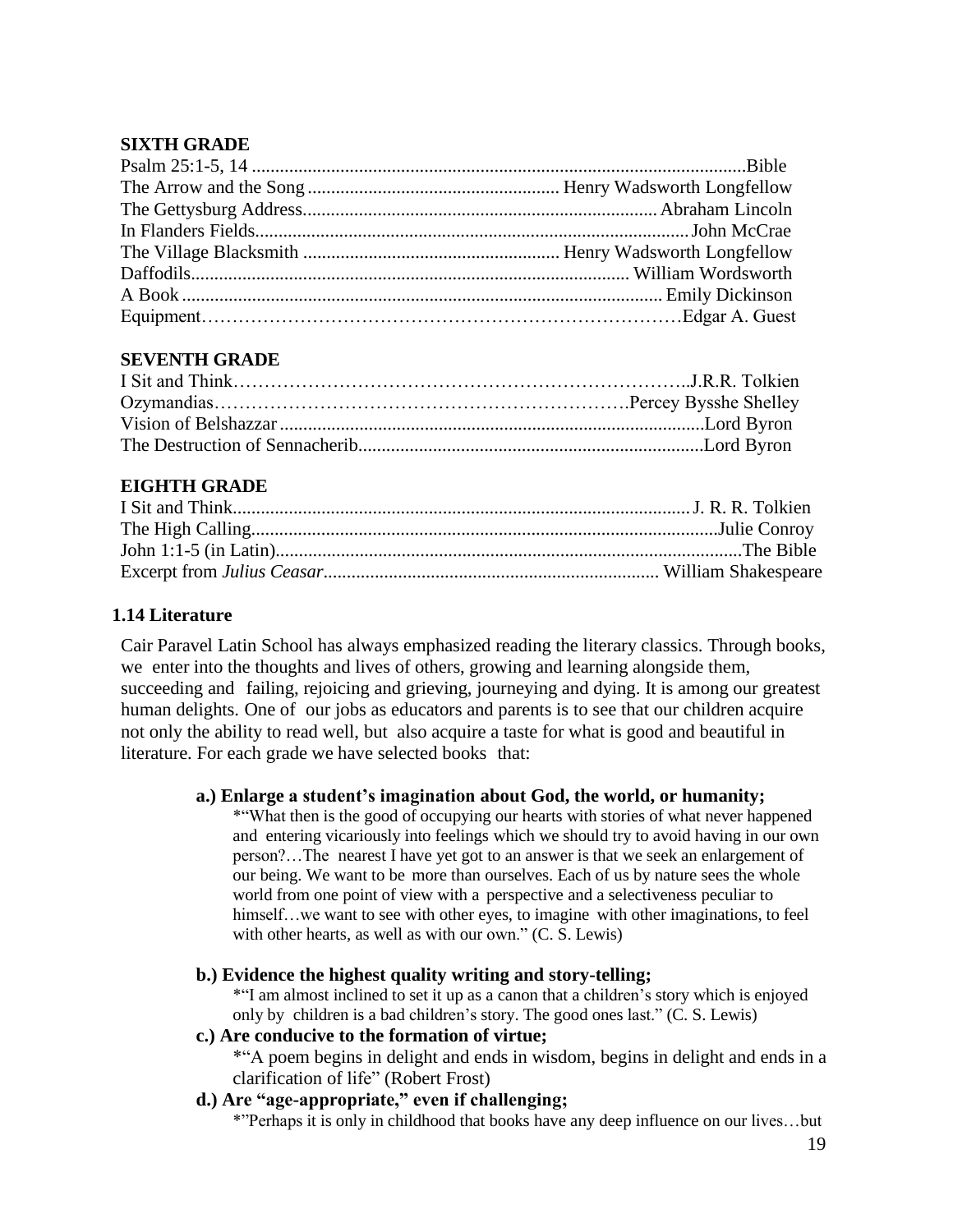**SIXTH GRADE**

Psalm 25:1-5, 14 ........................................................................................................Bible
The Arrow and the Song ...................................................... Henry Wadsworth Longfellow
The Gettysburg Address........................................................................... Abraham Lincoln
In Flanders Fields............................................................................................John McCrae
The Village Blacksmith ....................................................... Henry Wadsworth Longfellow
Daffodils............................................................................................. William Wordsworth
A Book ...................................................................................................... Emily Dickinson
Equipment………………………………………………………………… Edgar A. Guest

**SEVENTH GRADE**

I Sit and Think……………………………………………………………….J.R.R. Tolkien
Ozymandias……………………………………………………….Percey Bysshe Shelley
Vision of Belshazzar ..........................................................................................Lord Byron
The Destruction of Sennacherib.........................................................................Lord Byron

**EIGHTH GRADE**

I Sit and Think................................................................................................ J. R. R. Tolkien
The High Calling....................................................................................................Julie Conroy
John 1:1-5 (in Latin)...................................................................................................The Bible
Excerpt from *Julius Ceasar*....................................................................... William Shakespeare

### 1.14 Literature

Cair Paravel Latin School has always emphasized reading the literary classics. Through books, we enter into the thoughts and lives of others, growing and learning alongside them, succeeding and failing, rejoicing and grieving, journeying and dying. It is among our greatest human delights. One of our jobs as educators and parents is to see that our children acquire not only the ability to read well, but also acquire a taste for what is good and beautiful in literature. For each grade we have selected books that:

**a.) Enlarge a student's imagination about God, the world, or humanity;**

*"What then is the good of occupying our hearts with stories of what never happened and entering vicariously into feelings which we should try to avoid having in our own person?…The nearest I have yet got to an answer is that we seek an enlargement of our being. We want to be more than ourselves. Each of us by nature sees the whole world from one point of view with a perspective and a selectiveness peculiar to himself…we want to see with other eyes, to imagine with other imaginations, to feel with other hearts, as well as with our own." (C. S. Lewis)

**b.) Evidence the highest quality writing and story-telling;**

*"I am almost inclined to set it up as a canon that a children's story which is enjoyed only by children is a bad children's story. The good ones last." (C. S. Lewis)

**c.) Are conducive to the formation of virtue;**

*"A poem begins in delight and ends in wisdom, begins in delight and ends in a clarification of life" (Robert Frost)

**d.) Are "age-appropriate," even if challenging;**

*"Perhaps it is only in childhood that books have any deep influence on our lives…but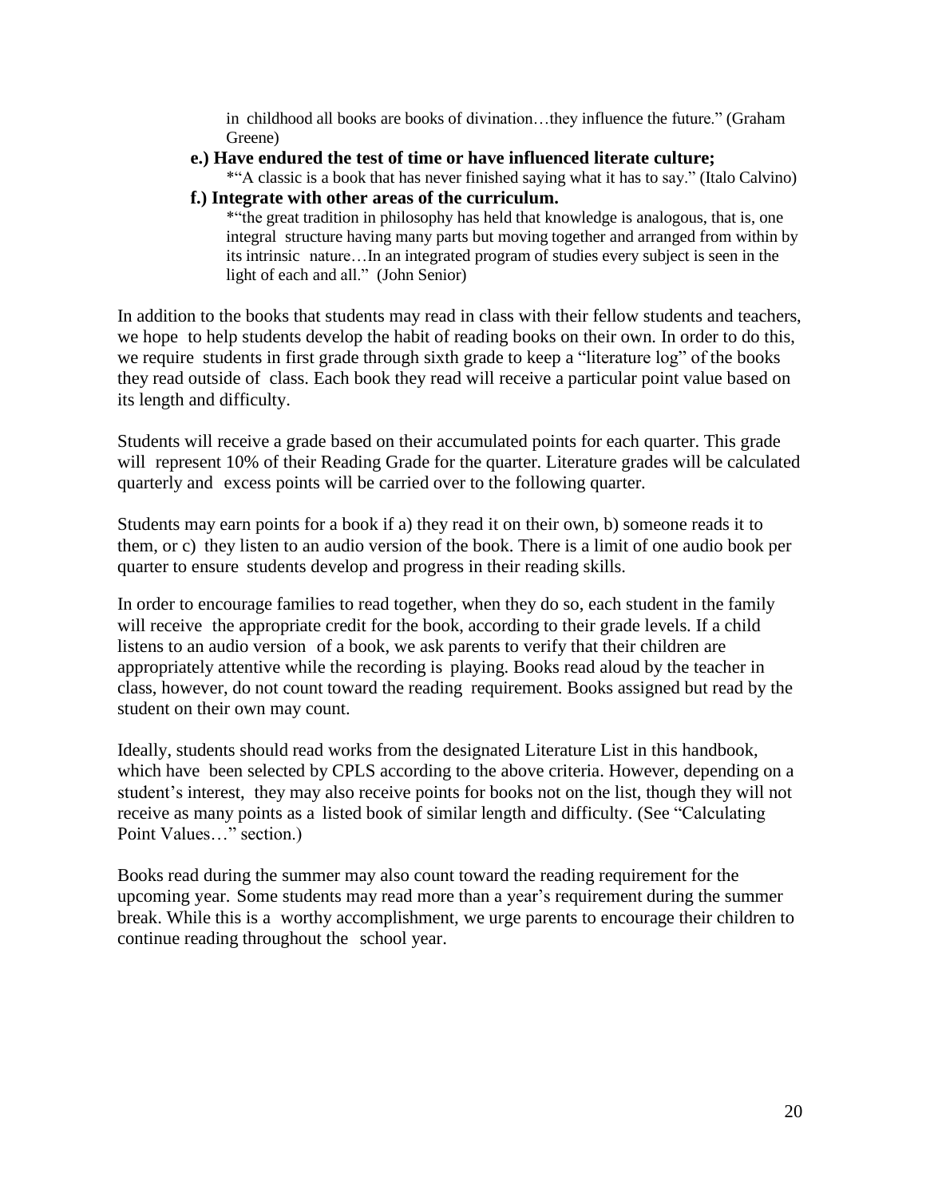in childhood all books are books of divination…they influence the future." (Graham Greene)

**e.) Have endured the test of time or have influenced literate culture;**

*"A classic is a book that has never finished saying what it has to say." (Italo Calvino)

**f.) Integrate with other areas of the curriculum.**

*"the great tradition in philosophy has held that knowledge is analogous, that is, one integral structure having many parts but moving together and arranged from within by its intrinsic nature…In an integrated program of studies every subject is seen in the light of each and all." (John Senior)

In addition to the books that students may read in class with their fellow students and teachers, we hope to help students develop the habit of reading books on their own. In order to do this, we require students in first grade through sixth grade to keep a "literature log" of the books they read outside of class. Each book they read will receive a particular point value based on its length and difficulty.

Students will receive a grade based on their accumulated points for each quarter. This grade will represent 10% of their Reading Grade for the quarter. Literature grades will be calculated quarterly and excess points will be carried over to the following quarter.

Students may earn points for a book if a) they read it on their own, b) someone reads it to them, or c) they listen to an audio version of the book. There is a limit of one audio book per quarter to ensure students develop and progress in their reading skills.

In order to encourage families to read together, when they do so, each student in the family will receive the appropriate credit for the book, according to their grade levels. If a child listens to an audio version of a book, we ask parents to verify that their children are appropriately attentive while the recording is playing. Books read aloud by the teacher in class, however, do not count toward the reading requirement. Books assigned but read by the student on their own may count.

Ideally, students should read works from the designated Literature List in this handbook, which have been selected by CPLS according to the above criteria. However, depending on a student's interest, they may also receive points for books not on the list, though they will not receive as many points as a listed book of similar length and difficulty. (See "Calculating Point Values…" section.)

Books read during the summer may also count toward the reading requirement for the upcoming year. Some students may read more than a year's requirement during the summer break. While this is a worthy accomplishment, we urge parents to encourage their children to continue reading throughout the school year.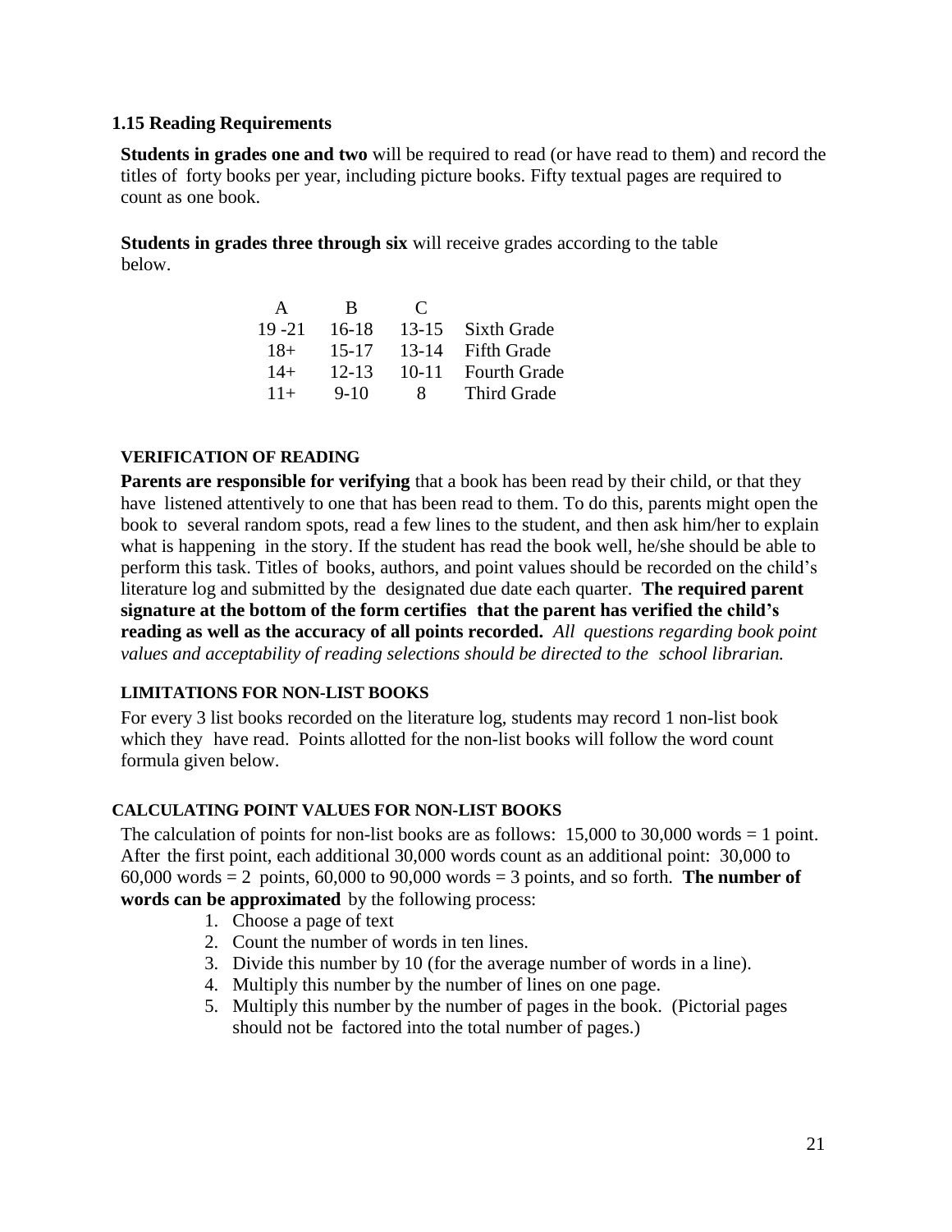### 1.15 Reading Requirements

**Students in grades one and two** will be required to read (or have read to them) and record the titles of forty books per year, including picture books. Fifty textual pages are required to count as one book.

**Students in grades three through six** will receive grades according to the table below.

| A | B | C | |
|---|---|---|---|
| 19 -21 | 16-18 | 13-15 | Sixth Grade |
| 18+ | 15-17 | 13-14 | Fifth Grade |
| 14+ | 12-13 | 10-11 | Fourth Grade |
| 11+ | 9-10 | 8 | Third Grade |

#### VERIFICATION OF READING

**Parents are responsible for verifying** that a book has been read by their child, or that they have listened attentively to one that has been read to them. To do this, parents might open the book to several random spots, read a few lines to the student, and then ask him/her to explain what is happening in the story. If the student has read the book well, he/she should be able to perform this task. Titles of books, authors, and point values should be recorded on the child's literature log and submitted by the designated due date each quarter. **The required parent signature at the bottom of the form certifies that the parent has verified the child's reading as well as the accuracy of all points recorded.** *All questions regarding book point values and acceptability of reading selections should be directed to the school librarian.*

#### LIMITATIONS FOR NON-LIST BOOKS

For every 3 list books recorded on the literature log, students may record 1 non-list book which they have read. Points allotted for the non-list books will follow the word count formula given below.

#### CALCULATING POINT VALUES FOR NON-LIST BOOKS

The calculation of points for non-list books are as follows: 15,000 to 30,000 words = 1 point. After the first point, each additional 30,000 words count as an additional point: 30,000 to 60,000 words = 2 points, 60,000 to 90,000 words = 3 points, and so forth. **The number of words can be approximated** by the following process:

1. Choose a page of text
2. Count the number of words in ten lines.
3. Divide this number by 10 (for the average number of words in a line).
4. Multiply this number by the number of lines on one page.
5. Multiply this number by the number of pages in the book. (Pictorial pages should not be factored into the total number of pages.)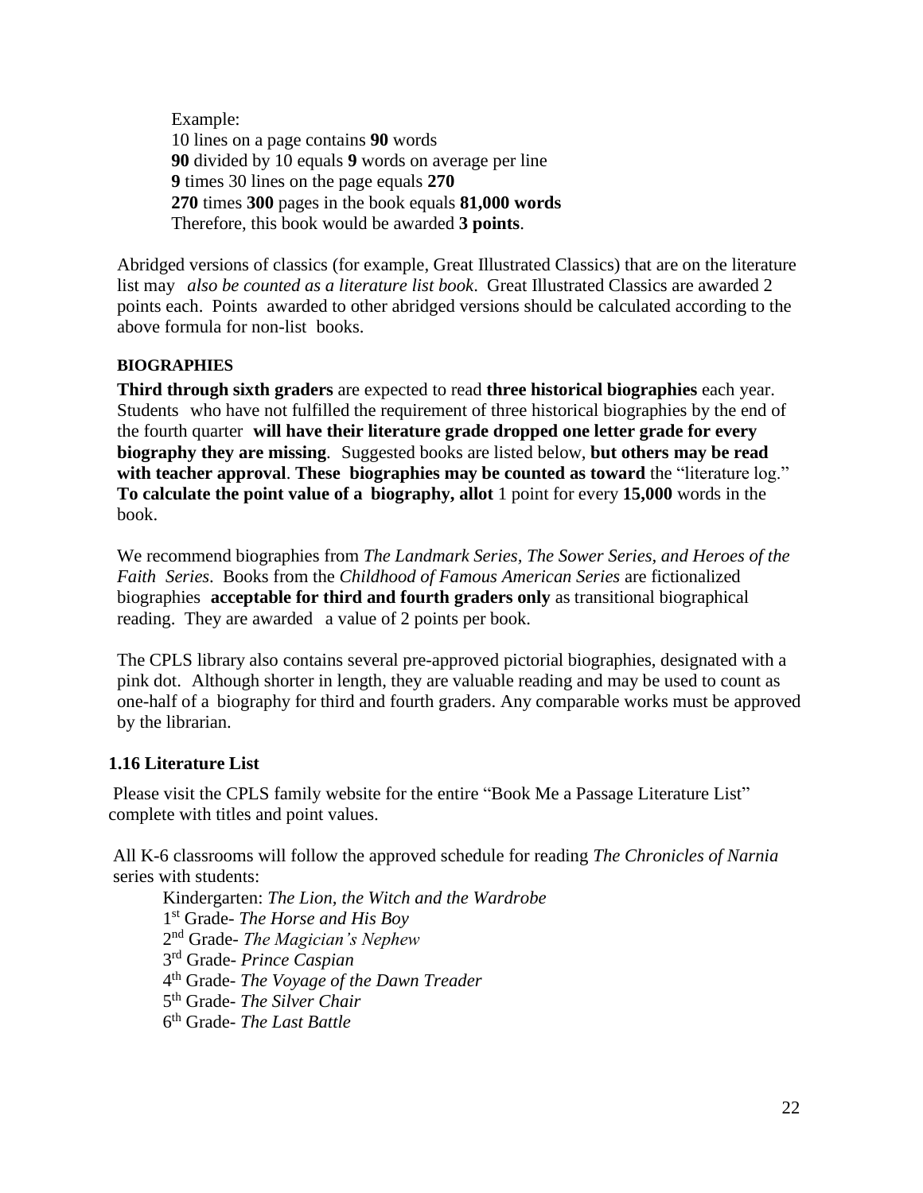Example:
10 lines on a page contains **90** words
**90** divided by 10 equals **9** words on average per line
**9** times 30 lines on the page equals **270**
**270** times **300** pages in the book equals **81,000 words**
Therefore, this book would be awarded **3 points**.

Abridged versions of classics (for example, Great Illustrated Classics) that are on the literature list may *also be counted as a literature list book*. Great Illustrated Classics are awarded 2 points each. Points awarded to other abridged versions should be calculated according to the above formula for non-list books.

**BIOGRAPHIES**

**Third through sixth graders** are expected to read **three historical biographies** each year. Students who have not fulfilled the requirement of three historical biographies by the end of the fourth quarter **will have their literature grade dropped one letter grade for every biography they are missing**. Suggested books are listed below, **but others may be read with teacher approval**. **These biographies may be counted as toward** the "literature log." **To calculate the point value of a biography, allot** 1 point for every **15,000** words in the book.

We recommend biographies from *The Landmark Series, The Sower Series, and Heroes of the Faith Series*. Books from the *Childhood of Famous American Series* are fictionalized biographies **acceptable for third and fourth graders only** as transitional biographical reading. They are awarded a value of 2 points per book.

The CPLS library also contains several pre-approved pictorial biographies, designated with a pink dot. Although shorter in length, they are valuable reading and may be used to count as one-half of a biography for third and fourth graders. Any comparable works must be approved by the librarian.

### 1.16 Literature List

Please visit the CPLS family website for the entire "Book Me a Passage Literature List" complete with titles and point values.

All K-6 classrooms will follow the approved schedule for reading *The Chronicles of Narnia* series with students:

Kindergarten: *The Lion, the Witch and the Wardrobe*
1st Grade- *The Horse and His Boy*
2nd Grade- *The Magician's Nephew*
3rd Grade- *Prince Caspian*
4th Grade- *The Voyage of the Dawn Treader*
5th Grade- *The Silver Chair*
6th Grade- *The Last Battle*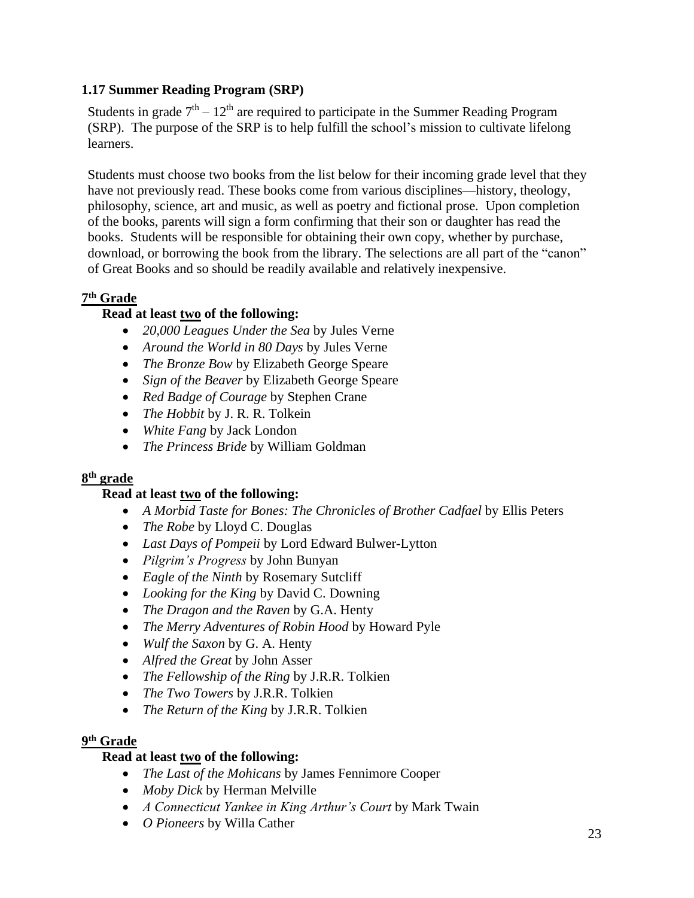### 1.17 Summer Reading Program (SRP)

Students in grade $7^{th} - 12^{th}$ are required to participate in the Summer Reading Program (SRP). The purpose of the SRP is to help fulfill the school's mission to cultivate lifelong learners.

Students must choose two books from the list below for their incoming grade level that they have not previously read. These books come from various disciplines—history, theology, philosophy, science, art and music, as well as poetry and fictional prose. Upon completion of the books, parents will sign a form confirming that their son or daughter has read the books. Students will be responsible for obtaining their own copy, whether by purchase, download, or borrowing the book from the library. The selections are all part of the "canon" of Great Books and so should be readily available and relatively inexpensive.

**7th Grade**

**Read at least two of the following:**

- *20,000 Leagues Under the Sea* by Jules Verne
- *Around the World in 80 Days* by Jules Verne
- *The Bronze Bow* by Elizabeth George Speare
- *Sign of the Beaver* by Elizabeth George Speare
- *Red Badge of Courage* by Stephen Crane
- *The Hobbit* by J. R. R. Tolkein
- *White Fang* by Jack London
- *The Princess Bride* by William Goldman

**8th grade**

**Read at least two of the following:**

- *A Morbid Taste for Bones: The Chronicles of Brother Cadfael* by Ellis Peters
- *The Robe* by Lloyd C. Douglas
- *Last Days of Pompeii* by Lord Edward Bulwer-Lytton
- *Pilgrim's Progress* by John Bunyan
- *Eagle of the Ninth* by Rosemary Sutcliff
- *Looking for the King* by David C. Downing
- *The Dragon and the Raven* by G.A. Henty
- *The Merry Adventures of Robin Hood* by Howard Pyle
- *Wulf the Saxon* by G. A. Henty
- *Alfred the Great* by John Asser
- *The Fellowship of the Ring* by J.R.R. Tolkien
- *The Two Towers* by J.R.R. Tolkien
- *The Return of the King* by J.R.R. Tolkien

**9th Grade**

**Read at least two of the following:**

- *The Last of the Mohicans* by James Fennimore Cooper
- *Moby Dick* by Herman Melville
- *A Connecticut Yankee in King Arthur's Court* by Mark Twain
- *O Pioneers* by Willa Cather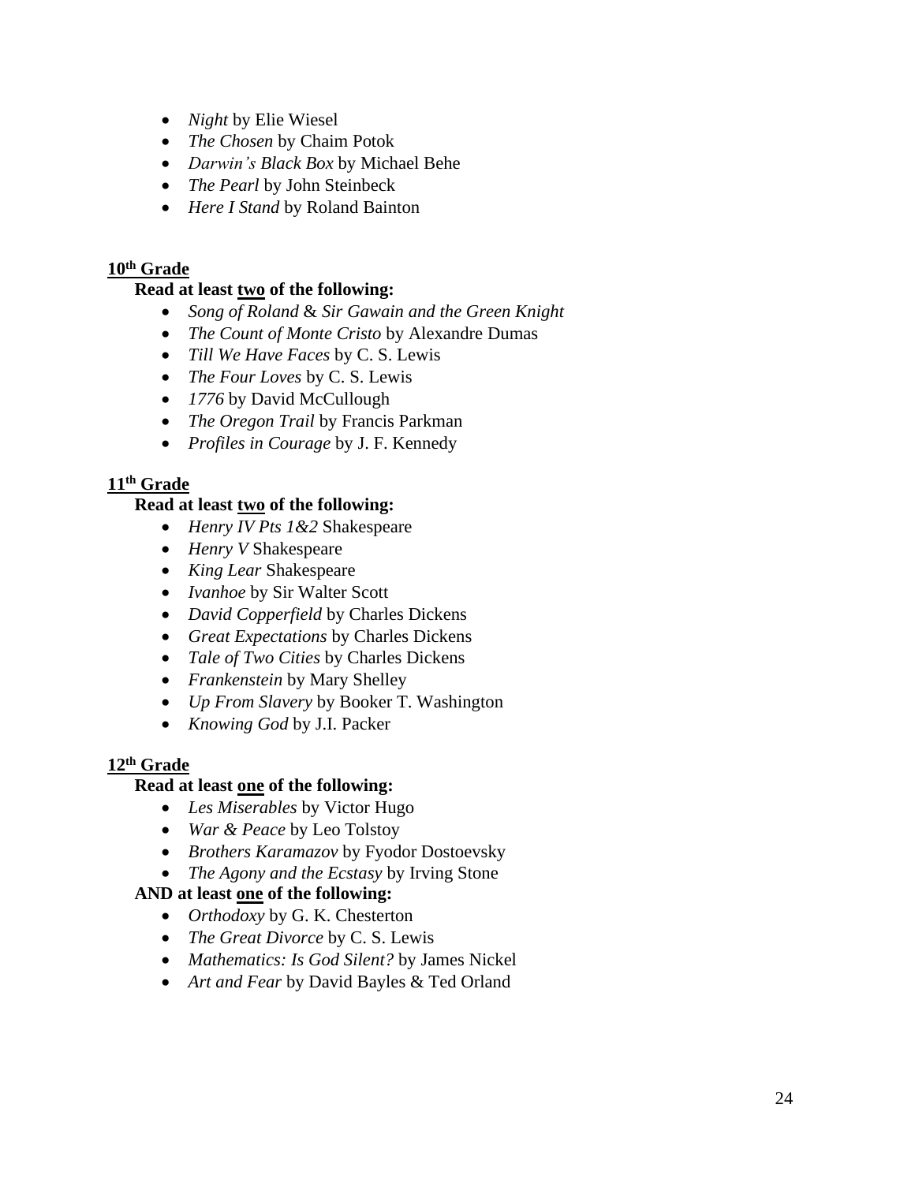- *Night* by Elie Wiesel
- *The Chosen* by Chaim Potok
- *Darwin's Black Box* by Michael Behe
- *The Pearl* by John Steinbeck
- *Here I Stand* by Roland Bainton

**<u>10th Grade</u>**

**Read at least <u>two</u> of the following:**

- *Song of Roland* & *Sir Gawain and the Green Knight*
- *The Count of Monte Cristo* by Alexandre Dumas
- *Till We Have Faces* by C. S. Lewis
- *The Four Loves* by C. S. Lewis
- *1776* by David McCullough
- *The Oregon Trail* by Francis Parkman
- *Profiles in Courage* by J. F. Kennedy

**<u>11th Grade</u>**

**Read at least <u>two</u> of the following:**

- *Henry IV Pts 1&2* Shakespeare
- *Henry V* Shakespeare
- *King Lear* Shakespeare
- *Ivanhoe* by Sir Walter Scott
- *David Copperfield* by Charles Dickens
- *Great Expectations* by Charles Dickens
- *Tale of Two Cities* by Charles Dickens
- *Frankenstein* by Mary Shelley
- *Up From Slavery* by Booker T. Washington
- *Knowing God* by J.I. Packer

**<u>12th Grade</u>**

**Read at least <u>one</u> of the following:**

- *Les Miserables* by Victor Hugo
- *War & Peace* by Leo Tolstoy
- *Brothers Karamazov* by Fyodor Dostoevsky
- *The Agony and the Ecstasy* by Irving Stone

**AND at least <u>one</u> of the following:**

- *Orthodoxy* by G. K. Chesterton
- *The Great Divorce* by C. S. Lewis
- *Mathematics: Is God Silent?* by James Nickel
- *Art and Fear* by David Bayles & Ted Orland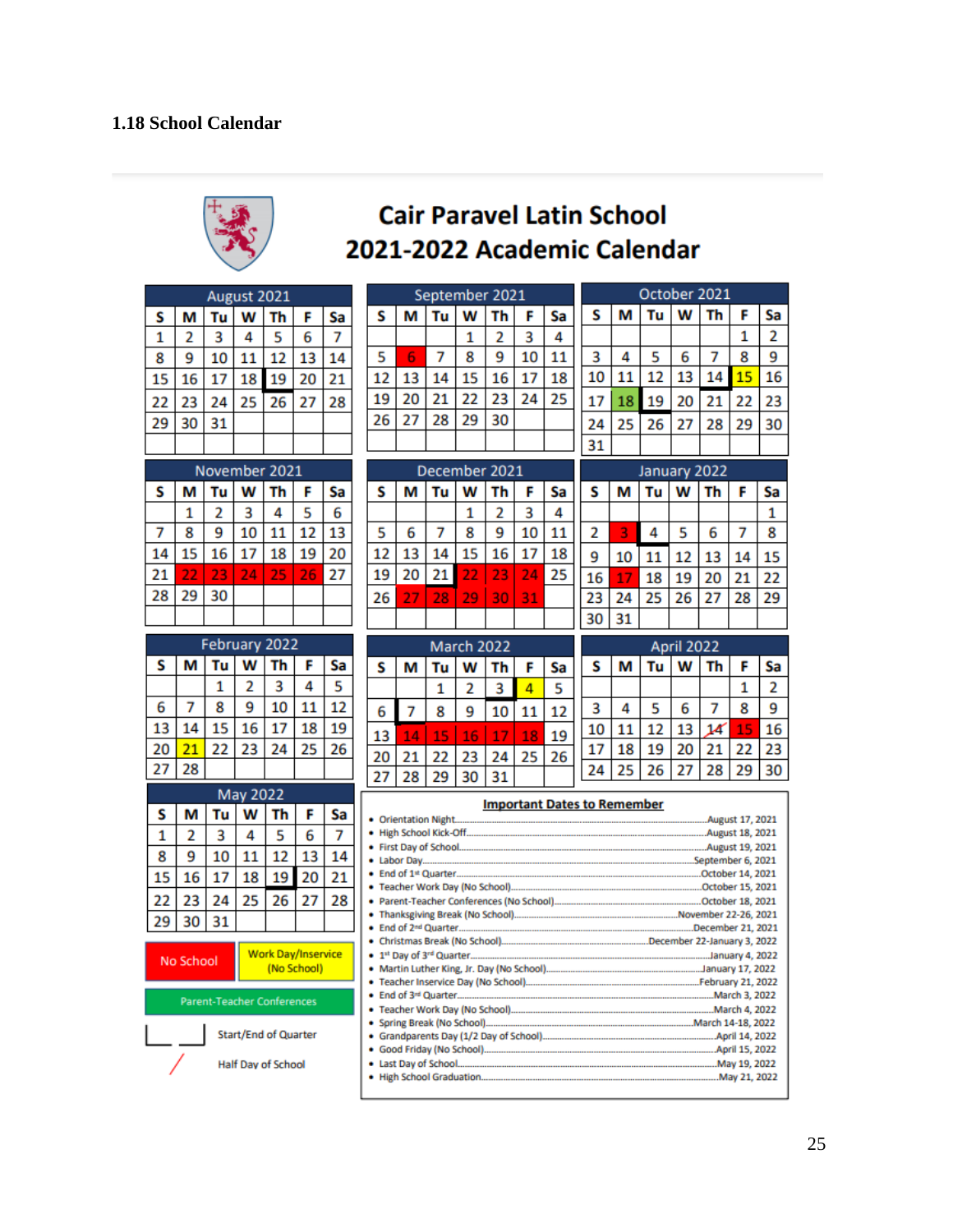### 1.18 School Calendar

## Cair Paravel Latin School
## 2021-2022 Academic Calendar

**August 2021**

| S | M | Tu | W | Th | F | Sa |
|---|---|---|---|---|---|---|
| 1 | 2 | 3 | 4 | 5 | 6 | 7 |
| 8 | 9 | 10 | 11 | 12 | 13 | 14 |
| 15 | 16 | 17 | 18 | 19 | 20 | 21 |
| 22 | 23 | 24 | 25 | 26 | 27 | 28 |
| 29 | 30 | 31 | | | | |

**September 2021**

| S | M | Tu | W | Th | F | Sa |
|---|---|---|---|---|---|---|
| | | | 1 | 2 | 3 | 4 |
| 5 | 6 | 7 | 8 | 9 | 10 | 11 |
| 12 | 13 | 14 | 15 | 16 | 17 | 18 |
| 19 | 20 | 21 | 22 | 23 | 24 | 25 |
| 26 | 27 | 28 | 29 | 30 | | |

**October 2021**

| S | M | Tu | W | Th | F | Sa |
|---|---|---|---|---|---|---|
| | | | | | 1 | 2 |
| 3 | 4 | 5 | 6 | 7 | 8 | 9 |
| 10 | 11 | 12 | 13 | 14 | 15 | 16 |
| 17 | 18 | 19 | 20 | 21 | 22 | 23 |
| 24 | 25 | 26 | 27 | 28 | 29 | 30 |
| 31 | | | | | | |

**November 2021**

| S | M | Tu | W | Th | F | Sa |
|---|---|---|---|---|---|---|
| | 1 | 2 | 3 | 4 | 5 | 6 |
| 7 | 8 | 9 | 10 | 11 | 12 | 13 |
| 14 | 15 | 16 | 17 | 18 | 19 | 20 |
| 21 | 22 | 23 | 24 | 25 | 26 | 27 |
| 28 | 29 | 30 | | | | |

**December 2021**

| S | M | Tu | W | Th | F | Sa |
|---|---|---|---|---|---|---|
| | | | 1 | 2 | 3 | 4 |
| 5 | 6 | 7 | 8 | 9 | 10 | 11 |
| 12 | 13 | 14 | 15 | 16 | 17 | 18 |
| 19 | 20 | 21 | 22 | 23 | 24 | 25 |
| 26 | 27 | 28 | 29 | 30 | 31 | |

**January 2022**

| S | M | Tu | W | Th | F | Sa |
|---|---|---|---|---|---|---|
| | | | | | | 1 |
| 2 | 3 | 4 | 5 | 6 | 7 | 8 |
| 9 | 10 | 11 | 12 | 13 | 14 | 15 |
| 16 | 17 | 18 | 19 | 20 | 21 | 22 |
| 23 | 24 | 25 | 26 | 27 | 28 | 29 |
| 30 | 31 | | | | | |

**February 2022**

| S | M | Tu | W | Th | F | Sa |
|---|---|---|---|---|---|---|
| | | 1 | 2 | 3 | 4 | 5 |
| 6 | 7 | 8 | 9 | 10 | 11 | 12 |
| 13 | 14 | 15 | 16 | 17 | 18 | 19 |
| 20 | 21 | 22 | 23 | 24 | 25 | 26 |
| 27 | 28 | | | | | |

**March 2022**

| S | M | Tu | W | Th | F | Sa |
|---|---|---|---|---|---|---|
| | | 1 | 2 | 3 | 4 | 5 |
| 6 | 7 | 8 | 9 | 10 | 11 | 12 |
| 13 | 14 | 15 | 16 | 17 | 18 | 19 |
| 20 | 21 | 22 | 23 | 24 | 25 | 26 |
| 27 | 28 | 29 | 30 | 31 | | |

**April 2022**

| S | M | Tu | W | Th | F | Sa |
|---|---|---|---|---|---|---|
| | | | | | 1 | 2 |
| 3 | 4 | 5 | 6 | 7 | 8 | 9 |
| 10 | 11 | 12 | 13 | 14 | 15 | 16 |
| 17 | 18 | 19 | 20 | 21 | 22 | 23 |
| 24 | 25 | 26 | 27 | 28 | 29 | 30 |

**May 2022**

| S | M | Tu | W | Th | F | Sa |
|---|---|---|---|---|---|---|
| 1 | 2 | 3 | 4 | 5 | 6 | 7 |
| 8 | 9 | 10 | 11 | 12 | 13 | 14 |
| 15 | 16 | 17 | 18 | 19 | 20 | 21 |
| 22 | 23 | 24 | 25 | 26 | 27 | 28 |
| 29 | 30 | 31 | | | | |

**Legend:**

- No School
- Work Day/Inservice (No School)
- Parent-Teacher Conferences
- Start/End of Quarter
- Half Day of School

**Important Dates to Remember**

- Orientation Night....................August 17, 2021
- High School Kick-Off....................August 18, 2021
- First Day of School....................August 19, 2021
- Labor Day....................September 6, 2021
- End of 1st Quarter....................October 14, 2021
- Teacher Work Day (No School)....................October 15, 2021
- Parent-Teacher Conferences (No School)....................October 18, 2021
- Thanksgiving Break (No School)....................November 22-26, 2021
- End of 2nd Quarter....................December 21, 2021
- Christmas Break (No School)....................December 22-January 3, 2022
- 1st Day of 3rd Quarter....................January 4, 2022
- Martin Luther King, Jr. Day (No School)....................January 17, 2022
- Teacher Inservice Day (No School)....................February 21, 2022
- End of 3rd Quarter....................March 3, 2022
- Teacher Work Day (No School)....................March 4, 2022
- Spring Break (No School)....................March 14-18, 2022
- Grandparents Day (1/2 Day of School)....................April 14, 2022
- Good Friday (No School)....................April 15, 2022
- Last Day of School....................May 19, 2022
- High School Graduation....................May 21, 2022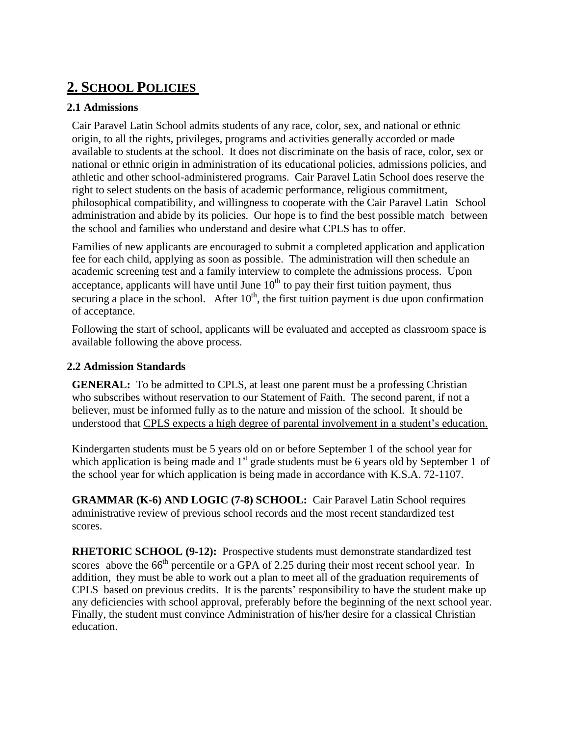# 2. School Policies

## 2.1 Admissions

Cair Paravel Latin School admits students of any race, color, sex, and national or ethnic origin, to all the rights, privileges, programs and activities generally accorded or made available to students at the school. It does not discriminate on the basis of race, color, sex or national or ethnic origin in administration of its educational policies, admissions policies, and athletic and other school-administered programs. Cair Paravel Latin School does reserve the right to select students on the basis of academic performance, religious commitment, philosophical compatibility, and willingness to cooperate with the Cair Paravel Latin School administration and abide by its policies. Our hope is to find the best possible match between the school and families who understand and desire what CPLS has to offer.

Families of new applicants are encouraged to submit a completed application and application fee for each child, applying as soon as possible. The administration will then schedule an academic screening test and a family interview to complete the admissions process. Upon acceptance, applicants will have until June 10th to pay their first tuition payment, thus securing a place in the school. After 10th, the first tuition payment is due upon confirmation of acceptance.

Following the start of school, applicants will be evaluated and accepted as classroom space is available following the above process.

## 2.2 Admission Standards

**GENERAL:** To be admitted to CPLS, at least one parent must be a professing Christian who subscribes without reservation to our Statement of Faith. The second parent, if not a believer, must be informed fully as to the nature and mission of the school. It should be understood that CPLS expects a high degree of parental involvement in a student's education.

Kindergarten students must be 5 years old on or before September 1 of the school year for which application is being made and 1st grade students must be 6 years old by September 1 of the school year for which application is being made in accordance with K.S.A. 72-1107.

**GRAMMAR (K-6) AND LOGIC (7-8) SCHOOL:** Cair Paravel Latin School requires administrative review of previous school records and the most recent standardized test scores.

**RHETORIC SCHOOL (9-12):** Prospective students must demonstrate standardized test scores above the 66th percentile or a GPA of 2.25 during their most recent school year. In addition, they must be able to work out a plan to meet all of the graduation requirements of CPLS based on previous credits. It is the parents' responsibility to have the student make up any deficiencies with school approval, preferably before the beginning of the next school year. Finally, the student must convince Administration of his/her desire for a classical Christian education.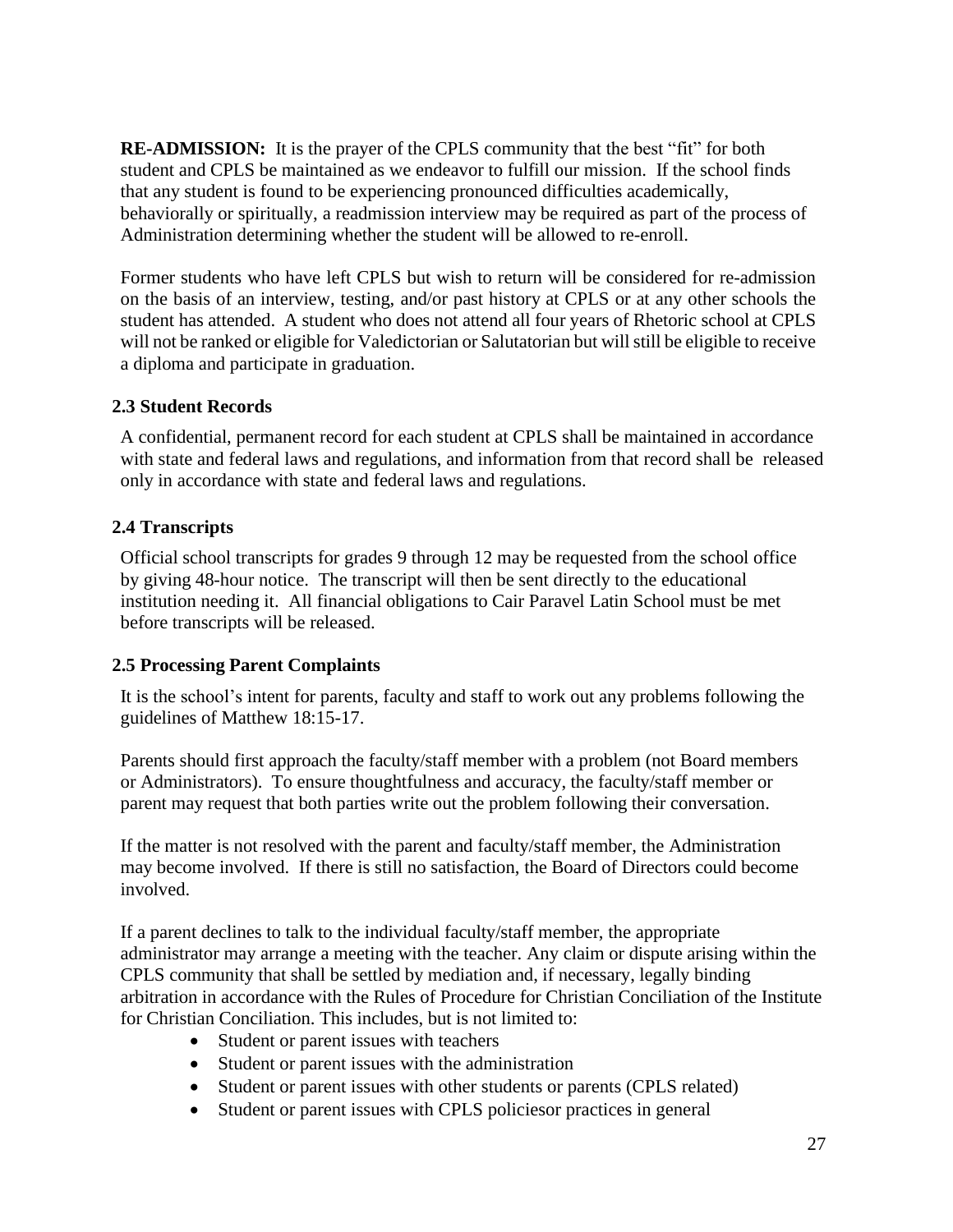**RE-ADMISSION:** It is the prayer of the CPLS community that the best "fit" for both student and CPLS be maintained as we endeavor to fulfill our mission. If the school finds that any student is found to be experiencing pronounced difficulties academically, behaviorally or spiritually, a readmission interview may be required as part of the process of Administration determining whether the student will be allowed to re-enroll.

Former students who have left CPLS but wish to return will be considered for re-admission on the basis of an interview, testing, and/or past history at CPLS or at any other schools the student has attended. A student who does not attend all four years of Rhetoric school at CPLS will not be ranked or eligible for Valedictorian or Salutatorian but will still be eligible to receive a diploma and participate in graduation.

### 2.3 Student Records

A confidential, permanent record for each student at CPLS shall be maintained in accordance with state and federal laws and regulations, and information from that record shall be released only in accordance with state and federal laws and regulations.

### 2.4 Transcripts

Official school transcripts for grades 9 through 12 may be requested from the school office by giving 48-hour notice. The transcript will then be sent directly to the educational institution needing it. All financial obligations to Cair Paravel Latin School must be met before transcripts will be released.

### 2.5 Processing Parent Complaints

It is the school's intent for parents, faculty and staff to work out any problems following the guidelines of Matthew 18:15-17.

Parents should first approach the faculty/staff member with a problem (not Board members or Administrators). To ensure thoughtfulness and accuracy, the faculty/staff member or parent may request that both parties write out the problem following their conversation.

If the matter is not resolved with the parent and faculty/staff member, the Administration may become involved. If there is still no satisfaction, the Board of Directors could become involved.

If a parent declines to talk to the individual faculty/staff member, the appropriate administrator may arrange a meeting with the teacher. Any claim or dispute arising within the CPLS community that shall be settled by mediation and, if necessary, legally binding arbitration in accordance with the Rules of Procedure for Christian Conciliation of the Institute for Christian Conciliation. This includes, but is not limited to:

- Student or parent issues with teachers
- Student or parent issues with the administration
- Student or parent issues with other students or parents (CPLS related)
- Student or parent issues with CPLS policiesor practices in general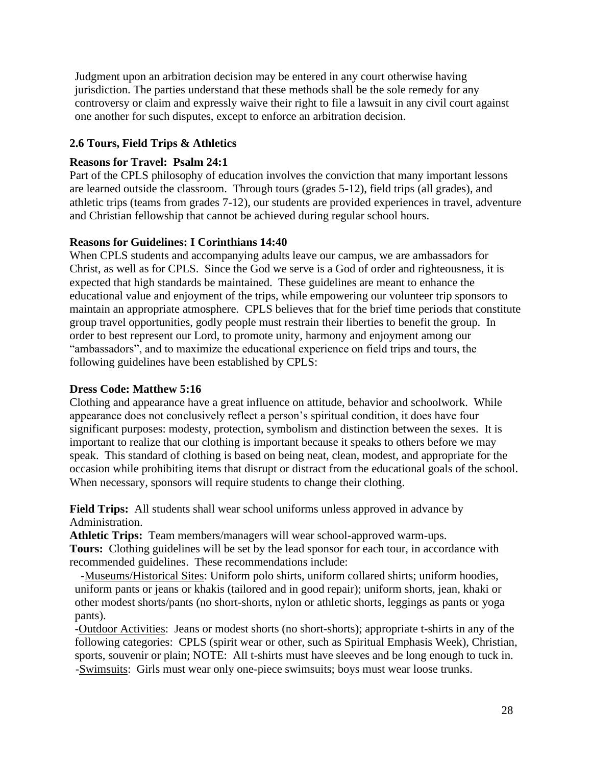Judgment upon an arbitration decision may be entered in any court otherwise having jurisdiction. The parties understand that these methods shall be the sole remedy for any controversy or claim and expressly waive their right to file a lawsuit in any civil court against one another for such disputes, except to enforce an arbitration decision.

### 2.6 Tours, Field Trips & Athletics

**Reasons for Travel: Psalm 24:1**

Part of the CPLS philosophy of education involves the conviction that many important lessons are learned outside the classroom. Through tours (grades 5-12), field trips (all grades), and athletic trips (teams from grades 7-12), our students are provided experiences in travel, adventure and Christian fellowship that cannot be achieved during regular school hours.

**Reasons for Guidelines: I Corinthians 14:40**

When CPLS students and accompanying adults leave our campus, we are ambassadors for Christ, as well as for CPLS. Since the God we serve is a God of order and righteousness, it is expected that high standards be maintained. These guidelines are meant to enhance the educational value and enjoyment of the trips, while empowering our volunteer trip sponsors to maintain an appropriate atmosphere. CPLS believes that for the brief time periods that constitute group travel opportunities, godly people must restrain their liberties to benefit the group. In order to best represent our Lord, to promote unity, harmony and enjoyment among our "ambassadors", and to maximize the educational experience on field trips and tours, the following guidelines have been established by CPLS:

**Dress Code: Matthew 5:16**

Clothing and appearance have a great influence on attitude, behavior and schoolwork. While appearance does not conclusively reflect a person's spiritual condition, it does have four significant purposes: modesty, protection, symbolism and distinction between the sexes. It is important to realize that our clothing is important because it speaks to others before we may speak. This standard of clothing is based on being neat, clean, modest, and appropriate for the occasion while prohibiting items that disrupt or distract from the educational goals of the school. When necessary, sponsors will require students to change their clothing.

**Field Trips:** All students shall wear school uniforms unless approved in advance by Administration.

**Athletic Trips:** Team members/managers will wear school-approved warm-ups.

**Tours:** Clothing guidelines will be set by the lead sponsor for each tour, in accordance with recommended guidelines. These recommendations include:

- Museums/Historical Sites: Uniform polo shirts, uniform collared shirts; uniform hoodies, uniform pants or jeans or khakis (tailored and in good repair); uniform shorts, jean, khaki or other modest shorts/pants (no short-shorts, nylon or athletic shorts, leggings as pants or yoga pants).
- Outdoor Activities: Jeans or modest shorts (no short-shorts); appropriate t-shirts in any of the following categories: CPLS (spirit wear or other, such as Spiritual Emphasis Week), Christian, sports, souvenir or plain; NOTE: All t-shirts must have sleeves and be long enough to tuck in.
- Swimsuits: Girls must wear only one-piece swimsuits; boys must wear loose trunks.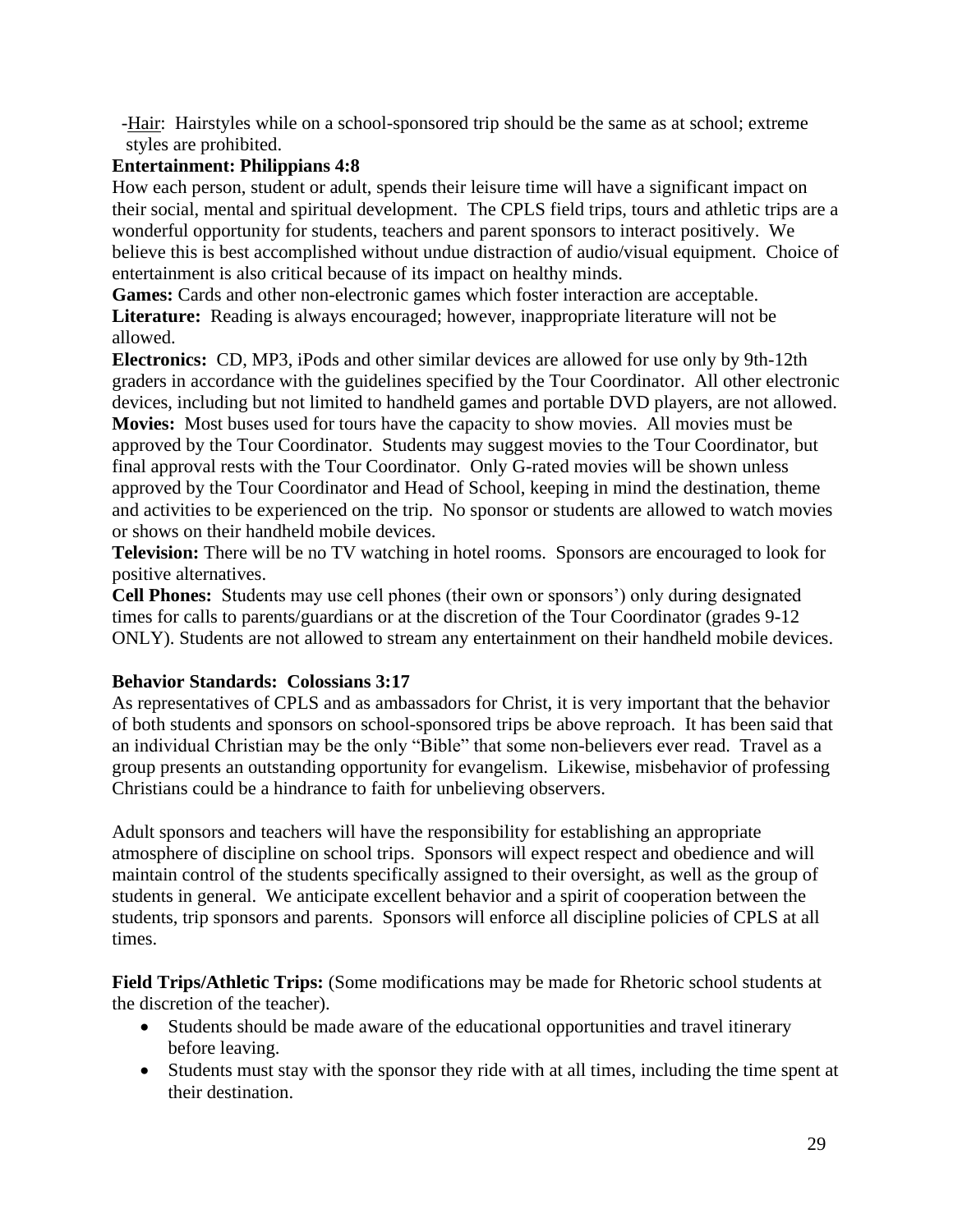-Hair: Hairstyles while on a school-sponsored trip should be the same as at school; extreme styles are prohibited.

**Entertainment: Philippians 4:8**

How each person, student or adult, spends their leisure time will have a significant impact on their social, mental and spiritual development. The CPLS field trips, tours and athletic trips are a wonderful opportunity for students, teachers and parent sponsors to interact positively. We believe this is best accomplished without undue distraction of audio/visual equipment. Choice of entertainment is also critical because of its impact on healthy minds.

**Games:** Cards and other non-electronic games which foster interaction are acceptable.

**Literature:** Reading is always encouraged; however, inappropriate literature will not be allowed.

**Electronics:** CD, MP3, iPods and other similar devices are allowed for use only by 9th-12th graders in accordance with the guidelines specified by the Tour Coordinator. All other electronic devices, including but not limited to handheld games and portable DVD players, are not allowed.

**Movies:** Most buses used for tours have the capacity to show movies. All movies must be approved by the Tour Coordinator. Students may suggest movies to the Tour Coordinator, but final approval rests with the Tour Coordinator. Only G-rated movies will be shown unless approved by the Tour Coordinator and Head of School, keeping in mind the destination, theme and activities to be experienced on the trip. No sponsor or students are allowed to watch movies or shows on their handheld mobile devices.

**Television:** There will be no TV watching in hotel rooms. Sponsors are encouraged to look for positive alternatives.

**Cell Phones:** Students may use cell phones (their own or sponsors') only during designated times for calls to parents/guardians or at the discretion of the Tour Coordinator (grades 9-12 ONLY). Students are not allowed to stream any entertainment on their handheld mobile devices.

**Behavior Standards: Colossians 3:17**

As representatives of CPLS and as ambassadors for Christ, it is very important that the behavior of both students and sponsors on school-sponsored trips be above reproach. It has been said that an individual Christian may be the only "Bible" that some non-believers ever read. Travel as a group presents an outstanding opportunity for evangelism. Likewise, misbehavior of professing Christians could be a hindrance to faith for unbelieving observers.

Adult sponsors and teachers will have the responsibility for establishing an appropriate atmosphere of discipline on school trips. Sponsors will expect respect and obedience and will maintain control of the students specifically assigned to their oversight, as well as the group of students in general. We anticipate excellent behavior and a spirit of cooperation between the students, trip sponsors and parents. Sponsors will enforce all discipline policies of CPLS at all times.

**Field Trips/Athletic Trips:** (Some modifications may be made for Rhetoric school students at the discretion of the teacher).

- Students should be made aware of the educational opportunities and travel itinerary before leaving.
- Students must stay with the sponsor they ride with at all times, including the time spent at their destination.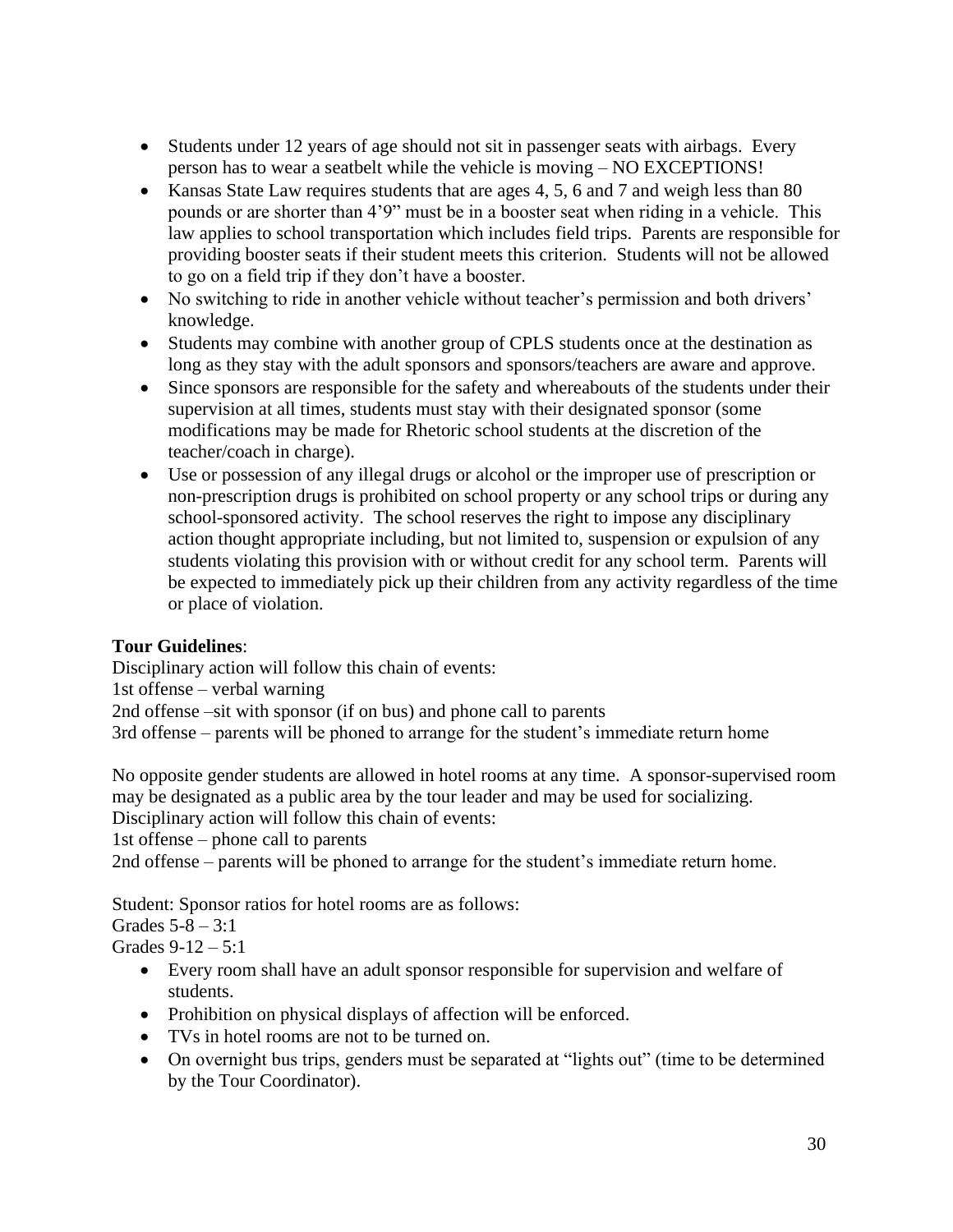- Students under 12 years of age should not sit in passenger seats with airbags. Every person has to wear a seatbelt while the vehicle is moving – NO EXCEPTIONS!
- Kansas State Law requires students that are ages 4, 5, 6 and 7 and weigh less than 80 pounds or are shorter than 4'9" must be in a booster seat when riding in a vehicle. This law applies to school transportation which includes field trips. Parents are responsible for providing booster seats if their student meets this criterion. Students will not be allowed to go on a field trip if they don't have a booster.
- No switching to ride in another vehicle without teacher's permission and both drivers' knowledge.
- Students may combine with another group of CPLS students once at the destination as long as they stay with the adult sponsors and sponsors/teachers are aware and approve.
- Since sponsors are responsible for the safety and whereabouts of the students under their supervision at all times, students must stay with their designated sponsor (some modifications may be made for Rhetoric school students at the discretion of the teacher/coach in charge).
- Use or possession of any illegal drugs or alcohol or the improper use of prescription or non-prescription drugs is prohibited on school property or any school trips or during any school-sponsored activity. The school reserves the right to impose any disciplinary action thought appropriate including, but not limited to, suspension or expulsion of any students violating this provision with or without credit for any school term. Parents will be expected to immediately pick up their children from any activity regardless of the time or place of violation.

**Tour Guidelines**:

Disciplinary action will follow this chain of events:
1st offense – verbal warning
2nd offense –sit with sponsor (if on bus) and phone call to parents
3rd offense – parents will be phoned to arrange for the student's immediate return home

No opposite gender students are allowed in hotel rooms at any time. A sponsor-supervised room may be designated as a public area by the tour leader and may be used for socializing.
Disciplinary action will follow this chain of events:
1st offense – phone call to parents
2nd offense – parents will be phoned to arrange for the student's immediate return home.

Student: Sponsor ratios for hotel rooms are as follows:
Grades 5-8 – 3:1
Grades 9-12 – 5:1

- Every room shall have an adult sponsor responsible for supervision and welfare of students.
- Prohibition on physical displays of affection will be enforced.
- TVs in hotel rooms are not to be turned on.
- On overnight bus trips, genders must be separated at "lights out" (time to be determined by the Tour Coordinator).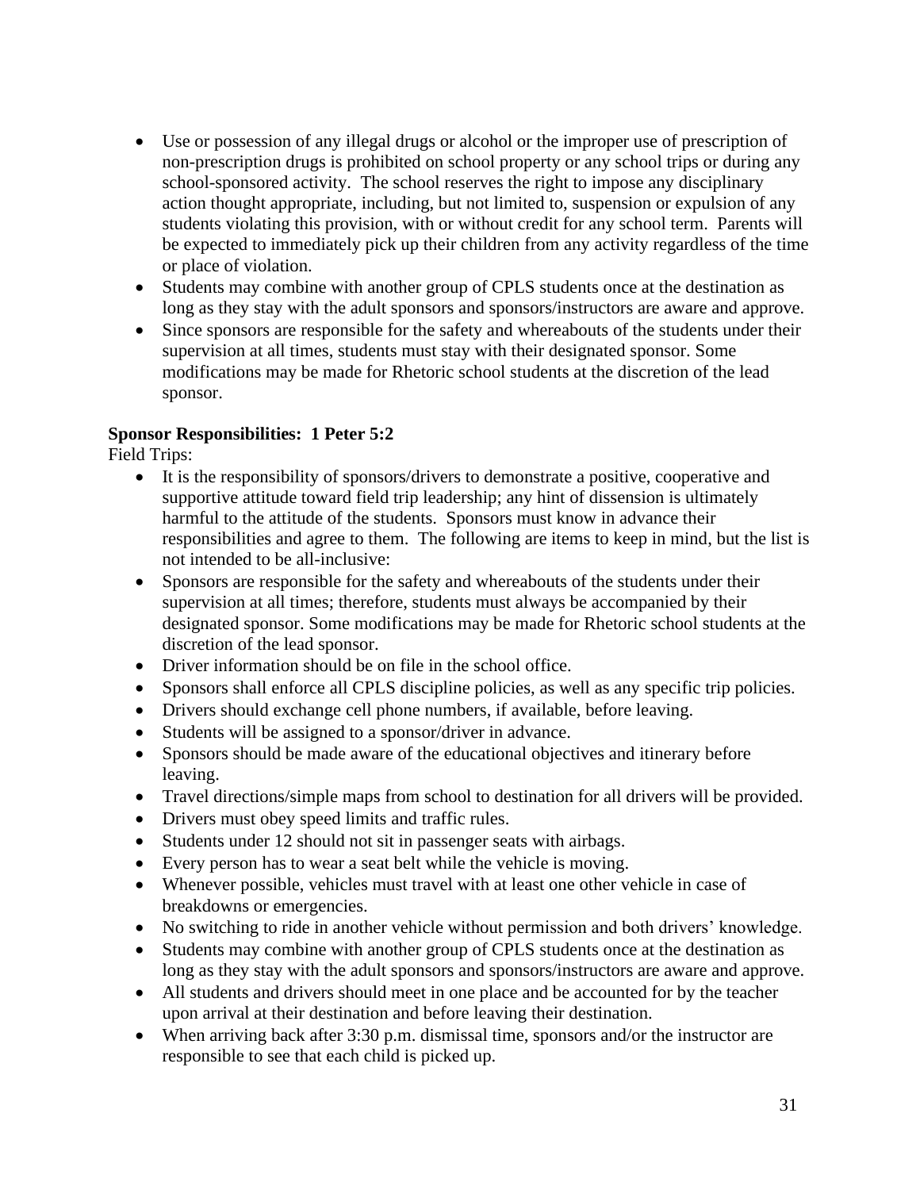- Use or possession of any illegal drugs or alcohol or the improper use of prescription of non-prescription drugs is prohibited on school property or any school trips or during any school-sponsored activity. The school reserves the right to impose any disciplinary action thought appropriate, including, but not limited to, suspension or expulsion of any students violating this provision, with or without credit for any school term. Parents will be expected to immediately pick up their children from any activity regardless of the time or place of violation.
- Students may combine with another group of CPLS students once at the destination as long as they stay with the adult sponsors and sponsors/instructors are aware and approve.
- Since sponsors are responsible for the safety and whereabouts of the students under their supervision at all times, students must stay with their designated sponsor. Some modifications may be made for Rhetoric school students at the discretion of the lead sponsor.

**Sponsor Responsibilities: 1 Peter 5:2**

Field Trips:

- It is the responsibility of sponsors/drivers to demonstrate a positive, cooperative and supportive attitude toward field trip leadership; any hint of dissension is ultimately harmful to the attitude of the students. Sponsors must know in advance their responsibilities and agree to them. The following are items to keep in mind, but the list is not intended to be all-inclusive:
- Sponsors are responsible for the safety and whereabouts of the students under their supervision at all times; therefore, students must always be accompanied by their designated sponsor. Some modifications may be made for Rhetoric school students at the discretion of the lead sponsor.
- Driver information should be on file in the school office.
- Sponsors shall enforce all CPLS discipline policies, as well as any specific trip policies.
- Drivers should exchange cell phone numbers, if available, before leaving.
- Students will be assigned to a sponsor/driver in advance.
- Sponsors should be made aware of the educational objectives and itinerary before leaving.
- Travel directions/simple maps from school to destination for all drivers will be provided.
- Drivers must obey speed limits and traffic rules.
- Students under 12 should not sit in passenger seats with airbags.
- Every person has to wear a seat belt while the vehicle is moving.
- Whenever possible, vehicles must travel with at least one other vehicle in case of breakdowns or emergencies.
- No switching to ride in another vehicle without permission and both drivers' knowledge.
- Students may combine with another group of CPLS students once at the destination as long as they stay with the adult sponsors and sponsors/instructors are aware and approve.
- All students and drivers should meet in one place and be accounted for by the teacher upon arrival at their destination and before leaving their destination.
- When arriving back after 3:30 p.m. dismissal time, sponsors and/or the instructor are responsible to see that each child is picked up.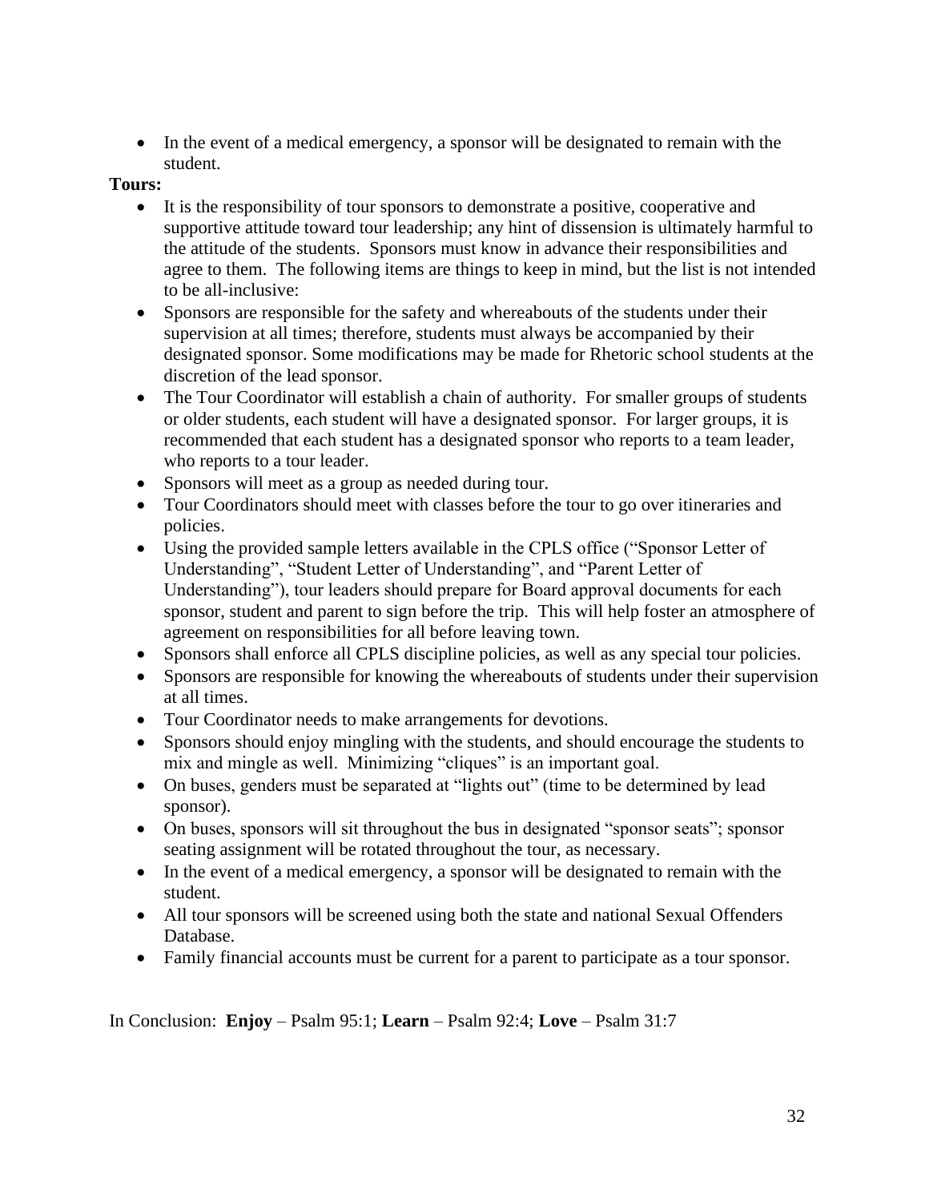- In the event of a medical emergency, a sponsor will be designated to remain with the student.

**Tours:**

- It is the responsibility of tour sponsors to demonstrate a positive, cooperative and supportive attitude toward tour leadership; any hint of dissension is ultimately harmful to the attitude of the students. Sponsors must know in advance their responsibilities and agree to them. The following items are things to keep in mind, but the list is not intended to be all-inclusive:
- Sponsors are responsible for the safety and whereabouts of the students under their supervision at all times; therefore, students must always be accompanied by their designated sponsor. Some modifications may be made for Rhetoric school students at the discretion of the lead sponsor.
- The Tour Coordinator will establish a chain of authority. For smaller groups of students or older students, each student will have a designated sponsor. For larger groups, it is recommended that each student has a designated sponsor who reports to a team leader, who reports to a tour leader.
- Sponsors will meet as a group as needed during tour.
- Tour Coordinators should meet with classes before the tour to go over itineraries and policies.
- Using the provided sample letters available in the CPLS office ("Sponsor Letter of Understanding", "Student Letter of Understanding", and "Parent Letter of Understanding"), tour leaders should prepare for Board approval documents for each sponsor, student and parent to sign before the trip. This will help foster an atmosphere of agreement on responsibilities for all before leaving town.
- Sponsors shall enforce all CPLS discipline policies, as well as any special tour policies.
- Sponsors are responsible for knowing the whereabouts of students under their supervision at all times.
- Tour Coordinator needs to make arrangements for devotions.
- Sponsors should enjoy mingling with the students, and should encourage the students to mix and mingle as well. Minimizing "cliques" is an important goal.
- On buses, genders must be separated at "lights out" (time to be determined by lead sponsor).
- On buses, sponsors will sit throughout the bus in designated "sponsor seats"; sponsor seating assignment will be rotated throughout the tour, as necessary.
- In the event of a medical emergency, a sponsor will be designated to remain with the student.
- All tour sponsors will be screened using both the state and national Sexual Offenders Database.
- Family financial accounts must be current for a parent to participate as a tour sponsor.

In Conclusion: **Enjoy** – Psalm 95:1; **Learn** – Psalm 92:4; **Love** – Psalm 31:7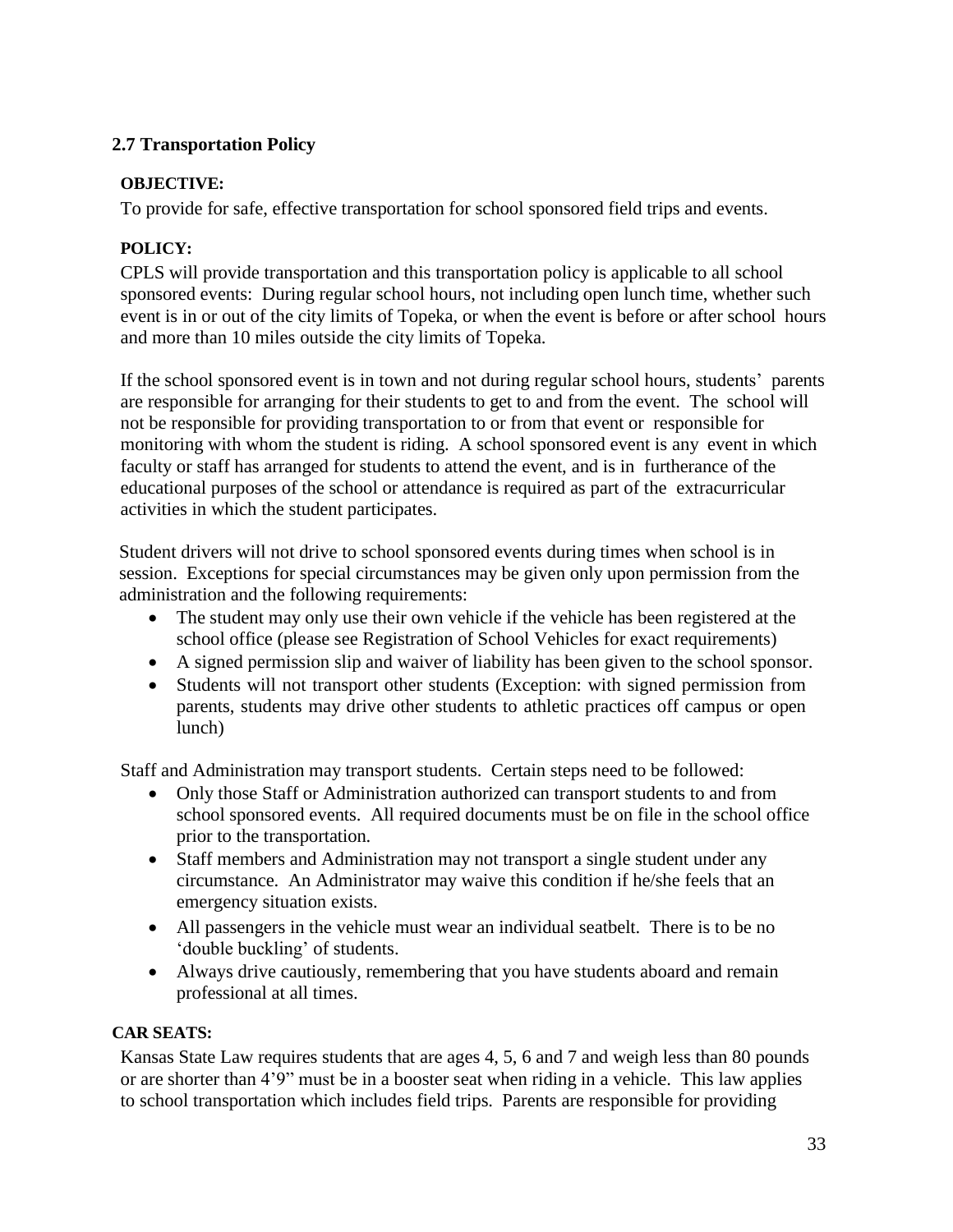## 2.7 Transportation Policy

**OBJECTIVE:**

To provide for safe, effective transportation for school sponsored field trips and events.

**POLICY:**

CPLS will provide transportation and this transportation policy is applicable to all school sponsored events: During regular school hours, not including open lunch time, whether such event is in or out of the city limits of Topeka, or when the event is before or after school hours and more than 10 miles outside the city limits of Topeka.

If the school sponsored event is in town and not during regular school hours, students' parents are responsible for arranging for their students to get to and from the event. The school will not be responsible for providing transportation to or from that event or responsible for monitoring with whom the student is riding. A school sponsored event is any event in which faculty or staff has arranged for students to attend the event, and is in furtherance of the educational purposes of the school or attendance is required as part of the extracurricular activities in which the student participates.

Student drivers will not drive to school sponsored events during times when school is in session. Exceptions for special circumstances may be given only upon permission from the administration and the following requirements:

- The student may only use their own vehicle if the vehicle has been registered at the school office (please see Registration of School Vehicles for exact requirements)
- A signed permission slip and waiver of liability has been given to the school sponsor.
- Students will not transport other students (Exception: with signed permission from parents, students may drive other students to athletic practices off campus or open lunch)

Staff and Administration may transport students. Certain steps need to be followed:

- Only those Staff or Administration authorized can transport students to and from school sponsored events. All required documents must be on file in the school office prior to the transportation.
- Staff members and Administration may not transport a single student under any circumstance. An Administrator may waive this condition if he/she feels that an emergency situation exists.
- All passengers in the vehicle must wear an individual seatbelt. There is to be no 'double buckling' of students.
- Always drive cautiously, remembering that you have students aboard and remain professional at all times.

**CAR SEATS:**

Kansas State Law requires students that are ages 4, 5, 6 and 7 and weigh less than 80 pounds or are shorter than 4'9" must be in a booster seat when riding in a vehicle. This law applies to school transportation which includes field trips. Parents are responsible for providing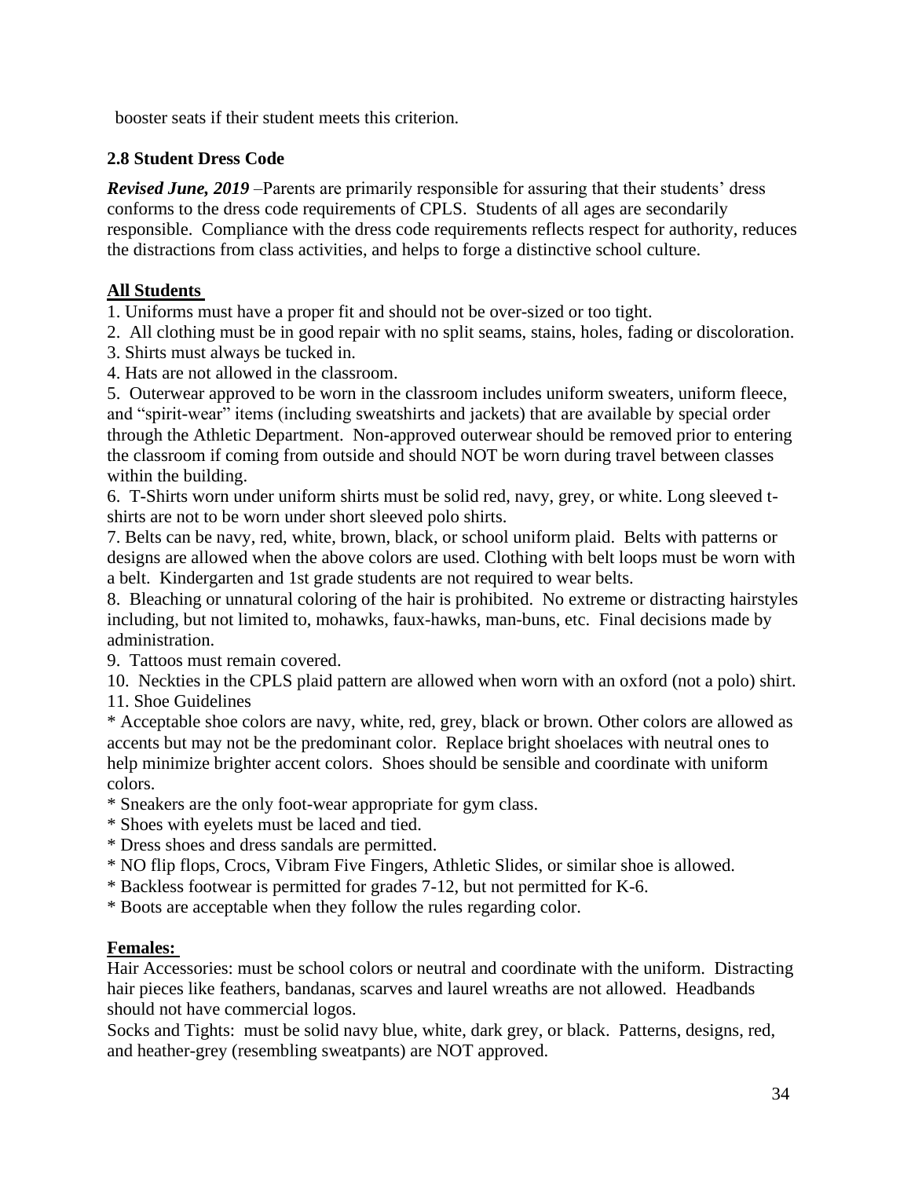booster seats if their student meets this criterion.

### 2.8 Student Dress Code

***Revised June, 2019*** –Parents are primarily responsible for assuring that their students' dress conforms to the dress code requirements of CPLS. Students of all ages are secondarily responsible. Compliance with the dress code requirements reflects respect for authority, reduces the distractions from class activities, and helps to forge a distinctive school culture.

**All Students**

1. Uniforms must have a proper fit and should not be over-sized or too tight.
2. All clothing must be in good repair with no split seams, stains, holes, fading or discoloration.
3. Shirts must always be tucked in.
4. Hats are not allowed in the classroom.
5. Outerwear approved to be worn in the classroom includes uniform sweaters, uniform fleece, and "spirit-wear" items (including sweatshirts and jackets) that are available by special order through the Athletic Department. Non-approved outerwear should be removed prior to entering the classroom if coming from outside and should NOT be worn during travel between classes within the building.
6. T-Shirts worn under uniform shirts must be solid red, navy, grey, or white. Long sleeved t-shirts are not to be worn under short sleeved polo shirts.
7. Belts can be navy, red, white, brown, black, or school uniform plaid. Belts with patterns or designs are allowed when the above colors are used. Clothing with belt loops must be worn with a belt. Kindergarten and 1st grade students are not required to wear belts.
8. Bleaching or unnatural coloring of the hair is prohibited. No extreme or distracting hairstyles including, but not limited to, mohawks, faux-hawks, man-buns, etc. Final decisions made by administration.
9. Tattoos must remain covered.
10. Neckties in the CPLS plaid pattern are allowed when worn with an oxford (not a polo) shirt.
11. Shoe Guidelines

* Acceptable shoe colors are navy, white, red, grey, black or brown. Other colors are allowed as accents but may not be the predominant color. Replace bright shoelaces with neutral ones to help minimize brighter accent colors. Shoes should be sensible and coordinate with uniform colors.
* Sneakers are the only foot-wear appropriate for gym class.
* Shoes with eyelets must be laced and tied.
* Dress shoes and dress sandals are permitted.
* NO flip flops, Crocs, Vibram Five Fingers, Athletic Slides, or similar shoe is allowed.
* Backless footwear is permitted for grades 7-12, but not permitted for K-6.
* Boots are acceptable when they follow the rules regarding color.

**Females:**

Hair Accessories: must be school colors or neutral and coordinate with the uniform. Distracting hair pieces like feathers, bandanas, scarves and laurel wreaths are not allowed. Headbands should not have commercial logos.

Socks and Tights: must be solid navy blue, white, dark grey, or black. Patterns, designs, red, and heather-grey (resembling sweatpants) are NOT approved.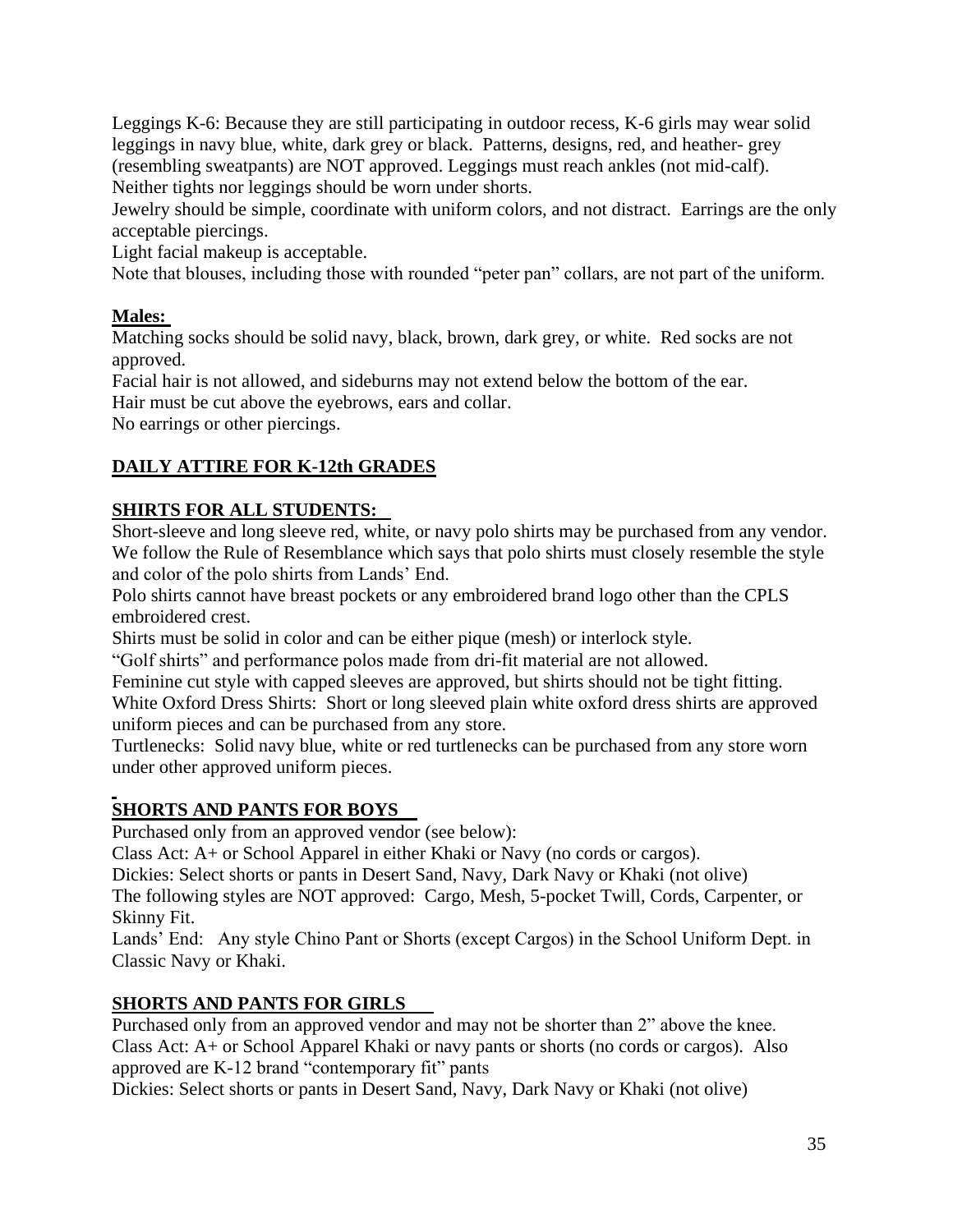Leggings K-6: Because they are still participating in outdoor recess, K-6 girls may wear solid leggings in navy blue, white, dark grey or black. Patterns, designs, red, and heather- grey (resembling sweatpants) are NOT approved. Leggings must reach ankles (not mid-calf).
Neither tights nor leggings should be worn under shorts.
Jewelry should be simple, coordinate with uniform colors, and not distract. Earrings are the only acceptable piercings.
Light facial makeup is acceptable.
Note that blouses, including those with rounded "peter pan" collars, are not part of the uniform.

**Males:**

Matching socks should be solid navy, black, brown, dark grey, or white. Red socks are not approved.
Facial hair is not allowed, and sideburns may not extend below the bottom of the ear.
Hair must be cut above the eyebrows, ears and collar.
No earrings or other piercings.

## DAILY ATTIRE FOR K-12th GRADES

### SHIRTS FOR ALL STUDENTS:

Short-sleeve and long sleeve red, white, or navy polo shirts may be purchased from any vendor. We follow the Rule of Resemblance which says that polo shirts must closely resemble the style and color of the polo shirts from Lands' End.
Polo shirts cannot have breast pockets or any embroidered brand logo other than the CPLS embroidered crest.
Shirts must be solid in color and can be either pique (mesh) or interlock style.
"Golf shirts" and performance polos made from dri-fit material are not allowed.
Feminine cut style with capped sleeves are approved, but shirts should not be tight fitting.
White Oxford Dress Shirts: Short or long sleeved plain white oxford dress shirts are approved uniform pieces and can be purchased from any store.
Turtlenecks: Solid navy blue, white or red turtlenecks can be purchased from any store worn under other approved uniform pieces.

### SHORTS AND PANTS FOR BOYS

Purchased only from an approved vendor (see below):
Class Act: A+ or School Apparel in either Khaki or Navy (no cords or cargos).
Dickies: Select shorts or pants in Desert Sand, Navy, Dark Navy or Khaki (not olive)
The following styles are NOT approved: Cargo, Mesh, 5-pocket Twill, Cords, Carpenter, or Skinny Fit.
Lands' End: Any style Chino Pant or Shorts (except Cargos) in the School Uniform Dept. in Classic Navy or Khaki.

### SHORTS AND PANTS FOR GIRLS

Purchased only from an approved vendor and may not be shorter than 2" above the knee.
Class Act: A+ or School Apparel Khaki or navy pants or shorts (no cords or cargos). Also approved are K-12 brand "contemporary fit" pants
Dickies: Select shorts or pants in Desert Sand, Navy, Dark Navy or Khaki (not olive)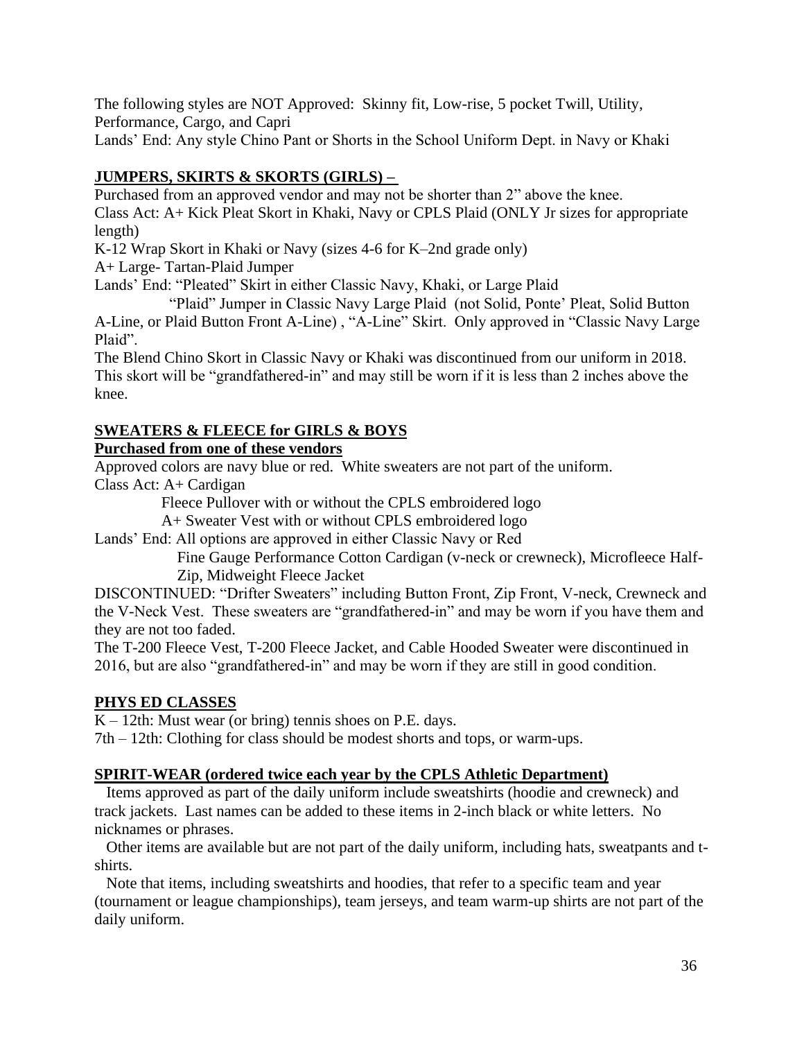The following styles are NOT Approved: Skinny fit, Low-rise, 5 pocket Twill, Utility, Performance, Cargo, and Capri

Lands' End: Any style Chino Pant or Shorts in the School Uniform Dept. in Navy or Khaki

## **JUMPERS, SKIRTS & SKORTS (GIRLS) –**

Purchased from an approved vendor and may not be shorter than 2" above the knee.

Class Act: A+ Kick Pleat Skort in Khaki, Navy or CPLS Plaid (ONLY Jr sizes for appropriate length)

K-12 Wrap Skort in Khaki or Navy (sizes 4-6 for K–2nd grade only)

A+ Large- Tartan-Plaid Jumper

Lands' End: "Pleated" Skirt in either Classic Navy, Khaki, or Large Plaid

"Plaid" Jumper in Classic Navy Large Plaid (not Solid, Ponte' Pleat, Solid Button A-Line, or Plaid Button Front A-Line) , "A-Line" Skirt. Only approved in "Classic Navy Large Plaid".

The Blend Chino Skort in Classic Navy or Khaki was discontinued from our uniform in 2018. This skort will be "grandfathered-in" and may still be worn if it is less than 2 inches above the knee.

## **SWEATERS & FLEECE for GIRLS & BOYS**

**Purchased from one of these vendors**

Approved colors are navy blue or red. White sweaters are not part of the uniform.

Class Act: A+ Cardigan

Fleece Pullover with or without the CPLS embroidered logo

A+ Sweater Vest with or without CPLS embroidered logo

Lands' End: All options are approved in either Classic Navy or Red

Fine Gauge Performance Cotton Cardigan (v-neck or crewneck), Microfleece Half-Zip, Midweight Fleece Jacket

DISCONTINUED: "Drifter Sweaters" including Button Front, Zip Front, V-neck, Crewneck and the V-Neck Vest. These sweaters are "grandfathered-in" and may be worn if you have them and they are not too faded.

The T-200 Fleece Vest, T-200 Fleece Jacket, and Cable Hooded Sweater were discontinued in 2016, but are also "grandfathered-in" and may be worn if they are still in good condition.

## **PHYS ED CLASSES**

K – 12th: Must wear (or bring) tennis shoes on P.E. days.

7th – 12th: Clothing for class should be modest shorts and tops, or warm-ups.

## **SPIRIT-WEAR (ordered twice each year by the CPLS Athletic Department)**

Items approved as part of the daily uniform include sweatshirts (hoodie and crewneck) and track jackets. Last names can be added to these items in 2-inch black or white letters. No nicknames or phrases.

Other items are available but are not part of the daily uniform, including hats, sweatpants and t-shirts.

Note that items, including sweatshirts and hoodies, that refer to a specific team and year (tournament or league championships), team jerseys, and team warm-up shirts are not part of the daily uniform.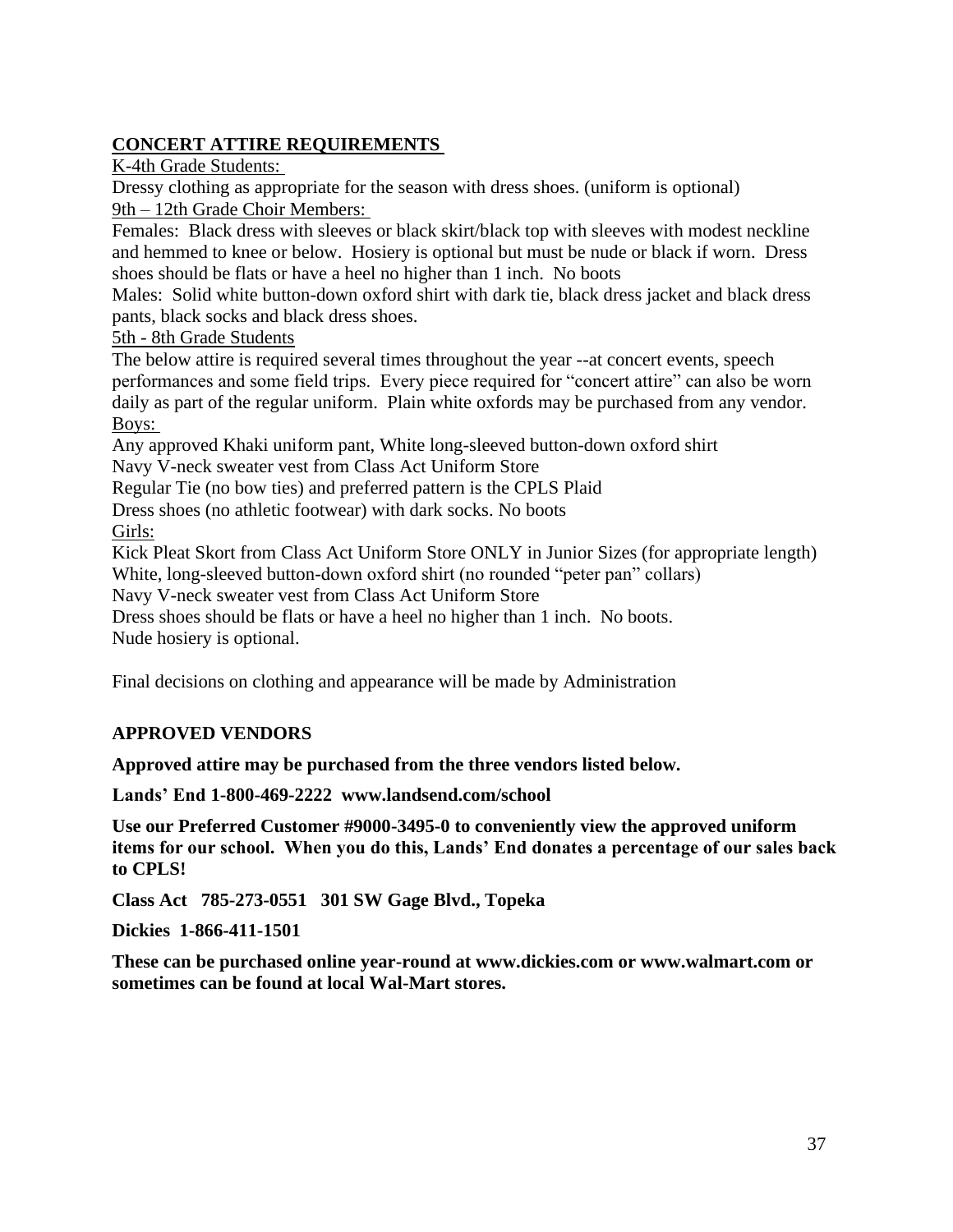## CONCERT ATTIRE REQUIREMENTS

K-4th Grade Students:

Dressy clothing as appropriate for the season with dress shoes. (uniform is optional)

9th – 12th Grade Choir Members:

Females: Black dress with sleeves or black skirt/black top with sleeves with modest neckline and hemmed to knee or below. Hosiery is optional but must be nude or black if worn. Dress shoes should be flats or have a heel no higher than 1 inch. No boots

Males: Solid white button-down oxford shirt with dark tie, black dress jacket and black dress pants, black socks and black dress shoes.

5th - 8th Grade Students

The below attire is required several times throughout the year --at concert events, speech performances and some field trips. Every piece required for "concert attire" can also be worn daily as part of the regular uniform. Plain white oxfords may be purchased from any vendor.

Boys:

Any approved Khaki uniform pant, White long-sleeved button-down oxford shirt
Navy V-neck sweater vest from Class Act Uniform Store
Regular Tie (no bow ties) and preferred pattern is the CPLS Plaid
Dress shoes (no athletic footwear) with dark socks. No boots

Girls:

Kick Pleat Skort from Class Act Uniform Store ONLY in Junior Sizes (for appropriate length)
White, long-sleeved button-down oxford shirt (no rounded "peter pan" collars)
Navy V-neck sweater vest from Class Act Uniform Store
Dress shoes should be flats or have a heel no higher than 1 inch. No boots.
Nude hosiery is optional.

Final decisions on clothing and appearance will be made by Administration

## APPROVED VENDORS

**Approved attire may be purchased from the three vendors listed below.**

**Lands' End 1-800-469-2222 www.landsend.com/school**

**Use our Preferred Customer #9000-3495-0 to conveniently view the approved uniform items for our school. When you do this, Lands' End donates a percentage of our sales back to CPLS!**

**Class Act 785-273-0551 301 SW Gage Blvd., Topeka**

**Dickies 1-866-411-1501**

**These can be purchased online year-round at www.dickies.com or www.walmart.com or sometimes can be found at local Wal-Mart stores.**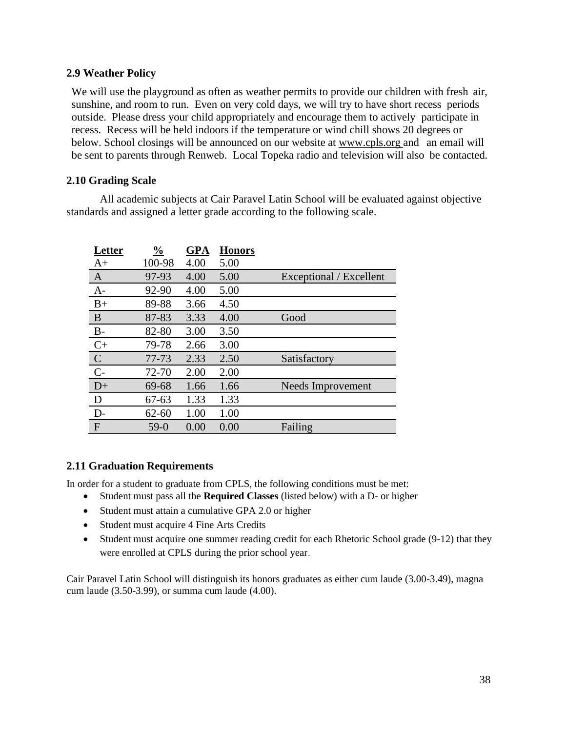### 2.9 Weather Policy

We will use the playground as often as weather permits to provide our children with fresh air, sunshine, and room to run. Even on very cold days, we will try to have short recess periods outside. Please dress your child appropriately and encourage them to actively participate in recess. Recess will be held indoors if the temperature or wind chill shows 20 degrees or below. School closings will be announced on our website at www.cpls.org and an email will be sent to parents through Renweb. Local Topeka radio and television will also be contacted.

### 2.10 Grading Scale

All academic subjects at Cair Paravel Latin School will be evaluated against objective standards and assigned a letter grade according to the following scale.

| Letter | % | GPA | Honors | |
|---|---|---|---|---|
| A+ | 100-98 | 4.00 | 5.00 | |
| A | 97-93 | 4.00 | 5.00 | Exceptional / Excellent |
| A- | 92-90 | 4.00 | 5.00 | |
| B+ | 89-88 | 3.66 | 4.50 | |
| B | 87-83 | 3.33 | 4.00 | Good |
| B- | 82-80 | 3.00 | 3.50 | |
| C+ | 79-78 | 2.66 | 3.00 | |
| C | 77-73 | 2.33 | 2.50 | Satisfactory |
| C- | 72-70 | 2.00 | 2.00 | |
| D+ | 69-68 | 1.66 | 1.66 | Needs Improvement |
| D | 67-63 | 1.33 | 1.33 | |
| D- | 62-60 | 1.00 | 1.00 | |
| F | 59-0 | 0.00 | 0.00 | Failing |

### 2.11 Graduation Requirements

In order for a student to graduate from CPLS, the following conditions must be met:

- Student must pass all the **Required Classes** (listed below) with a D- or higher
- Student must attain a cumulative GPA 2.0 or higher
- Student must acquire 4 Fine Arts Credits
- Student must acquire one summer reading credit for each Rhetoric School grade (9-12) that they were enrolled at CPLS during the prior school year.

Cair Paravel Latin School will distinguish its honors graduates as either cum laude (3.00-3.49), magna cum laude (3.50-3.99), or summa cum laude (4.00).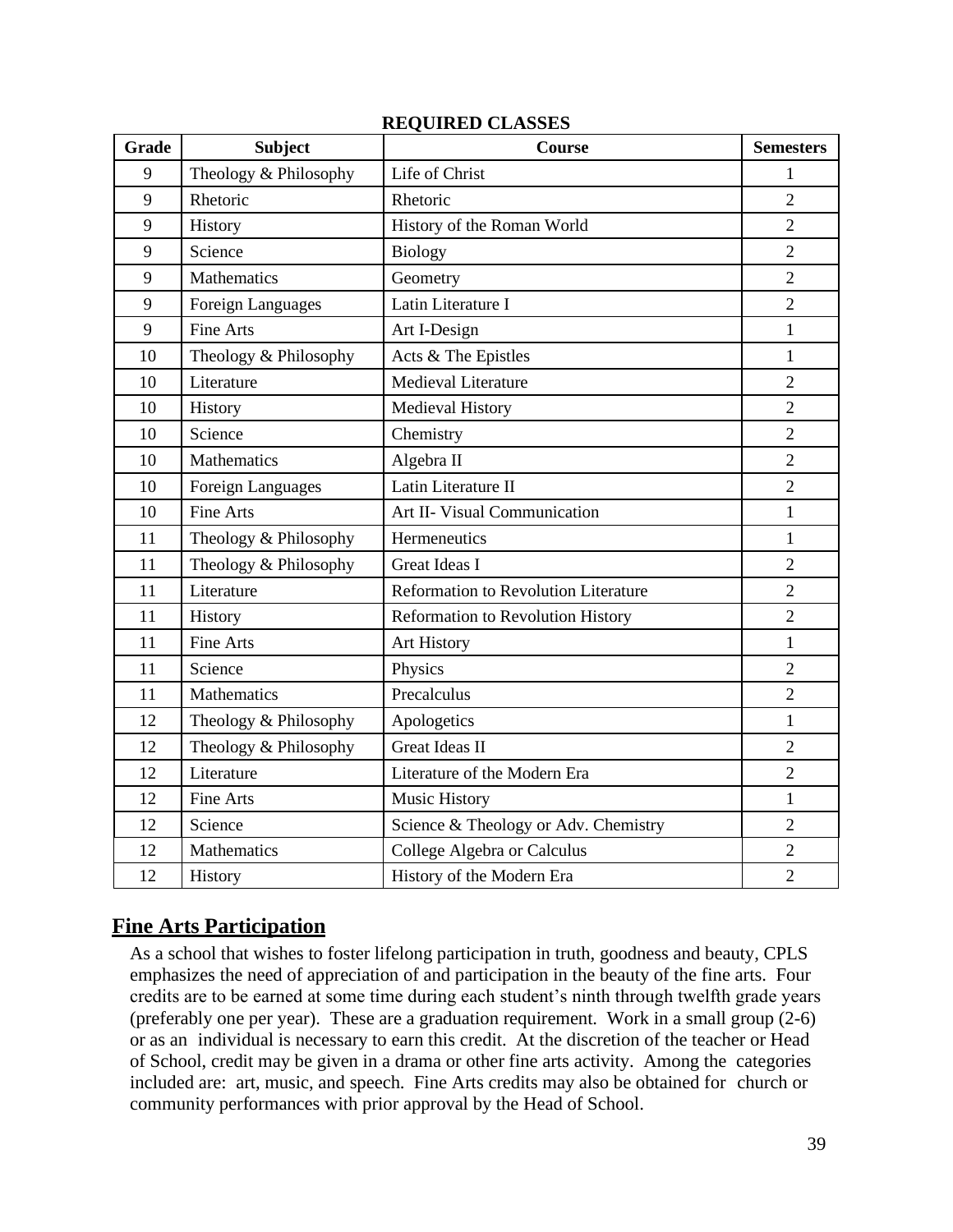**REQUIRED CLASSES**

| Grade | Subject | Course | Semesters |
|---|---|---|---|
| 9 | Theology & Philosophy | Life of Christ | 1 |
| 9 | Rhetoric | Rhetoric | 2 |
| 9 | History | History of the Roman World | 2 |
| 9 | Science | Biology | 2 |
| 9 | Mathematics | Geometry | 2 |
| 9 | Foreign Languages | Latin Literature I | 2 |
| 9 | Fine Arts | Art I-Design | 1 |
| 10 | Theology & Philosophy | Acts & The Epistles | 1 |
| 10 | Literature | Medieval Literature | 2 |
| 10 | History | Medieval History | 2 |
| 10 | Science | Chemistry | 2 |
| 10 | Mathematics | Algebra II | 2 |
| 10 | Foreign Languages | Latin Literature II | 2 |
| 10 | Fine Arts | Art II- Visual Communication | 1 |
| 11 | Theology & Philosophy | Hermeneutics | 1 |
| 11 | Theology & Philosophy | Great Ideas I | 2 |
| 11 | Literature | Reformation to Revolution Literature | 2 |
| 11 | History | Reformation to Revolution History | 2 |
| 11 | Fine Arts | Art History | 1 |
| 11 | Science | Physics | 2 |
| 11 | Mathematics | Precalculus | 2 |
| 12 | Theology & Philosophy | Apologetics | 1 |
| 12 | Theology & Philosophy | Great Ideas II | 2 |
| 12 | Literature | Literature of the Modern Era | 2 |
| 12 | Fine Arts | Music History | 1 |
| 12 | Science | Science & Theology or Adv. Chemistry | 2 |
| 12 | Mathematics | College Algebra or Calculus | 2 |
| 12 | History | History of the Modern Era | 2 |

## Fine Arts Participation

As a school that wishes to foster lifelong participation in truth, goodness and beauty, CPLS emphasizes the need of appreciation of and participation in the beauty of the fine arts. Four credits are to be earned at some time during each student's ninth through twelfth grade years (preferably one per year). These are a graduation requirement. Work in a small group (2-6) or as an individual is necessary to earn this credit. At the discretion of the teacher or Head of School, credit may be given in a drama or other fine arts activity. Among the categories included are: art, music, and speech. Fine Arts credits may also be obtained for church or community performances with prior approval by the Head of School.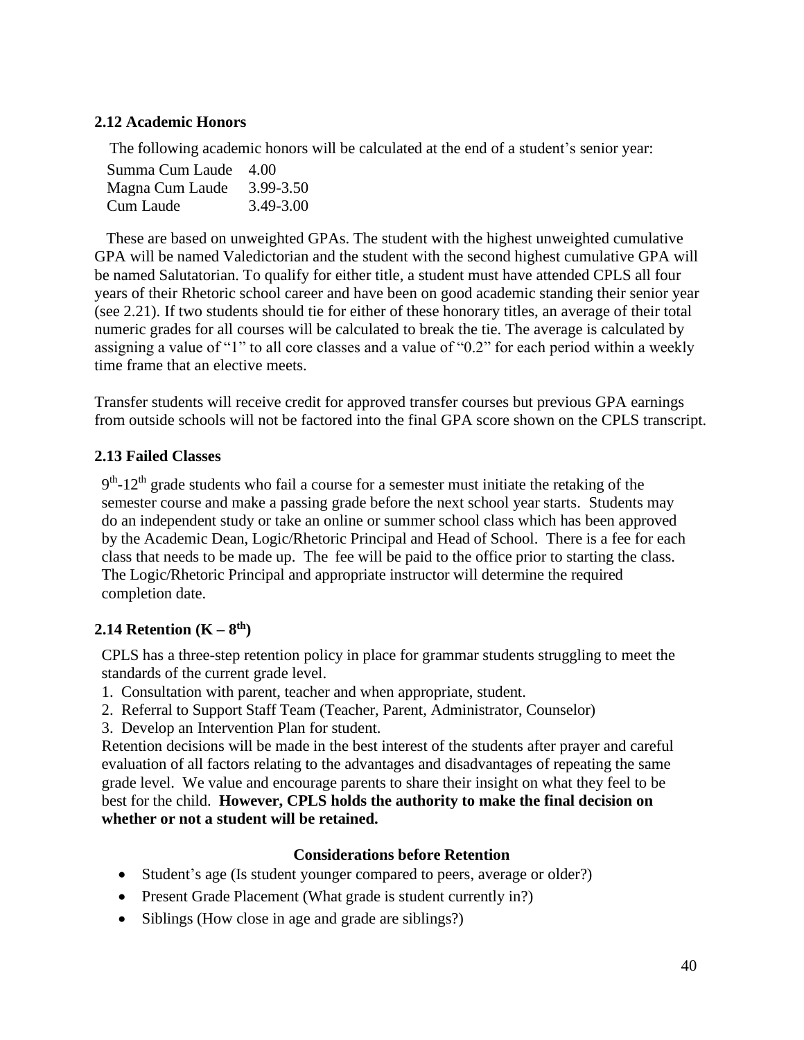### 2.12 Academic Honors

The following academic honors will be calculated at the end of a student's senior year:

| | |
|---|---|
| Summa Cum Laude | 4.00 |
| Magna Cum Laude | 3.99-3.50 |
| Cum Laude | 3.49-3.00 |

These are based on unweighted GPAs. The student with the highest unweighted cumulative GPA will be named Valedictorian and the student with the second highest cumulative GPA will be named Salutatorian. To qualify for either title, a student must have attended CPLS all four years of their Rhetoric school career and have been on good academic standing their senior year (see 2.21). If two students should tie for either of these honorary titles, an average of their total numeric grades for all courses will be calculated to break the tie. The average is calculated by assigning a value of "1" to all core classes and a value of "0.2" for each period within a weekly time frame that an elective meets.

Transfer students will receive credit for approved transfer courses but previous GPA earnings from outside schools will not be factored into the final GPA score shown on the CPLS transcript.

### 2.13 Failed Classes

9th-12th grade students who fail a course for a semester must initiate the retaking of the semester course and make a passing grade before the next school year starts. Students may do an independent study or take an online or summer school class which has been approved by the Academic Dean, Logic/Rhetoric Principal and Head of School. There is a fee for each class that needs to be made up. The fee will be paid to the office prior to starting the class. The Logic/Rhetoric Principal and appropriate instructor will determine the required completion date.

### 2.14 Retention (K – 8th)

CPLS has a three-step retention policy in place for grammar students struggling to meet the standards of the current grade level.

1. Consultation with parent, teacher and when appropriate, student.
2. Referral to Support Staff Team (Teacher, Parent, Administrator, Counselor)
3. Develop an Intervention Plan for student.

Retention decisions will be made in the best interest of the students after prayer and careful evaluation of all factors relating to the advantages and disadvantages of repeating the same grade level. We value and encourage parents to share their insight on what they feel to be best for the child. **However, CPLS holds the authority to make the final decision on whether or not a student will be retained.**

**Considerations before Retention**

- Student's age (Is student younger compared to peers, average or older?)
- Present Grade Placement (What grade is student currently in?)
- Siblings (How close in age and grade are siblings?)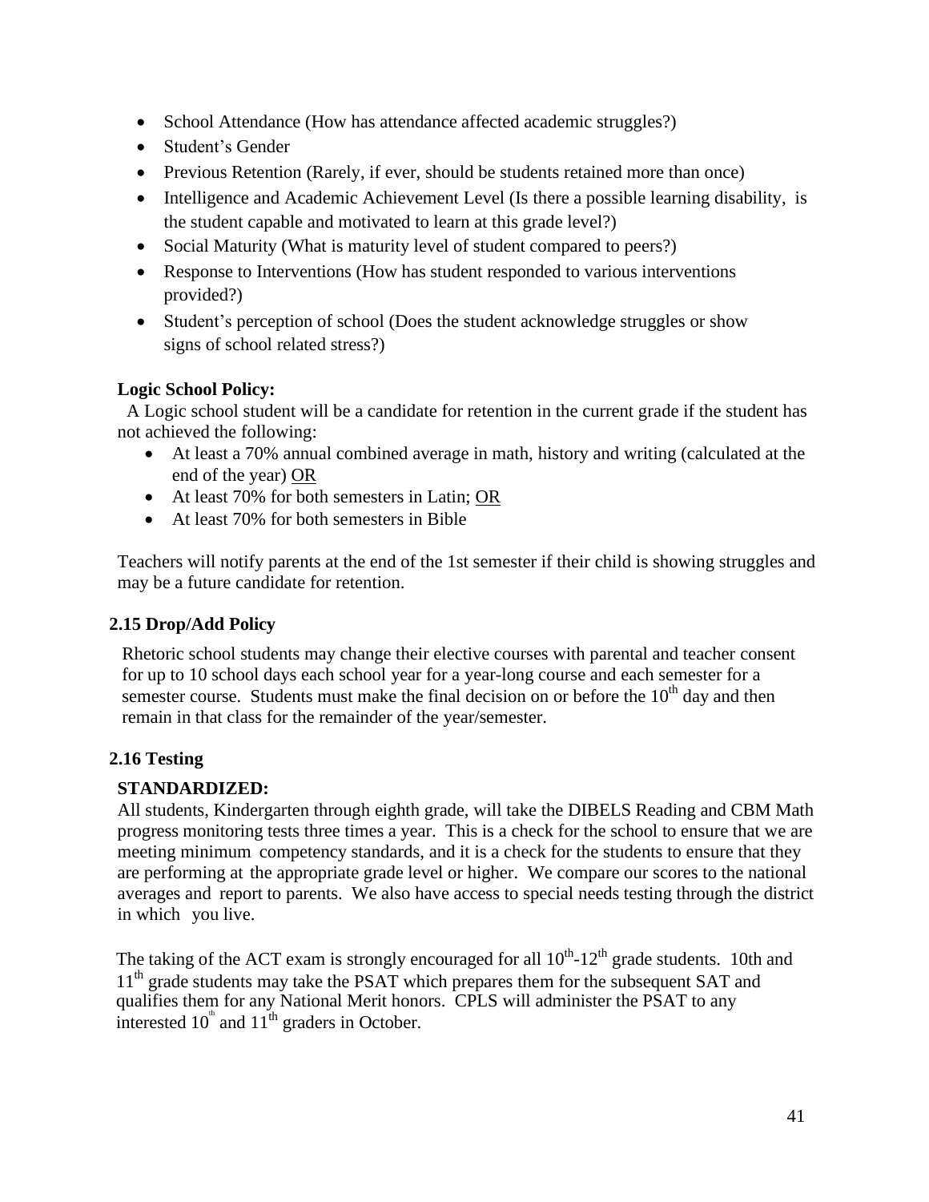- School Attendance (How has attendance affected academic struggles?)
- Student's Gender
- Previous Retention (Rarely, if ever, should be students retained more than once)
- Intelligence and Academic Achievement Level (Is there a possible learning disability, is the student capable and motivated to learn at this grade level?)
- Social Maturity (What is maturity level of student compared to peers?)
- Response to Interventions (How has student responded to various interventions provided?)
- Student's perception of school (Does the student acknowledge struggles or show signs of school related stress?)

**Logic School Policy:**

A Logic school student will be a candidate for retention in the current grade if the student has not achieved the following:

- At least a 70% annual combined average in math, history and writing (calculated at the end of the year) <u>OR</u>
- At least 70% for both semesters in Latin; <u>OR</u>
- At least 70% for both semesters in Bible

Teachers will notify parents at the end of the 1st semester if their child is showing struggles and may be a future candidate for retention.

### 2.15 Drop/Add Policy

Rhetoric school students may change their elective courses with parental and teacher consent for up to 10 school days each school year for a year-long course and each semester for a semester course. Students must make the final decision on or before the 10th day and then remain in that class for the remainder of the year/semester.

### 2.16 Testing

**STANDARDIZED:**

All students, Kindergarten through eighth grade, will take the DIBELS Reading and CBM Math progress monitoring tests three times a year. This is a check for the school to ensure that we are meeting minimum competency standards, and it is a check for the students to ensure that they are performing at the appropriate grade level or higher. We compare our scores to the national averages and report to parents. We also have access to special needs testing through the district in which you live.

The taking of the ACT exam is strongly encouraged for all 10th-12th grade students. 10th and 11th grade students may take the PSAT which prepares them for the subsequent SAT and qualifies them for any National Merit honors. CPLS will administer the PSAT to any interested 10th and 11th graders in October.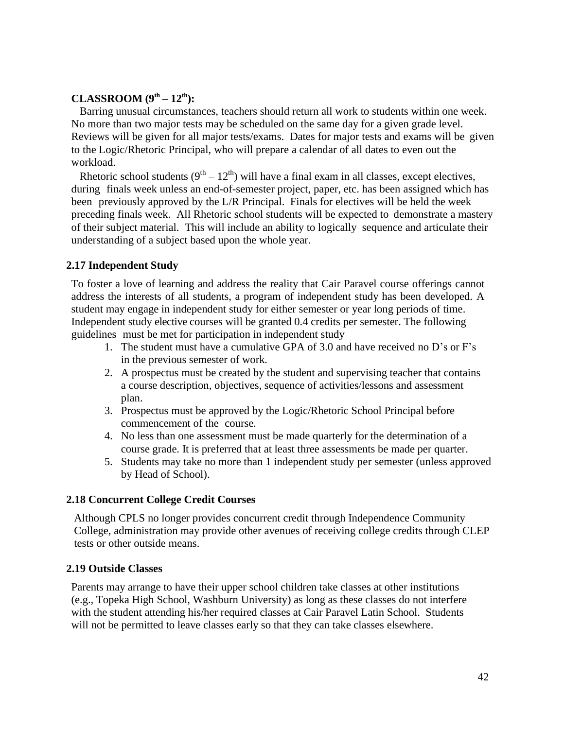**CLASSROOM ($9^{th}$ – $12^{th}$):**

Barring unusual circumstances, teachers should return all work to students within one week. No more than two major tests may be scheduled on the same day for a given grade level. Reviews will be given for all major tests/exams. Dates for major tests and exams will be given to the Logic/Rhetoric Principal, who will prepare a calendar of all dates to even out the workload.

Rhetoric school students ($9^{th}$ – $12^{th}$) will have a final exam in all classes, except electives, during finals week unless an end-of-semester project, paper, etc. has been assigned which has been previously approved by the L/R Principal. Finals for electives will be held the week preceding finals week. All Rhetoric school students will be expected to demonstrate a mastery of their subject material. This will include an ability to logically sequence and articulate their understanding of a subject based upon the whole year.

### 2.17 Independent Study

To foster a love of learning and address the reality that Cair Paravel course offerings cannot address the interests of all students, a program of independent study has been developed. A student may engage in independent study for either semester or year long periods of time. Independent study elective courses will be granted 0.4 credits per semester. The following guidelines must be met for participation in independent study

1. The student must have a cumulative GPA of 3.0 and have received no D's or F's in the previous semester of work.
2. A prospectus must be created by the student and supervising teacher that contains a course description, objectives, sequence of activities/lessons and assessment plan.
3. Prospectus must be approved by the Logic/Rhetoric School Principal before commencement of the course.
4. No less than one assessment must be made quarterly for the determination of a course grade. It is preferred that at least three assessments be made per quarter.
5. Students may take no more than 1 independent study per semester (unless approved by Head of School).

### 2.18 Concurrent College Credit Courses

Although CPLS no longer provides concurrent credit through Independence Community College, administration may provide other avenues of receiving college credits through CLEP tests or other outside means.

### 2.19 Outside Classes

Parents may arrange to have their upper school children take classes at other institutions (e.g., Topeka High School, Washburn University) as long as these classes do not interfere with the student attending his/her required classes at Cair Paravel Latin School. Students will not be permitted to leave classes early so that they can take classes elsewhere.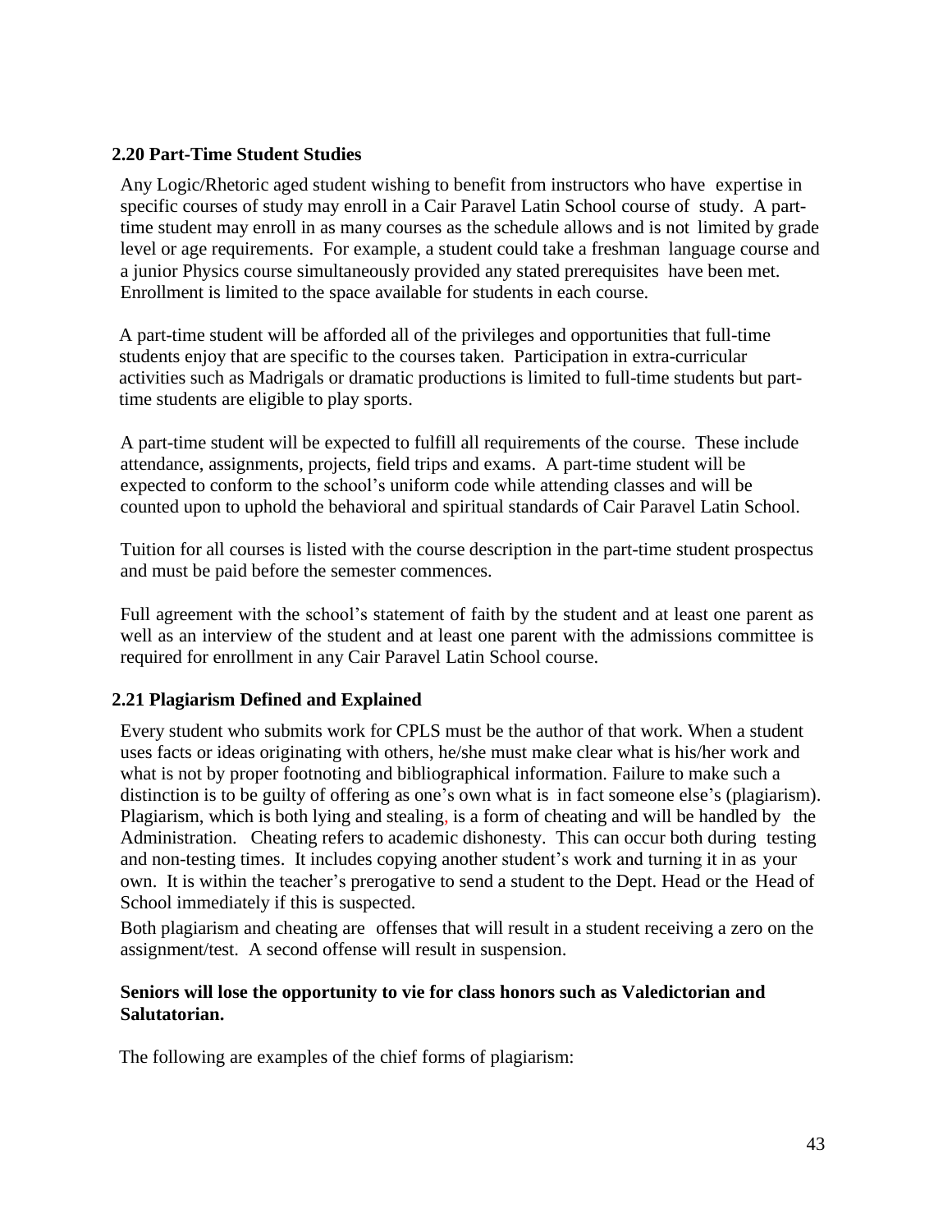### 2.20 Part-Time Student Studies

Any Logic/Rhetoric aged student wishing to benefit from instructors who have expertise in specific courses of study may enroll in a Cair Paravel Latin School course of study. A part-time student may enroll in as many courses as the schedule allows and is not limited by grade level or age requirements. For example, a student could take a freshman language course and a junior Physics course simultaneously provided any stated prerequisites have been met. Enrollment is limited to the space available for students in each course.

A part-time student will be afforded all of the privileges and opportunities that full-time students enjoy that are specific to the courses taken. Participation in extra-curricular activities such as Madrigals or dramatic productions is limited to full-time students but part-time students are eligible to play sports.

A part-time student will be expected to fulfill all requirements of the course. These include attendance, assignments, projects, field trips and exams. A part-time student will be expected to conform to the school's uniform code while attending classes and will be counted upon to uphold the behavioral and spiritual standards of Cair Paravel Latin School.

Tuition for all courses is listed with the course description in the part-time student prospectus and must be paid before the semester commences.

Full agreement with the school's statement of faith by the student and at least one parent as well as an interview of the student and at least one parent with the admissions committee is required for enrollment in any Cair Paravel Latin School course.

### 2.21 Plagiarism Defined and Explained

Every student who submits work for CPLS must be the author of that work. When a student uses facts or ideas originating with others, he/she must make clear what is his/her work and what is not by proper footnoting and bibliographical information. Failure to make such a distinction is to be guilty of offering as one's own what is in fact someone else's (plagiarism). Plagiarism, which is both lying and stealing, is a form of cheating and will be handled by the Administration. Cheating refers to academic dishonesty. This can occur both during testing and non-testing times. It includes copying another student's work and turning it in as your own. It is within the teacher's prerogative to send a student to the Dept. Head or the Head of School immediately if this is suspected.

Both plagiarism and cheating are offenses that will result in a student receiving a zero on the assignment/test. A second offense will result in suspension.

**Seniors will lose the opportunity to vie for class honors such as Valedictorian and Salutatorian.**

The following are examples of the chief forms of plagiarism: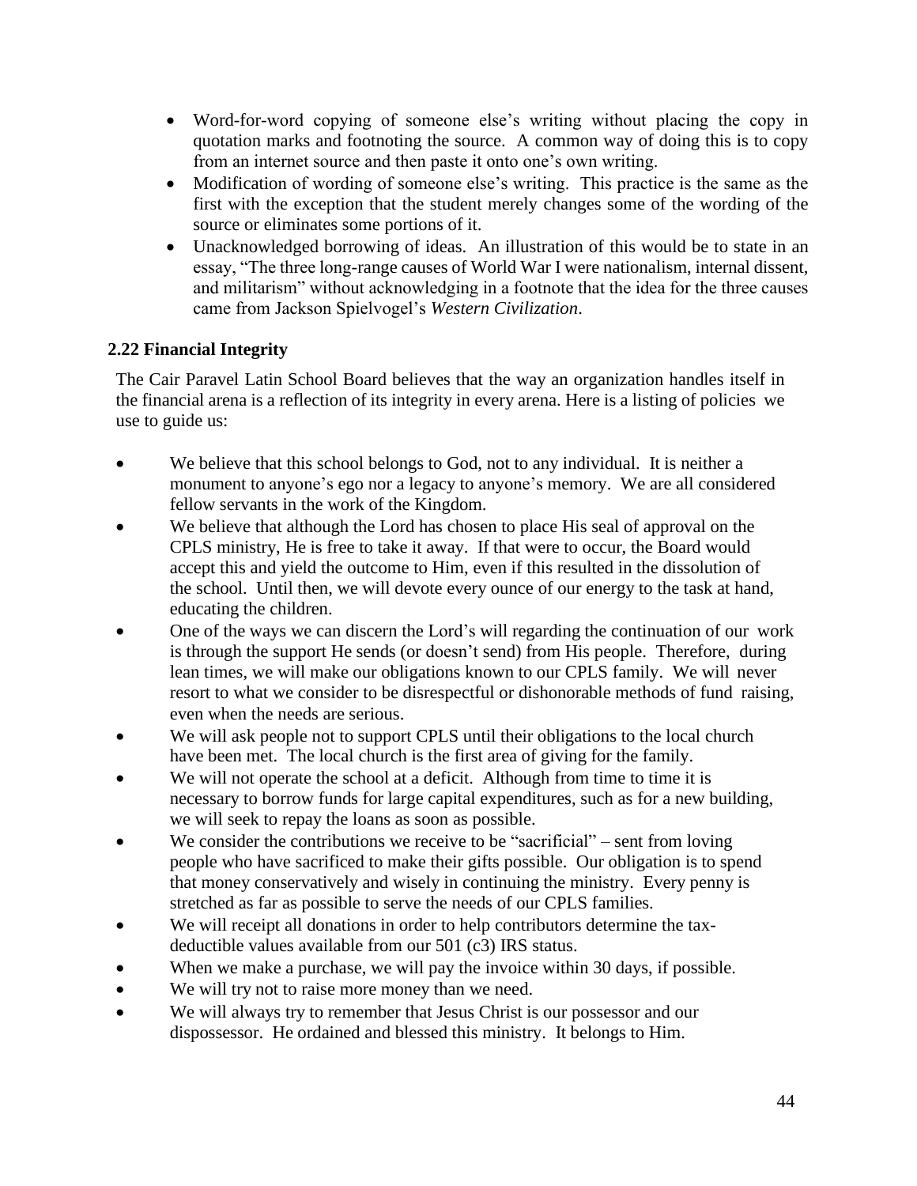- Word-for-word copying of someone else's writing without placing the copy in quotation marks and footnoting the source. A common way of doing this is to copy from an internet source and then paste it onto one's own writing.
- Modification of wording of someone else's writing. This practice is the same as the first with the exception that the student merely changes some of the wording of the source or eliminates some portions of it.
- Unacknowledged borrowing of ideas. An illustration of this would be to state in an essay, "The three long-range causes of World War I were nationalism, internal dissent, and militarism" without acknowledging in a footnote that the idea for the three causes came from Jackson Spielvogel's *Western Civilization*.

### 2.22 Financial Integrity

The Cair Paravel Latin School Board believes that the way an organization handles itself in the financial arena is a reflection of its integrity in every arena. Here is a listing of policies we use to guide us:

- We believe that this school belongs to God, not to any individual. It is neither a monument to anyone's ego nor a legacy to anyone's memory. We are all considered fellow servants in the work of the Kingdom.
- We believe that although the Lord has chosen to place His seal of approval on the CPLS ministry, He is free to take it away. If that were to occur, the Board would accept this and yield the outcome to Him, even if this resulted in the dissolution of the school. Until then, we will devote every ounce of our energy to the task at hand, educating the children.
- One of the ways we can discern the Lord's will regarding the continuation of our work is through the support He sends (or doesn't send) from His people. Therefore, during lean times, we will make our obligations known to our CPLS family. We will never resort to what we consider to be disrespectful or dishonorable methods of fund raising, even when the needs are serious.
- We will ask people not to support CPLS until their obligations to the local church have been met. The local church is the first area of giving for the family.
- We will not operate the school at a deficit. Although from time to time it is necessary to borrow funds for large capital expenditures, such as for a new building, we will seek to repay the loans as soon as possible.
- We consider the contributions we receive to be "sacrificial" – sent from loving people who have sacrificed to make their gifts possible. Our obligation is to spend that money conservatively and wisely in continuing the ministry. Every penny is stretched as far as possible to serve the needs of our CPLS families.
- We will receipt all donations in order to help contributors determine the tax-deductible values available from our 501 (c3) IRS status.
- When we make a purchase, we will pay the invoice within 30 days, if possible.
- We will try not to raise more money than we need.
- We will always try to remember that Jesus Christ is our possessor and our dispossessor. He ordained and blessed this ministry. It belongs to Him.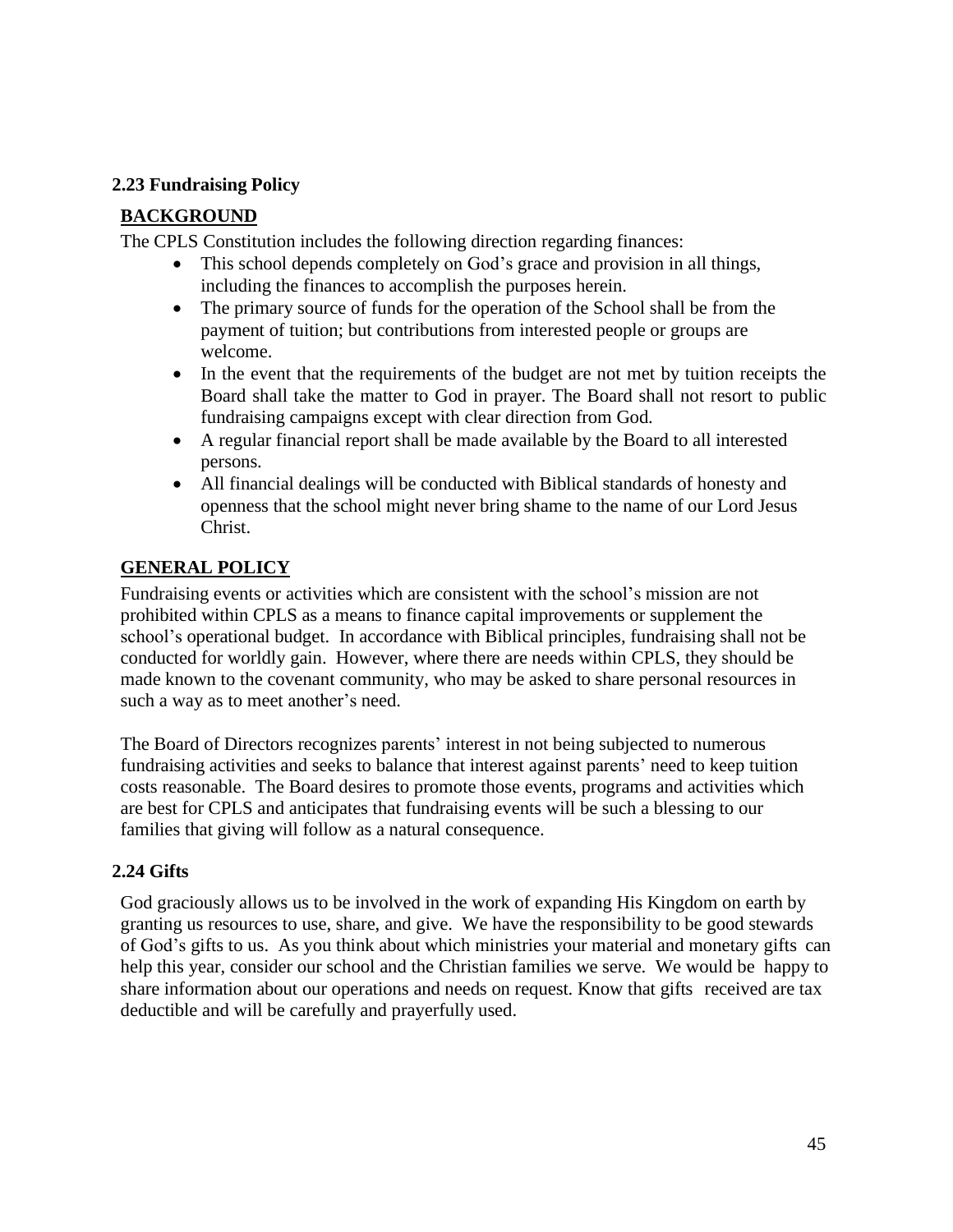### 2.23 Fundraising Policy

**BACKGROUND**

The CPLS Constitution includes the following direction regarding finances:

- This school depends completely on God's grace and provision in all things, including the finances to accomplish the purposes herein.
- The primary source of funds for the operation of the School shall be from the payment of tuition; but contributions from interested people or groups are welcome.
- In the event that the requirements of the budget are not met by tuition receipts the Board shall take the matter to God in prayer. The Board shall not resort to public fundraising campaigns except with clear direction from God.
- A regular financial report shall be made available by the Board to all interested persons.
- All financial dealings will be conducted with Biblical standards of honesty and openness that the school might never bring shame to the name of our Lord Jesus Christ.

**GENERAL POLICY**

Fundraising events or activities which are consistent with the school's mission are not prohibited within CPLS as a means to finance capital improvements or supplement the school's operational budget. In accordance with Biblical principles, fundraising shall not be conducted for worldly gain. However, where there are needs within CPLS, they should be made known to the covenant community, who may be asked to share personal resources in such a way as to meet another's need.

The Board of Directors recognizes parents' interest in not being subjected to numerous fundraising activities and seeks to balance that interest against parents' need to keep tuition costs reasonable. The Board desires to promote those events, programs and activities which are best for CPLS and anticipates that fundraising events will be such a blessing to our families that giving will follow as a natural consequence.

### 2.24 Gifts

God graciously allows us to be involved in the work of expanding His Kingdom on earth by granting us resources to use, share, and give. We have the responsibility to be good stewards of God's gifts to us. As you think about which ministries your material and monetary gifts can help this year, consider our school and the Christian families we serve. We would be happy to share information about our operations and needs on request. Know that gifts received are tax deductible and will be carefully and prayerfully used.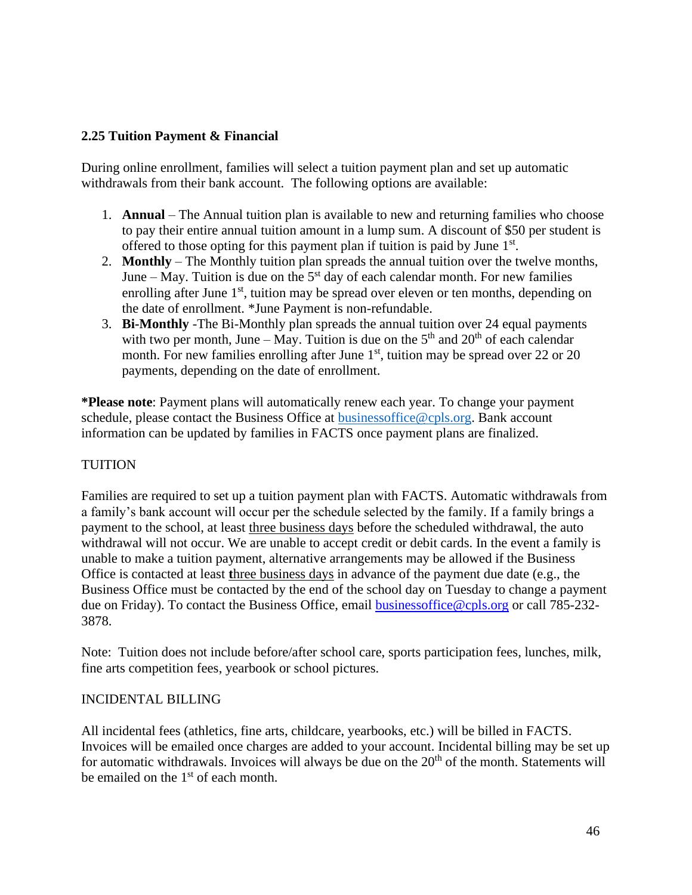### 2.25 Tuition Payment & Financial

During online enrollment, families will select a tuition payment plan and set up automatic withdrawals from their bank account. The following options are available:

1. **Annual** – The Annual tuition plan is available to new and returning families who choose to pay their entire annual tuition amount in a lump sum. A discount of $50 per student is offered to those opting for this payment plan if tuition is paid by June 1st.
2. **Monthly** – The Monthly tuition plan spreads the annual tuition over the twelve months, June – May. Tuition is due on the 5th day of each calendar month. For new families enrolling after June 1st, tuition may be spread over eleven or ten months, depending on the date of enrollment. *June Payment is non-refundable.
3. **Bi-Monthly** -The Bi-Monthly plan spreads the annual tuition over 24 equal payments with two per month, June – May. Tuition is due on the 5th and 20th of each calendar month. For new families enrolling after June 1st, tuition may be spread over 22 or 20 payments, depending on the date of enrollment.

***Please note**: Payment plans will automatically renew each year. To change your payment schedule, please contact the Business Office at businessoffice@cpls.org. Bank account information can be updated by families in FACTS once payment plans are finalized.

TUITION

Families are required to set up a tuition payment plan with FACTS. Automatic withdrawals from a family's bank account will occur per the schedule selected by the family. If a family brings a payment to the school, at least three business days before the scheduled withdrawal, the auto withdrawal will not occur. We are unable to accept credit or debit cards. In the event a family is unable to make a tuition payment, alternative arrangements may be allowed if the Business Office is contacted at least three business days in advance of the payment due date (e.g., the Business Office must be contacted by the end of the school day on Tuesday to change a payment due on Friday). To contact the Business Office, email businessoffice@cpls.org or call 785-232-3878.

Note: Tuition does not include before/after school care, sports participation fees, lunches, milk, fine arts competition fees, yearbook or school pictures.

INCIDENTAL BILLING

All incidental fees (athletics, fine arts, childcare, yearbooks, etc.) will be billed in FACTS. Invoices will be emailed once charges are added to your account. Incidental billing may be set up for automatic withdrawals. Invoices will always be due on the 20th of the month. Statements will be emailed on the 1st of each month.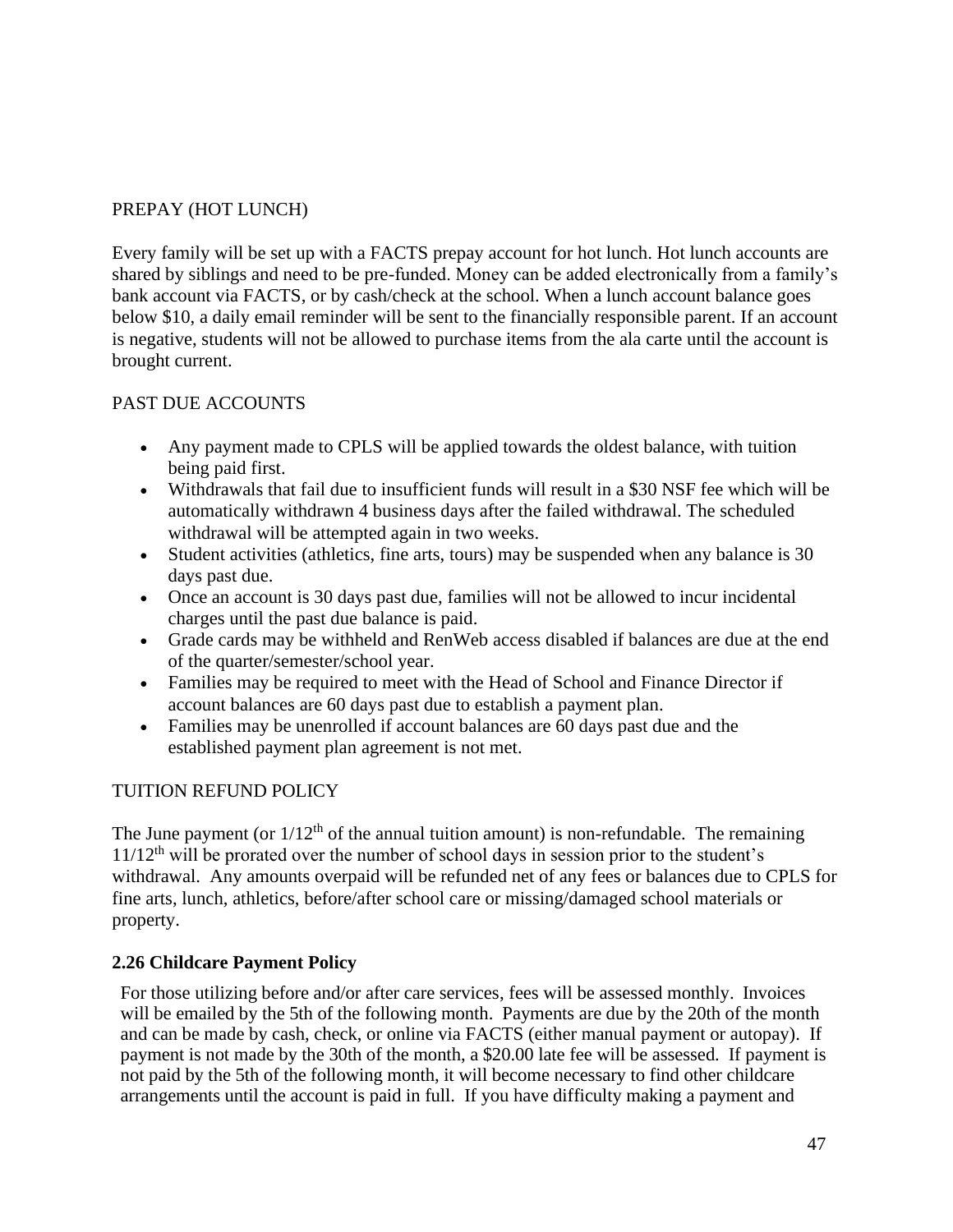PREPAY (HOT LUNCH)

Every family will be set up with a FACTS prepay account for hot lunch. Hot lunch accounts are shared by siblings and need to be pre-funded. Money can be added electronically from a family's bank account via FACTS, or by cash/check at the school. When a lunch account balance goes below $10, a daily email reminder will be sent to the financially responsible parent. If an account is negative, students will not be allowed to purchase items from the ala carte until the account is brought current.

PAST DUE ACCOUNTS

- Any payment made to CPLS will be applied towards the oldest balance, with tuition being paid first.
- Withdrawals that fail due to insufficient funds will result in a $30 NSF fee which will be automatically withdrawn 4 business days after the failed withdrawal. The scheduled withdrawal will be attempted again in two weeks.
- Student activities (athletics, fine arts, tours) may be suspended when any balance is 30 days past due.
- Once an account is 30 days past due, families will not be allowed to incur incidental charges until the past due balance is paid.
- Grade cards may be withheld and RenWeb access disabled if balances are due at the end of the quarter/semester/school year.
- Families may be required to meet with the Head of School and Finance Director if account balances are 60 days past due to establish a payment plan.
- Families may be unenrolled if account balances are 60 days past due and the established payment plan agreement is not met.

TUITION REFUND POLICY

The June payment (or 1/12th of the annual tuition amount) is non-refundable. The remaining 11/12th will be prorated over the number of school days in session prior to the student's withdrawal. Any amounts overpaid will be refunded net of any fees or balances due to CPLS for fine arts, lunch, athletics, before/after school care or missing/damaged school materials or property.

**2.26 Childcare Payment Policy**

For those utilizing before and/or after care services, fees will be assessed monthly. Invoices will be emailed by the 5th of the following month. Payments are due by the 20th of the month and can be made by cash, check, or online via FACTS (either manual payment or autopay). If payment is not made by the 30th of the month, a $20.00 late fee will be assessed. If payment is not paid by the 5th of the following month, it will become necessary to find other childcare arrangements until the account is paid in full. If you have difficulty making a payment and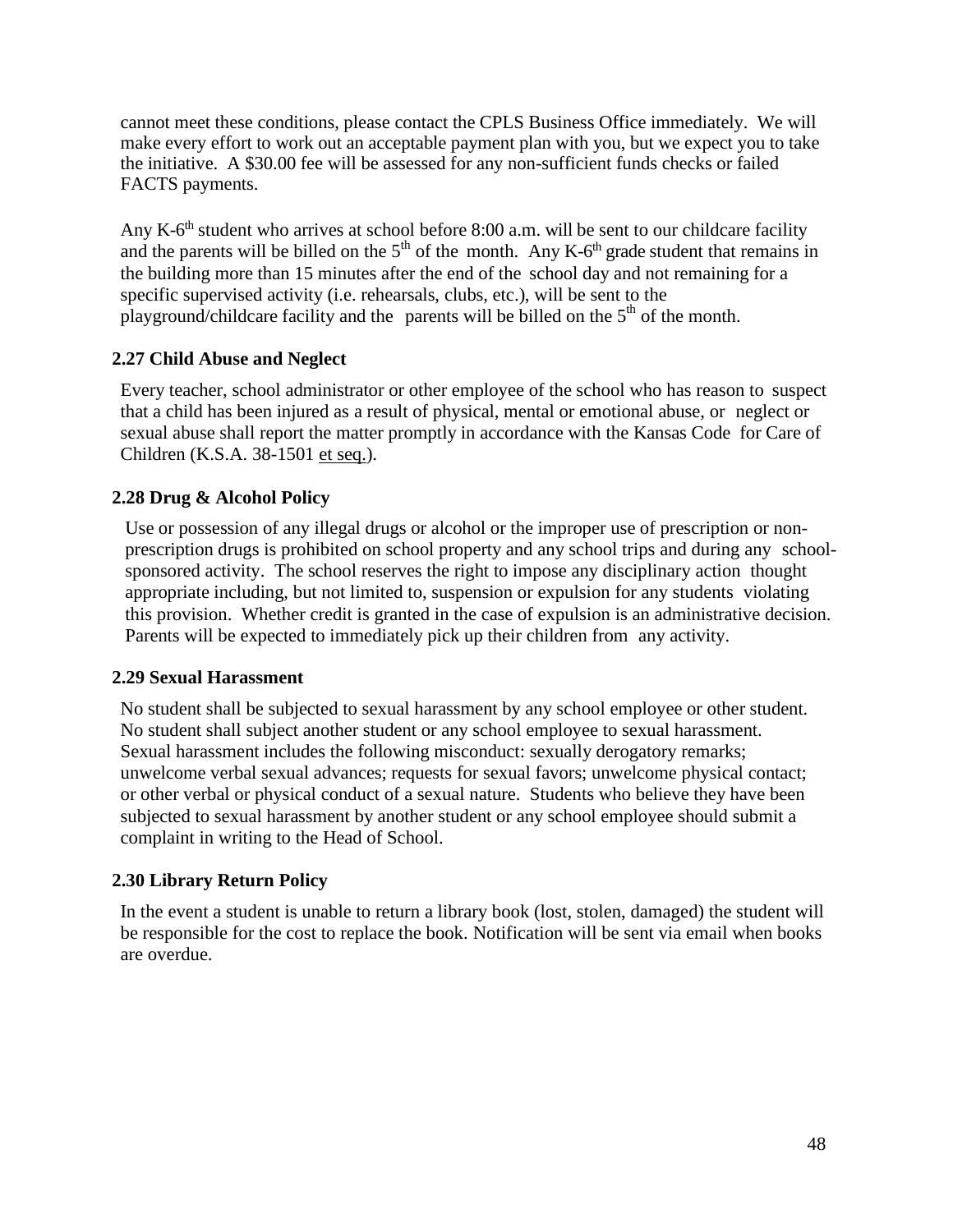cannot meet these conditions, please contact the CPLS Business Office immediately. We will make every effort to work out an acceptable payment plan with you, but we expect you to take the initiative. A $30.00 fee will be assessed for any non-sufficient funds checks or failed FACTS payments.

Any K-6th student who arrives at school before 8:00 a.m. will be sent to our childcare facility and the parents will be billed on the 5th of the month. Any K-6th grade student that remains in the building more than 15 minutes after the end of the school day and not remaining for a specific supervised activity (i.e. rehearsals, clubs, etc.), will be sent to the playground/childcare facility and the parents will be billed on the 5th of the month.

### 2.27 Child Abuse and Neglect

Every teacher, school administrator or other employee of the school who has reason to suspect that a child has been injured as a result of physical, mental or emotional abuse, or neglect or sexual abuse shall report the matter promptly in accordance with the Kansas Code for Care of Children (K.S.A. 38-1501 et seq.).

### 2.28 Drug & Alcohol Policy

Use or possession of any illegal drugs or alcohol or the improper use of prescription or non-prescription drugs is prohibited on school property and any school trips and during any school-sponsored activity. The school reserves the right to impose any disciplinary action thought appropriate including, but not limited to, suspension or expulsion for any students violating this provision. Whether credit is granted in the case of expulsion is an administrative decision. Parents will be expected to immediately pick up their children from any activity.

### 2.29 Sexual Harassment

No student shall be subjected to sexual harassment by any school employee or other student. No student shall subject another student or any school employee to sexual harassment. Sexual harassment includes the following misconduct: sexually derogatory remarks; unwelcome verbal sexual advances; requests for sexual favors; unwelcome physical contact; or other verbal or physical conduct of a sexual nature. Students who believe they have been subjected to sexual harassment by another student or any school employee should submit a complaint in writing to the Head of School.

### 2.30 Library Return Policy

In the event a student is unable to return a library book (lost, stolen, damaged) the student will be responsible for the cost to replace the book. Notification will be sent via email when books are overdue.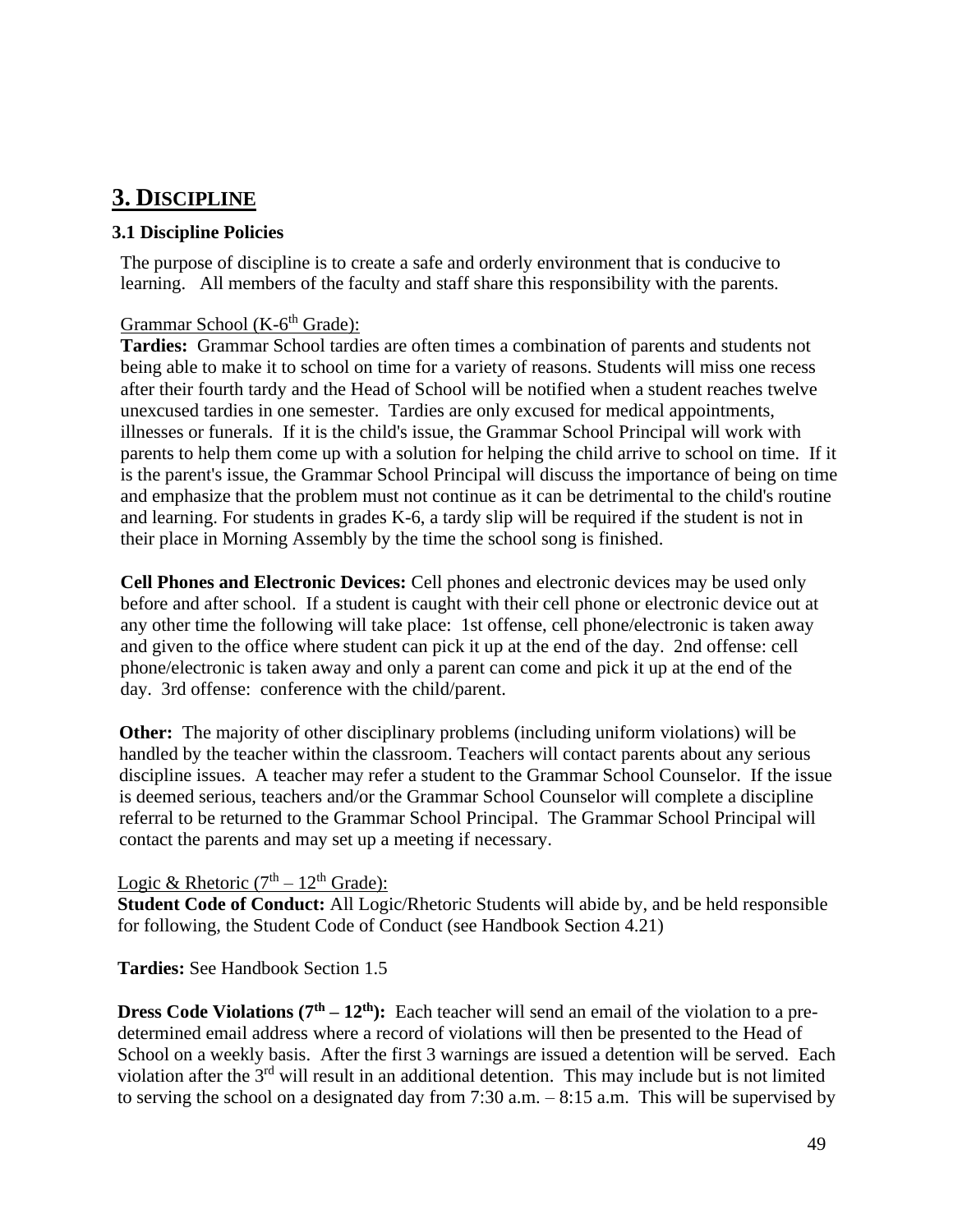## 3. DISCIPLINE

### 3.1 Discipline Policies

The purpose of discipline is to create a safe and orderly environment that is conducive to learning. All members of the faculty and staff share this responsibility with the parents.

Grammar School (K-6th Grade):

**Tardies:** Grammar School tardies are often times a combination of parents and students not being able to make it to school on time for a variety of reasons. Students will miss one recess after their fourth tardy and the Head of School will be notified when a student reaches twelve unexcused tardies in one semester. Tardies are only excused for medical appointments, illnesses or funerals. If it is the child's issue, the Grammar School Principal will work with parents to help them come up with a solution for helping the child arrive to school on time. If it is the parent's issue, the Grammar School Principal will discuss the importance of being on time and emphasize that the problem must not continue as it can be detrimental to the child's routine and learning. For students in grades K-6, a tardy slip will be required if the student is not in their place in Morning Assembly by the time the school song is finished.

**Cell Phones and Electronic Devices:** Cell phones and electronic devices may be used only before and after school. If a student is caught with their cell phone or electronic device out at any other time the following will take place: 1st offense, cell phone/electronic is taken away and given to the office where student can pick it up at the end of the day. 2nd offense: cell phone/electronic is taken away and only a parent can come and pick it up at the end of the day. 3rd offense: conference with the child/parent.

**Other:** The majority of other disciplinary problems (including uniform violations) will be handled by the teacher within the classroom. Teachers will contact parents about any serious discipline issues. A teacher may refer a student to the Grammar School Counselor. If the issue is deemed serious, teachers and/or the Grammar School Counselor will complete a discipline referral to be returned to the Grammar School Principal. The Grammar School Principal will contact the parents and may set up a meeting if necessary.

Logic & Rhetoric (7th – 12th Grade):

**Student Code of Conduct:** All Logic/Rhetoric Students will abide by, and be held responsible for following, the Student Code of Conduct (see Handbook Section 4.21)

**Tardies:** See Handbook Section 1.5

**Dress Code Violations (7th – 12th):** Each teacher will send an email of the violation to a pre-determined email address where a record of violations will then be presented to the Head of School on a weekly basis. After the first 3 warnings are issued a detention will be served. Each violation after the 3rd will result in an additional detention. This may include but is not limited to serving the school on a designated day from 7:30 a.m. – 8:15 a.m. This will be supervised by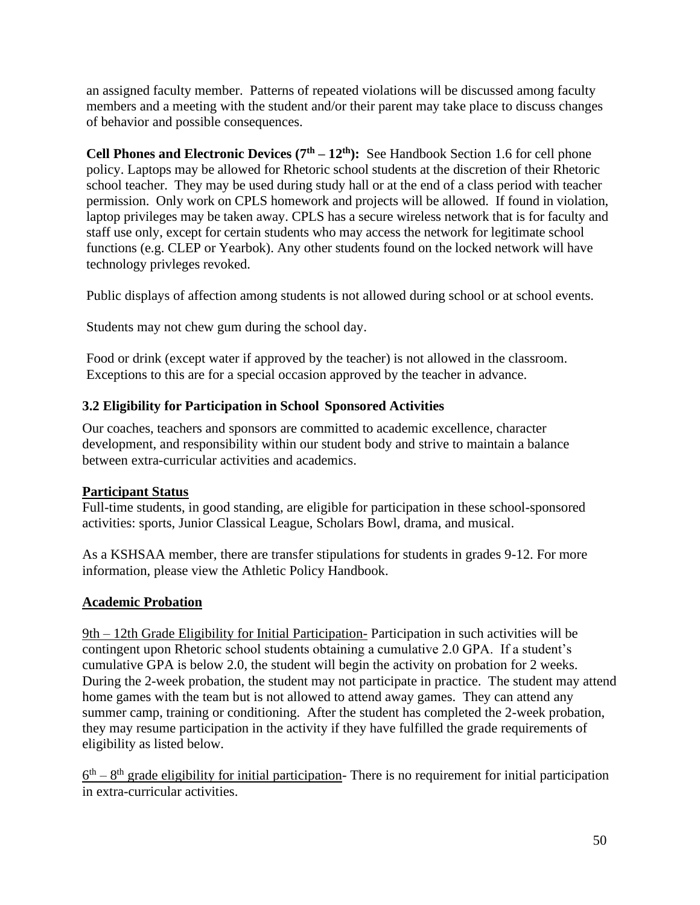an assigned faculty member. Patterns of repeated violations will be discussed among faculty members and a meeting with the student and/or their parent may take place to discuss changes of behavior and possible consequences.

**Cell Phones and Electronic Devices (7th – 12th):** See Handbook Section 1.6 for cell phone policy. Laptops may be allowed for Rhetoric school students at the discretion of their Rhetoric school teacher. They may be used during study hall or at the end of a class period with teacher permission. Only work on CPLS homework and projects will be allowed. If found in violation, laptop privileges may be taken away. CPLS has a secure wireless network that is for faculty and staff use only, except for certain students who may access the network for legitimate school functions (e.g. CLEP or Yearbok). Any other students found on the locked network will have technology privleges revoked.

Public displays of affection among students is not allowed during school or at school events.

Students may not chew gum during the school day.

Food or drink (except water if approved by the teacher) is not allowed in the classroom. Exceptions to this are for a special occasion approved by the teacher in advance.

### 3.2 Eligibility for Participation in School Sponsored Activities

Our coaches, teachers and sponsors are committed to academic excellence, character development, and responsibility within our student body and strive to maintain a balance between extra-curricular activities and academics.

**Participant Status**

Full-time students, in good standing, are eligible for participation in these school-sponsored activities: sports, Junior Classical League, Scholars Bowl, drama, and musical.

As a KSHSAA member, there are transfer stipulations for students in grades 9-12. For more information, please view the Athletic Policy Handbook.

**Academic Probation**

9th – 12th Grade Eligibility for Initial Participation- Participation in such activities will be contingent upon Rhetoric school students obtaining a cumulative 2.0 GPA. If a student's cumulative GPA is below 2.0, the student will begin the activity on probation for 2 weeks. During the 2-week probation, the student may not participate in practice. The student may attend home games with the team but is not allowed to attend away games. They can attend any summer camp, training or conditioning. After the student has completed the 2-week probation, they may resume participation in the activity if they have fulfilled the grade requirements of eligibility as listed below.

6th – 8th grade eligibility for initial participation- There is no requirement for initial participation in extra-curricular activities.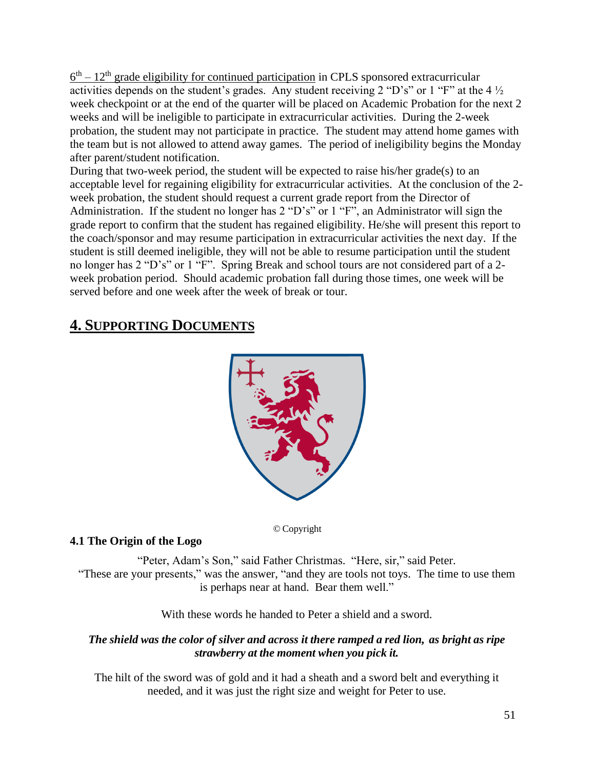6th – 12th grade eligibility for continued participation in CPLS sponsored extracurricular activities depends on the student's grades. Any student receiving 2 "D's" or 1 "F" at the 4 ½ week checkpoint or at the end of the quarter will be placed on Academic Probation for the next 2 weeks and will be ineligible to participate in extracurricular activities. During the 2-week probation, the student may not participate in practice. The student may attend home games with the team but is not allowed to attend away games. The period of ineligibility begins the Monday after parent/student notification.

During that two-week period, the student will be expected to raise his/her grade(s) to an acceptable level for regaining eligibility for extracurricular activities. At the conclusion of the 2-week probation, the student should request a current grade report from the Director of Administration. If the student no longer has 2 "D's" or 1 "F", an Administrator will sign the grade report to confirm that the student has regained eligibility. He/she will present this report to the coach/sponsor and may resume participation in extracurricular activities the next day. If the student is still deemed ineligible, they will not be able to resume participation until the student no longer has 2 "D's" or 1 "F". Spring Break and school tours are not considered part of a 2-week probation period. Should academic probation fall during those times, one week will be served before and one week after the week of break or tour.

# 4. SUPPORTING DOCUMENTS

© Copyright

### 4.1 The Origin of the Logo

"Peter, Adam's Son," said Father Christmas. "Here, sir," said Peter.
"These are your presents," was the answer, "and they are tools not toys. The time to use them is perhaps near at hand. Bear them well."

With these words he handed to Peter a shield and a sword.

***The shield was the color of silver and across it there ramped a red lion, as bright as ripe strawberry at the moment when you pick it.***

The hilt of the sword was of gold and it had a sheath and a sword belt and everything it needed, and it was just the right size and weight for Peter to use.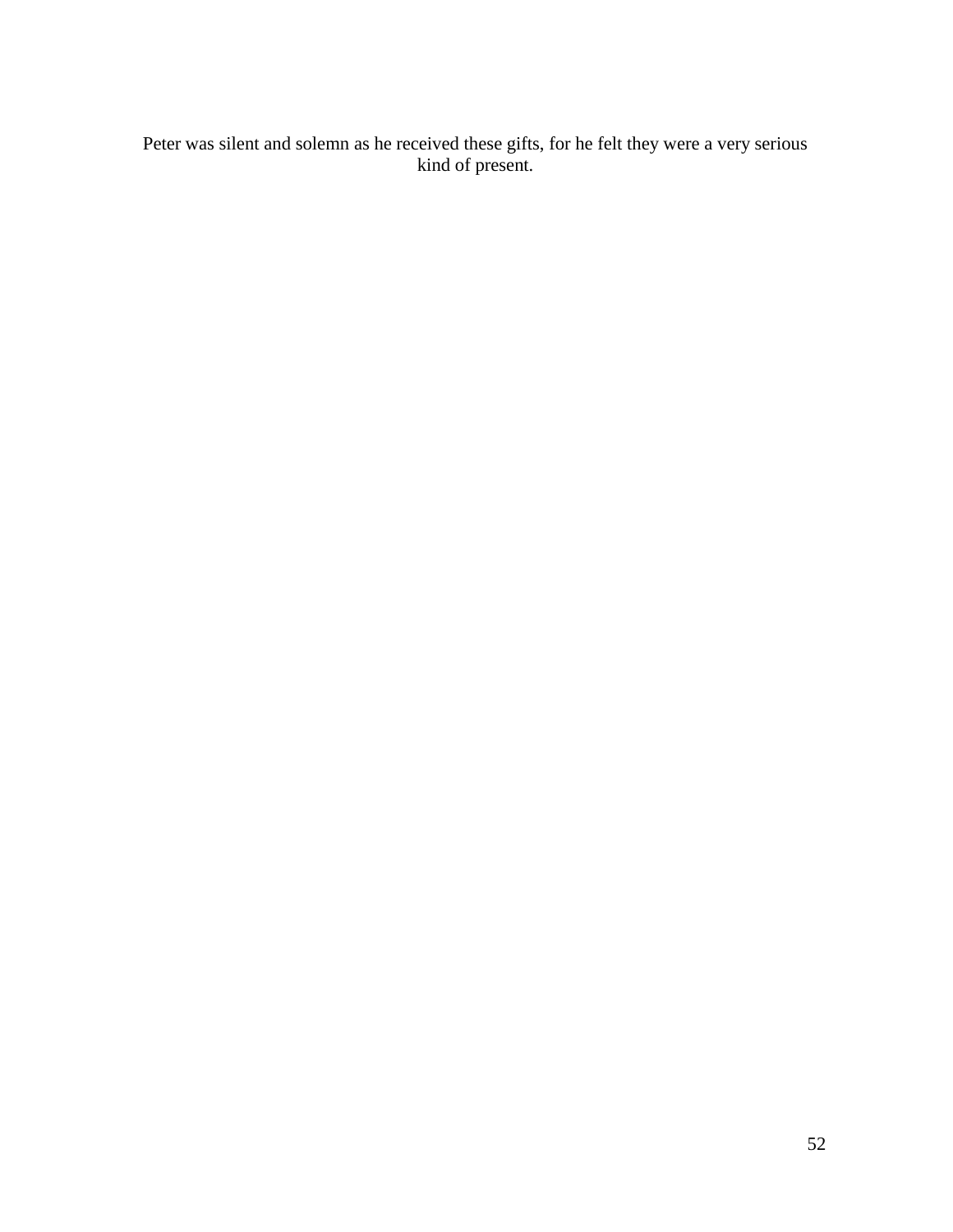Peter was silent and solemn as he received these gifts, for he felt they were a very serious kind of present.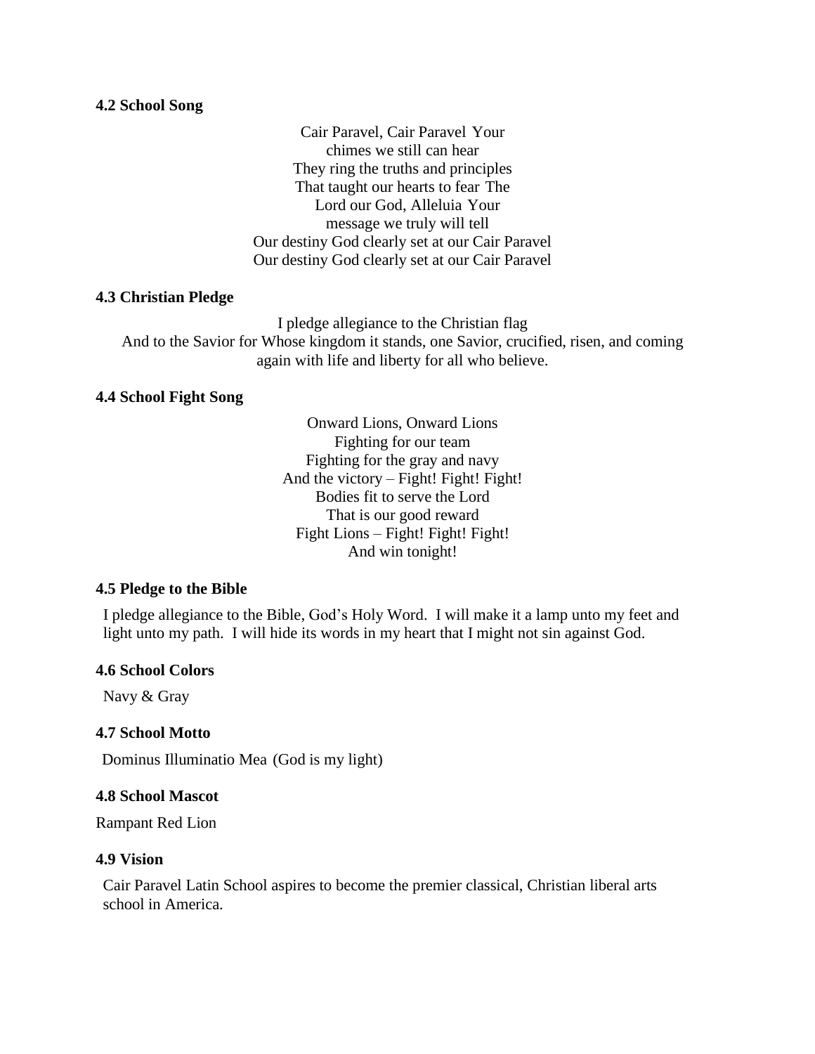**4.2 School Song**

Cair Paravel, Cair Paravel Your
chimes we still can hear
They ring the truths and principles
That taught our hearts to fear The
Lord our God, Alleluia Your
message we truly will tell
Our destiny God clearly set at our Cair Paravel
Our destiny God clearly set at our Cair Paravel

**4.3 Christian Pledge**

I pledge allegiance to the Christian flag
And to the Savior for Whose kingdom it stands, one Savior, crucified, risen, and coming again with life and liberty for all who believe.

**4.4 School Fight Song**

Onward Lions, Onward Lions
Fighting for our team
Fighting for the gray and navy
And the victory – Fight! Fight! Fight!
Bodies fit to serve the Lord
That is our good reward
Fight Lions – Fight! Fight! Fight!
And win tonight!

**4.5 Pledge to the Bible**

I pledge allegiance to the Bible, God's Holy Word. I will make it a lamp unto my feet and light unto my path. I will hide its words in my heart that I might not sin against God.

**4.6 School Colors**

Navy & Gray

**4.7 School Motto**

Dominus Illuminatio Mea (God is my light)

**4.8 School Mascot**

Rampant Red Lion

**4.9 Vision**

Cair Paravel Latin School aspires to become the premier classical, Christian liberal arts school in America.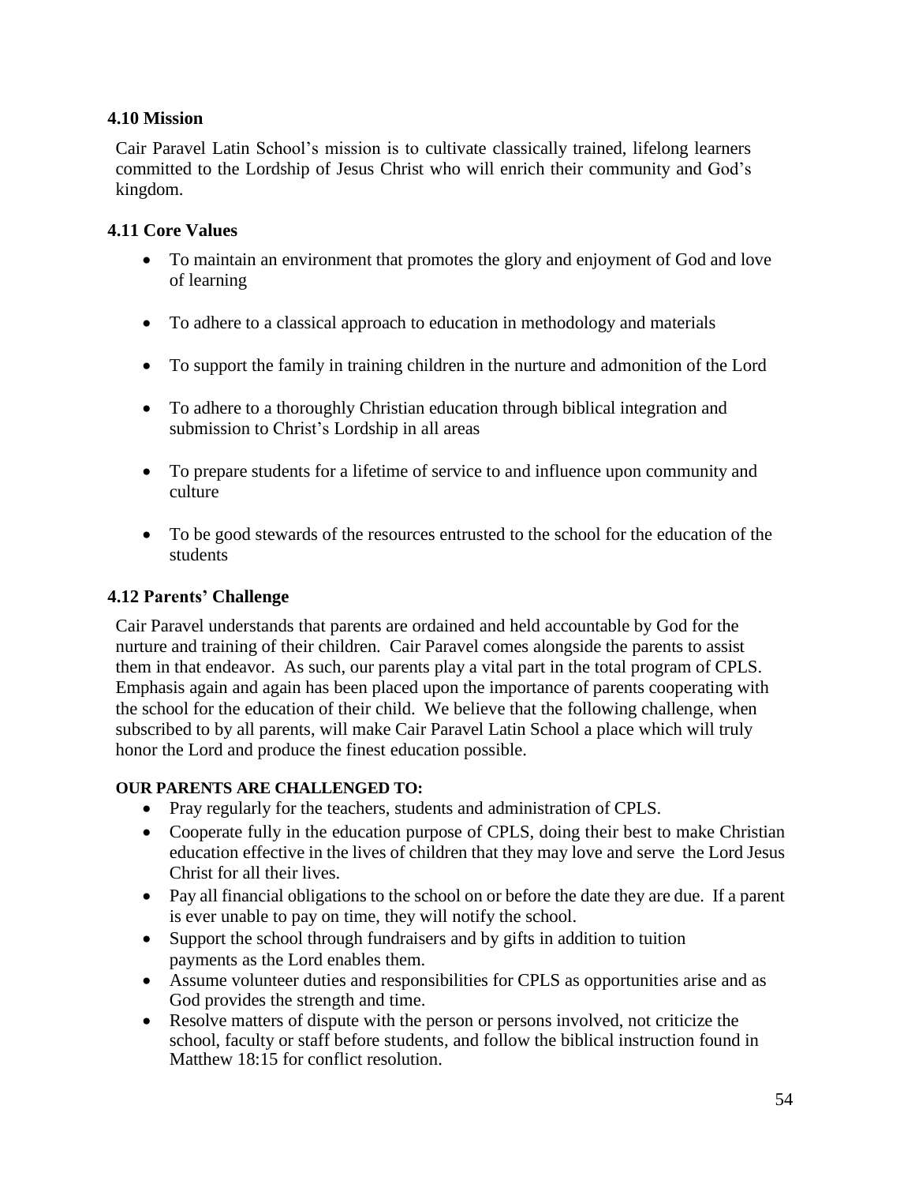### 4.10 Mission

Cair Paravel Latin School's mission is to cultivate classically trained, lifelong learners committed to the Lordship of Jesus Christ who will enrich their community and God's kingdom.

### 4.11 Core Values

- To maintain an environment that promotes the glory and enjoyment of God and love of learning
- To adhere to a classical approach to education in methodology and materials
- To support the family in training children in the nurture and admonition of the Lord
- To adhere to a thoroughly Christian education through biblical integration and submission to Christ's Lordship in all areas
- To prepare students for a lifetime of service to and influence upon community and culture
- To be good stewards of the resources entrusted to the school for the education of the students

### 4.12 Parents' Challenge

Cair Paravel understands that parents are ordained and held accountable by God for the nurture and training of their children. Cair Paravel comes alongside the parents to assist them in that endeavor. As such, our parents play a vital part in the total program of CPLS. Emphasis again and again has been placed upon the importance of parents cooperating with the school for the education of their child. We believe that the following challenge, when subscribed to by all parents, will make Cair Paravel Latin School a place which will truly honor the Lord and produce the finest education possible.

**OUR PARENTS ARE CHALLENGED TO:**

- Pray regularly for the teachers, students and administration of CPLS.
- Cooperate fully in the education purpose of CPLS, doing their best to make Christian education effective in the lives of children that they may love and serve the Lord Jesus Christ for all their lives.
- Pay all financial obligations to the school on or before the date they are due. If a parent is ever unable to pay on time, they will notify the school.
- Support the school through fundraisers and by gifts in addition to tuition payments as the Lord enables them.
- Assume volunteer duties and responsibilities for CPLS as opportunities arise and as God provides the strength and time.
- Resolve matters of dispute with the person or persons involved, not criticize the school, faculty or staff before students, and follow the biblical instruction found in Matthew 18:15 for conflict resolution.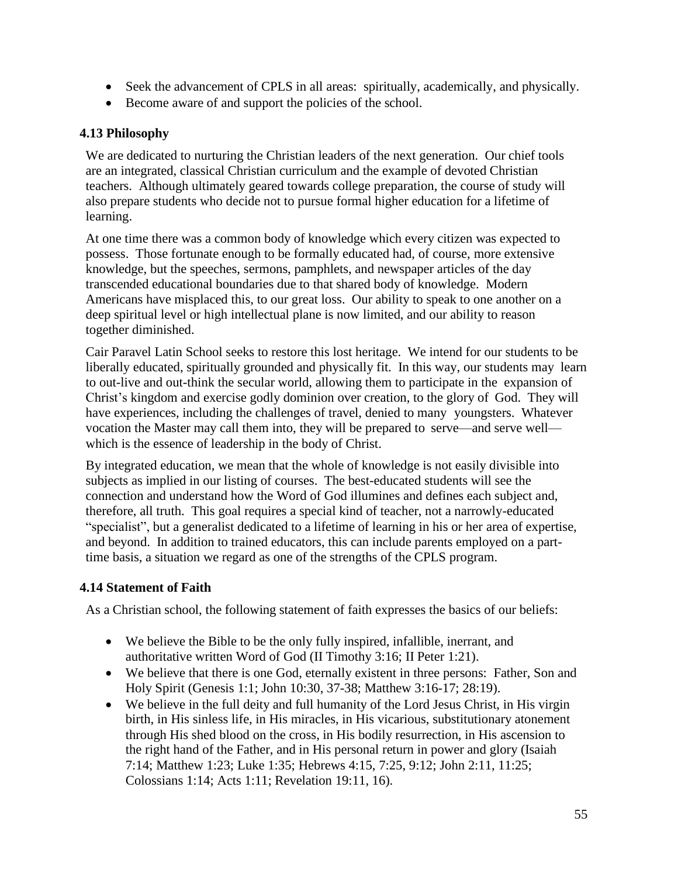- Seek the advancement of CPLS in all areas: spiritually, academically, and physically.
- Become aware of and support the policies of the school.

### 4.13 Philosophy

We are dedicated to nurturing the Christian leaders of the next generation. Our chief tools are an integrated, classical Christian curriculum and the example of devoted Christian teachers. Although ultimately geared towards college preparation, the course of study will also prepare students who decide not to pursue formal higher education for a lifetime of learning.

At one time there was a common body of knowledge which every citizen was expected to possess. Those fortunate enough to be formally educated had, of course, more extensive knowledge, but the speeches, sermons, pamphlets, and newspaper articles of the day transcended educational boundaries due to that shared body of knowledge. Modern Americans have misplaced this, to our great loss. Our ability to speak to one another on a deep spiritual level or high intellectual plane is now limited, and our ability to reason together diminished.

Cair Paravel Latin School seeks to restore this lost heritage. We intend for our students to be liberally educated, spiritually grounded and physically fit. In this way, our students may learn to out-live and out-think the secular world, allowing them to participate in the expansion of Christ's kingdom and exercise godly dominion over creation, to the glory of God. They will have experiences, including the challenges of travel, denied to many youngsters. Whatever vocation the Master may call them into, they will be prepared to serve—and serve well—which is the essence of leadership in the body of Christ.

By integrated education, we mean that the whole of knowledge is not easily divisible into subjects as implied in our listing of courses. The best-educated students will see the connection and understand how the Word of God illumines and defines each subject and, therefore, all truth. This goal requires a special kind of teacher, not a narrowly-educated "specialist", but a generalist dedicated to a lifetime of learning in his or her area of expertise, and beyond. In addition to trained educators, this can include parents employed on a part-time basis, a situation we regard as one of the strengths of the CPLS program.

### 4.14 Statement of Faith

As a Christian school, the following statement of faith expresses the basics of our beliefs:

- We believe the Bible to be the only fully inspired, infallible, inerrant, and authoritative written Word of God (II Timothy 3:16; II Peter 1:21).
- We believe that there is one God, eternally existent in three persons: Father, Son and Holy Spirit (Genesis 1:1; John 10:30, 37-38; Matthew 3:16-17; 28:19).
- We believe in the full deity and full humanity of the Lord Jesus Christ, in His virgin birth, in His sinless life, in His miracles, in His vicarious, substitutionary atonement through His shed blood on the cross, in His bodily resurrection, in His ascension to the right hand of the Father, and in His personal return in power and glory (Isaiah 7:14; Matthew 1:23; Luke 1:35; Hebrews 4:15, 7:25, 9:12; John 2:11, 11:25; Colossians 1:14; Acts 1:11; Revelation 19:11, 16).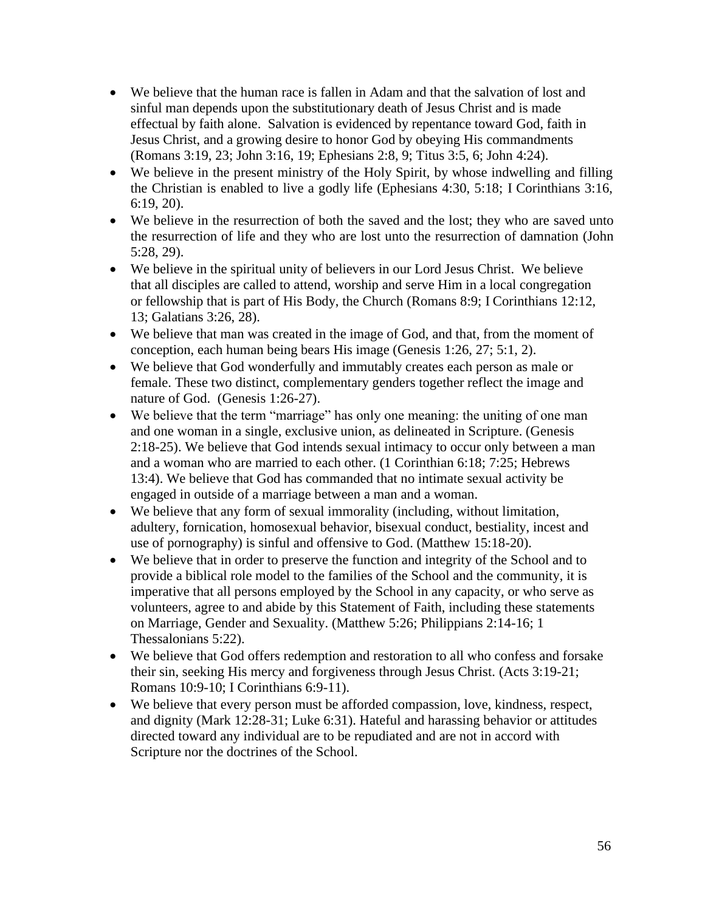- We believe that the human race is fallen in Adam and that the salvation of lost and sinful man depends upon the substitutionary death of Jesus Christ and is made effectual by faith alone. Salvation is evidenced by repentance toward God, faith in Jesus Christ, and a growing desire to honor God by obeying His commandments (Romans 3:19, 23; John 3:16, 19; Ephesians 2:8, 9; Titus 3:5, 6; John 4:24).
- We believe in the present ministry of the Holy Spirit, by whose indwelling and filling the Christian is enabled to live a godly life (Ephesians 4:30, 5:18; I Corinthians 3:16, 6:19, 20).
- We believe in the resurrection of both the saved and the lost; they who are saved unto the resurrection of life and they who are lost unto the resurrection of damnation (John 5:28, 29).
- We believe in the spiritual unity of believers in our Lord Jesus Christ. We believe that all disciples are called to attend, worship and serve Him in a local congregation or fellowship that is part of His Body, the Church (Romans 8:9; I Corinthians 12:12, 13; Galatians 3:26, 28).
- We believe that man was created in the image of God, and that, from the moment of conception, each human being bears His image (Genesis 1:26, 27; 5:1, 2).
- We believe that God wonderfully and immutably creates each person as male or female. These two distinct, complementary genders together reflect the image and nature of God. (Genesis 1:26-27).
- We believe that the term "marriage" has only one meaning: the uniting of one man and one woman in a single, exclusive union, as delineated in Scripture. (Genesis 2:18-25). We believe that God intends sexual intimacy to occur only between a man and a woman who are married to each other. (1 Corinthian 6:18; 7:25; Hebrews 13:4). We believe that God has commanded that no intimate sexual activity be engaged in outside of a marriage between a man and a woman.
- We believe that any form of sexual immorality (including, without limitation, adultery, fornication, homosexual behavior, bisexual conduct, bestiality, incest and use of pornography) is sinful and offensive to God. (Matthew 15:18-20).
- We believe that in order to preserve the function and integrity of the School and to provide a biblical role model to the families of the School and the community, it is imperative that all persons employed by the School in any capacity, or who serve as volunteers, agree to and abide by this Statement of Faith, including these statements on Marriage, Gender and Sexuality. (Matthew 5:26; Philippians 2:14-16; 1 Thessalonians 5:22).
- We believe that God offers redemption and restoration to all who confess and forsake their sin, seeking His mercy and forgiveness through Jesus Christ. (Acts 3:19-21; Romans 10:9-10; I Corinthians 6:9-11).
- We believe that every person must be afforded compassion, love, kindness, respect, and dignity (Mark 12:28-31; Luke 6:31). Hateful and harassing behavior or attitudes directed toward any individual are to be repudiated and are not in accord with Scripture nor the doctrines of the School.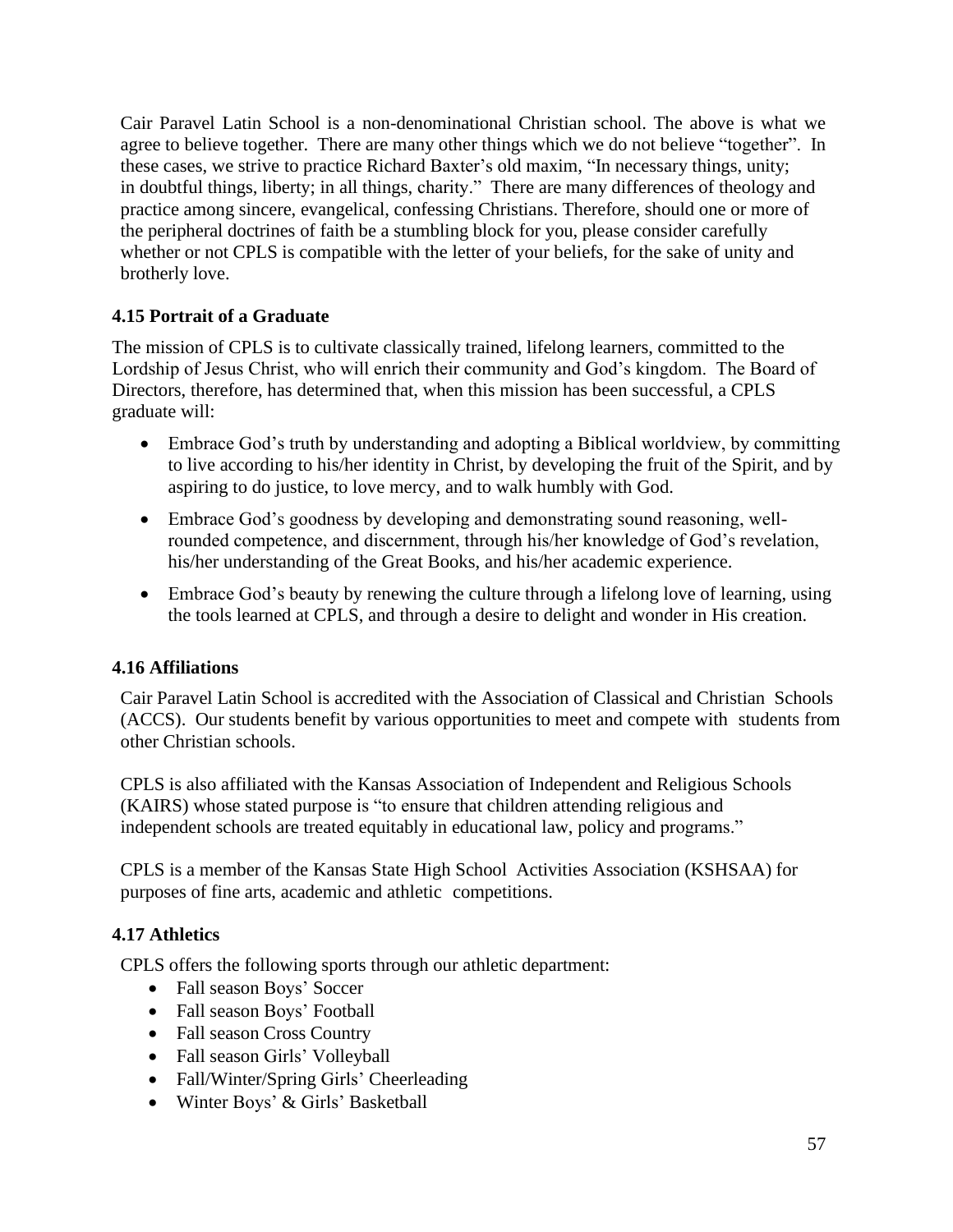Cair Paravel Latin School is a non-denominational Christian school. The above is what we agree to believe together. There are many other things which we do not believe "together". In these cases, we strive to practice Richard Baxter's old maxim, "In necessary things, unity; in doubtful things, liberty; in all things, charity." There are many differences of theology and practice among sincere, evangelical, confessing Christians. Therefore, should one or more of the peripheral doctrines of faith be a stumbling block for you, please consider carefully whether or not CPLS is compatible with the letter of your beliefs, for the sake of unity and brotherly love.

### 4.15 Portrait of a Graduate

The mission of CPLS is to cultivate classically trained, lifelong learners, committed to the Lordship of Jesus Christ, who will enrich their community and God's kingdom. The Board of Directors, therefore, has determined that, when this mission has been successful, a CPLS graduate will:

- Embrace God's truth by understanding and adopting a Biblical worldview, by committing to live according to his/her identity in Christ, by developing the fruit of the Spirit, and by aspiring to do justice, to love mercy, and to walk humbly with God.
- Embrace God's goodness by developing and demonstrating sound reasoning, well-rounded competence, and discernment, through his/her knowledge of God's revelation, his/her understanding of the Great Books, and his/her academic experience.
- Embrace God's beauty by renewing the culture through a lifelong love of learning, using the tools learned at CPLS, and through a desire to delight and wonder in His creation.

### 4.16 Affiliations

Cair Paravel Latin School is accredited with the Association of Classical and Christian Schools (ACCS). Our students benefit by various opportunities to meet and compete with students from other Christian schools.

CPLS is also affiliated with the Kansas Association of Independent and Religious Schools (KAIRS) whose stated purpose is "to ensure that children attending religious and independent schools are treated equitably in educational law, policy and programs."

CPLS is a member of the Kansas State High School Activities Association (KSHSAA) for purposes of fine arts, academic and athletic competitions.

### 4.17 Athletics

CPLS offers the following sports through our athletic department:

- Fall season Boys' Soccer
- Fall season Boys' Football
- Fall season Cross Country
- Fall season Girls' Volleyball
- Fall/Winter/Spring Girls' Cheerleading
- Winter Boys' & Girls' Basketball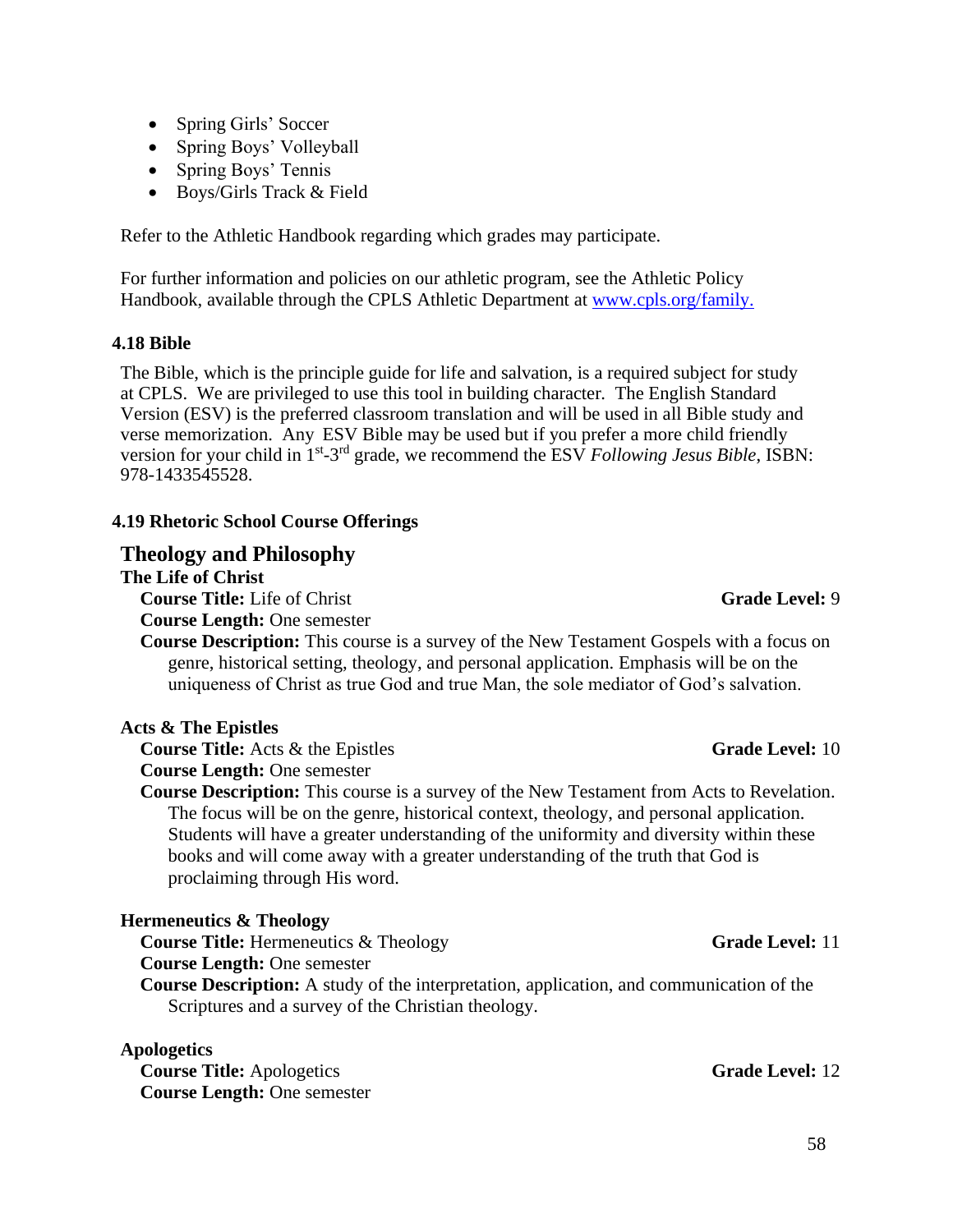- Spring Girls' Soccer
- Spring Boys' Volleyball
- Spring Boys' Tennis
- Boys/Girls Track & Field

Refer to the Athletic Handbook regarding which grades may participate.

For further information and policies on our athletic program, see the Athletic Policy Handbook, available through the CPLS Athletic Department at www.cpls.org/family.

### 4.18 Bible

The Bible, which is the principle guide for life and salvation, is a required subject for study at CPLS. We are privileged to use this tool in building character. The English Standard Version (ESV) is the preferred classroom translation and will be used in all Bible study and verse memorization. Any ESV Bible may be used but if you prefer a more child friendly version for your child in 1st-3rd grade, we recommend the ESV *Following Jesus Bible*, ISBN: 978-1433545528.

### 4.19 Rhetoric School Course Offerings

## Theology and Philosophy

**The Life of Christ**

**Course Title:** Life of Christ **Grade Level:** 9
**Course Length:** One semester
**Course Description:** This course is a survey of the New Testament Gospels with a focus on genre, historical setting, theology, and personal application. Emphasis will be on the uniqueness of Christ as true God and true Man, the sole mediator of God's salvation.

**Acts & The Epistles**

**Course Title:** Acts & the Epistles **Grade Level:** 10
**Course Length:** One semester
**Course Description:** This course is a survey of the New Testament from Acts to Revelation. The focus will be on the genre, historical context, theology, and personal application. Students will have a greater understanding of the uniformity and diversity within these books and will come away with a greater understanding of the truth that God is proclaiming through His word.

**Hermeneutics & Theology**

**Course Title:** Hermeneutics & Theology **Grade Level:** 11
**Course Length:** One semester
**Course Description:** A study of the interpretation, application, and communication of the Scriptures and a survey of the Christian theology.

**Apologetics**

**Course Title:** Apologetics **Grade Level:** 12
**Course Length:** One semester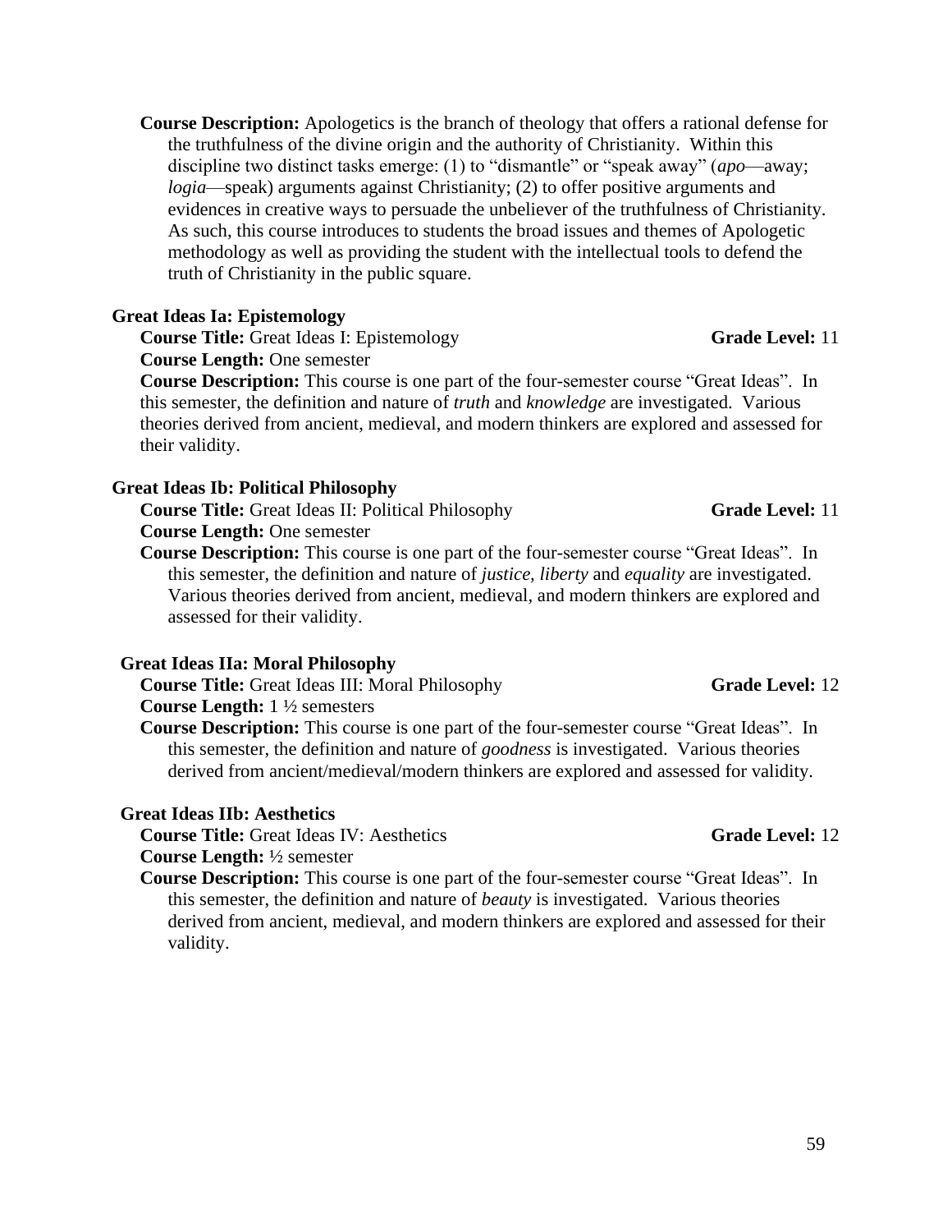**Course Description:** Apologetics is the branch of theology that offers a rational defense for the truthfulness of the divine origin and the authority of Christianity. Within this discipline two distinct tasks emerge: (1) to "dismantle" or "speak away" (*apo*—away; *logia*—speak) arguments against Christianity; (2) to offer positive arguments and evidences in creative ways to persuade the unbeliever of the truthfulness of Christianity. As such, this course introduces to students the broad issues and themes of Apologetic methodology as well as providing the student with the intellectual tools to defend the truth of Christianity in the public square.

### Great Ideas Ia: Epistemology

**Course Title:** Great Ideas I: Epistemology **Grade Level:** 11
**Course Length:** One semester
**Course Description:** This course is one part of the four-semester course "Great Ideas". In this semester, the definition and nature of *truth* and *knowledge* are investigated. Various theories derived from ancient, medieval, and modern thinkers are explored and assessed for their validity.

### Great Ideas Ib: Political Philosophy

**Course Title:** Great Ideas II: Political Philosophy **Grade Level:** 11
**Course Length:** One semester
**Course Description:** This course is one part of the four-semester course "Great Ideas". In this semester, the definition and nature of *justice, liberty* and *equality* are investigated. Various theories derived from ancient, medieval, and modern thinkers are explored and assessed for their validity.

### Great Ideas IIa: Moral Philosophy

**Course Title:** Great Ideas III: Moral Philosophy **Grade Level:** 12
**Course Length:** 1 ½ semesters
**Course Description:** This course is one part of the four-semester course "Great Ideas". In this semester, the definition and nature of *goodness* is investigated. Various theories derived from ancient/medieval/modern thinkers are explored and assessed for validity.

### Great Ideas IIb: Aesthetics

**Course Title:** Great Ideas IV: Aesthetics **Grade Level:** 12
**Course Length:** ½ semester
**Course Description:** This course is one part of the four-semester course "Great Ideas". In this semester, the definition and nature of *beauty* is investigated. Various theories derived from ancient, medieval, and modern thinkers are explored and assessed for their validity.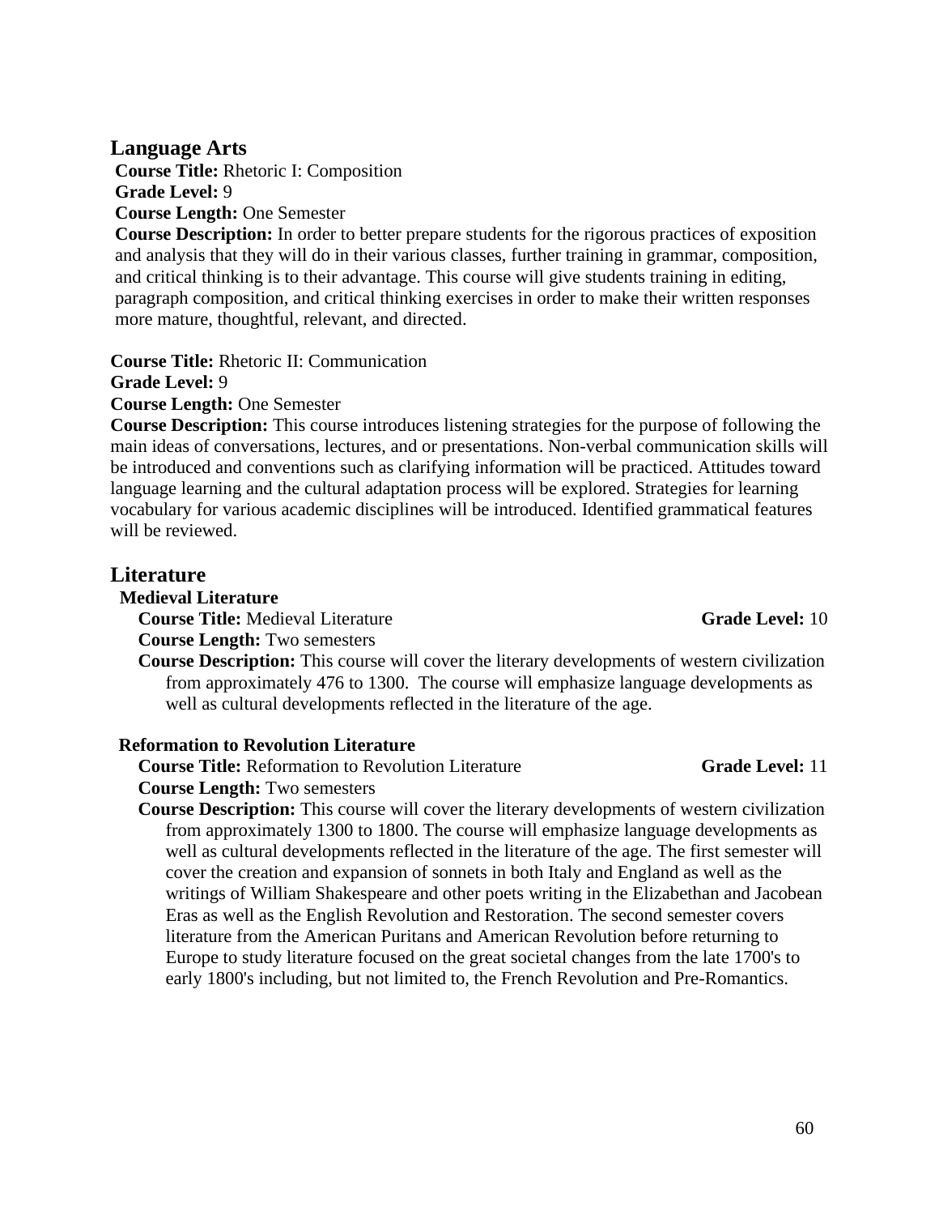## Language Arts

**Course Title:** Rhetoric I: Composition
**Grade Level:** 9
**Course Length:** One Semester
**Course Description:** In order to better prepare students for the rigorous practices of exposition and analysis that they will do in their various classes, further training in grammar, composition, and critical thinking is to their advantage. This course will give students training in editing, paragraph composition, and critical thinking exercises in order to make their written responses more mature, thoughtful, relevant, and directed.

**Course Title:** Rhetoric II: Communication
**Grade Level:** 9
**Course Length:** One Semester
**Course Description:** This course introduces listening strategies for the purpose of following the main ideas of conversations, lectures, and or presentations. Non-verbal communication skills will be introduced and conventions such as clarifying information will be practiced. Attitudes toward language learning and the cultural adaptation process will be explored. Strategies for learning vocabulary for various academic disciplines will be introduced. Identified grammatical features will be reviewed.

## Literature

### Medieval Literature

**Course Title:** Medieval Literature **Grade Level:** 10
**Course Length:** Two semesters
**Course Description:** This course will cover the literary developments of western civilization from approximately 476 to 1300. The course will emphasize language developments as well as cultural developments reflected in the literature of the age.

### Reformation to Revolution Literature

**Course Title:** Reformation to Revolution Literature **Grade Level:** 11
**Course Length:** Two semesters
**Course Description:** This course will cover the literary developments of western civilization from approximately 1300 to 1800. The course will emphasize language developments as well as cultural developments reflected in the literature of the age. The first semester will cover the creation and expansion of sonnets in both Italy and England as well as the writings of William Shakespeare and other poets writing in the Elizabethan and Jacobean Eras as well as the English Revolution and Restoration. The second semester covers literature from the American Puritans and American Revolution before returning to Europe to study literature focused on the great societal changes from the late 1700's to early 1800's including, but not limited to, the French Revolution and Pre-Romantics.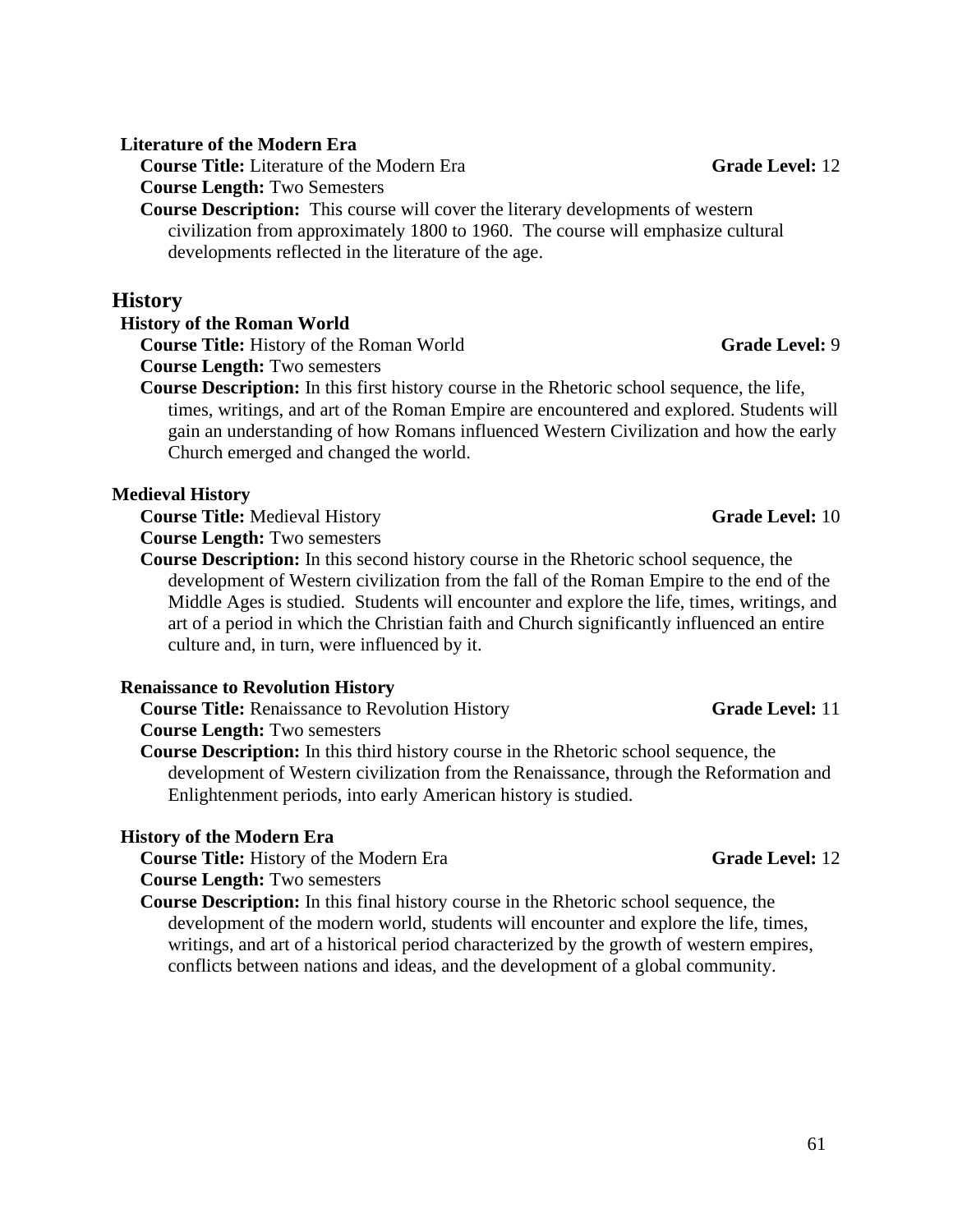### Literature of the Modern Era

**Course Title:** Literature of the Modern Era **Grade Level:** 12

**Course Length:** Two Semesters

**Course Description:** This course will cover the literary developments of western civilization from approximately 1800 to 1960. The course will emphasize cultural developments reflected in the literature of the age.

## History

### History of the Roman World

**Course Title:** History of the Roman World **Grade Level:** 9

**Course Length:** Two semesters

**Course Description:** In this first history course in the Rhetoric school sequence, the life, times, writings, and art of the Roman Empire are encountered and explored. Students will gain an understanding of how Romans influenced Western Civilization and how the early Church emerged and changed the world.

### Medieval History

**Course Title:** Medieval History **Grade Level:** 10

**Course Length:** Two semesters

**Course Description:** In this second history course in the Rhetoric school sequence, the development of Western civilization from the fall of the Roman Empire to the end of the Middle Ages is studied. Students will encounter and explore the life, times, writings, and art of a period in which the Christian faith and Church significantly influenced an entire culture and, in turn, were influenced by it.

### Renaissance to Revolution History

**Course Title:** Renaissance to Revolution History **Grade Level:** 11

**Course Length:** Two semesters

**Course Description:** In this third history course in the Rhetoric school sequence, the development of Western civilization from the Renaissance, through the Reformation and Enlightenment periods, into early American history is studied.

### History of the Modern Era

**Course Title:** History of the Modern Era **Grade Level:** 12

**Course Length:** Two semesters

**Course Description:** In this final history course in the Rhetoric school sequence, the development of the modern world, students will encounter and explore the life, times, writings, and art of a historical period characterized by the growth of western empires, conflicts between nations and ideas, and the development of a global community.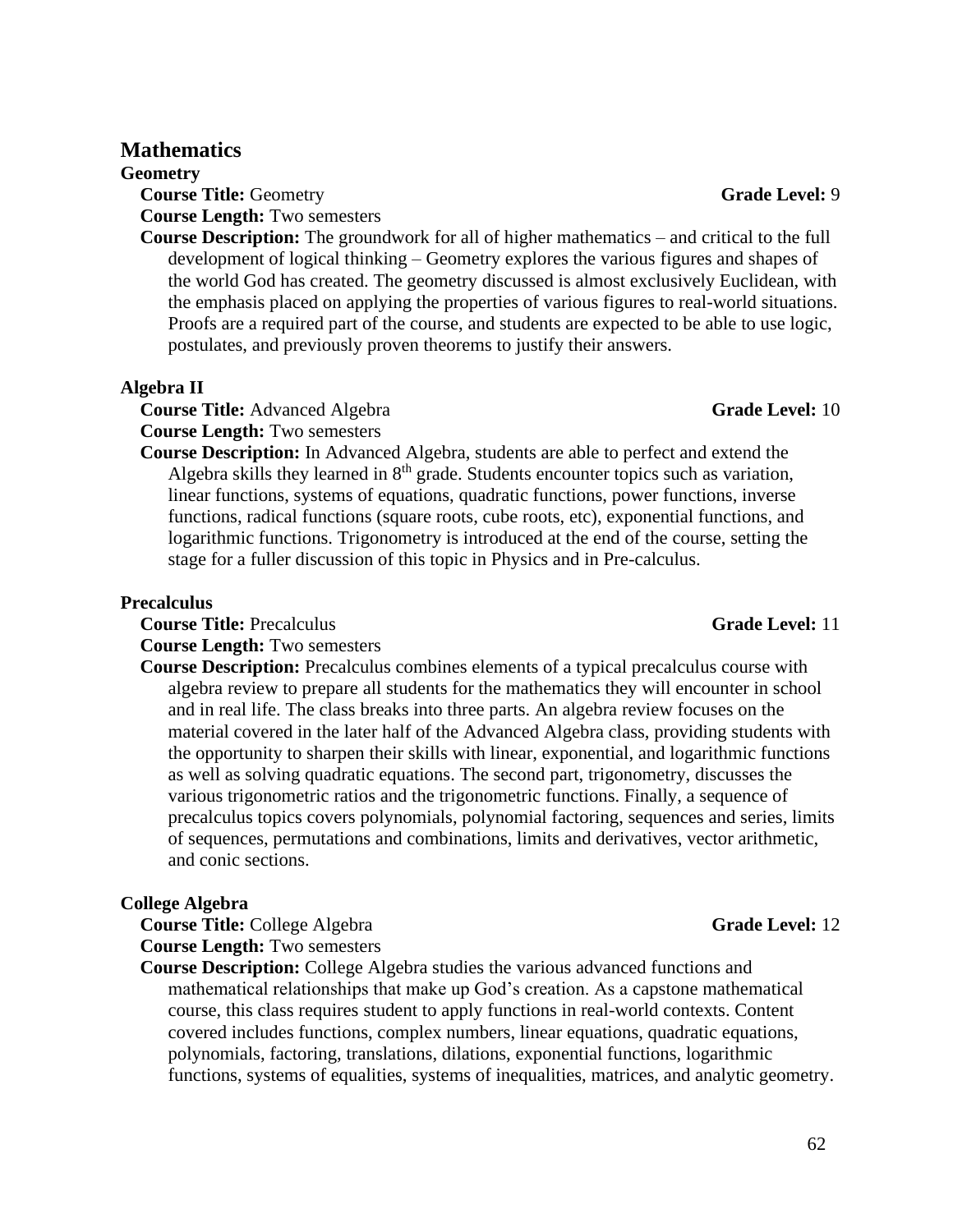# Mathematics

## Geometry

**Course Title:** Geometry **Grade Level:** 9

**Course Length:** Two semesters

**Course Description:** The groundwork for all of higher mathematics – and critical to the full development of logical thinking – Geometry explores the various figures and shapes of the world God has created. The geometry discussed is almost exclusively Euclidean, with the emphasis placed on applying the properties of various figures to real-world situations. Proofs are a required part of the course, and students are expected to be able to use logic, postulates, and previously proven theorems to justify their answers.

## Algebra II

**Course Title:** Advanced Algebra **Grade Level:** 10

**Course Length:** Two semesters

**Course Description:** In Advanced Algebra, students are able to perfect and extend the Algebra skills they learned in 8th grade. Students encounter topics such as variation, linear functions, systems of equations, quadratic functions, power functions, inverse functions, radical functions (square roots, cube roots, etc), exponential functions, and logarithmic functions. Trigonometry is introduced at the end of the course, setting the stage for a fuller discussion of this topic in Physics and in Pre-calculus.

## Precalculus

**Course Title:** Precalculus **Grade Level:** 11

**Course Length:** Two semesters

**Course Description:** Precalculus combines elements of a typical precalculus course with algebra review to prepare all students for the mathematics they will encounter in school and in real life. The class breaks into three parts. An algebra review focuses on the material covered in the later half of the Advanced Algebra class, providing students with the opportunity to sharpen their skills with linear, exponential, and logarithmic functions as well as solving quadratic equations. The second part, trigonometry, discusses the various trigonometric ratios and the trigonometric functions. Finally, a sequence of precalculus topics covers polynomials, polynomial factoring, sequences and series, limits of sequences, permutations and combinations, limits and derivatives, vector arithmetic, and conic sections.

## College Algebra

**Course Title:** College Algebra **Grade Level:** 12

**Course Length:** Two semesters

**Course Description:** College Algebra studies the various advanced functions and mathematical relationships that make up God's creation. As a capstone mathematical course, this class requires student to apply functions in real-world contexts. Content covered includes functions, complex numbers, linear equations, quadratic equations, polynomials, factoring, translations, dilations, exponential functions, logarithmic functions, systems of equalities, systems of inequalities, matrices, and analytic geometry.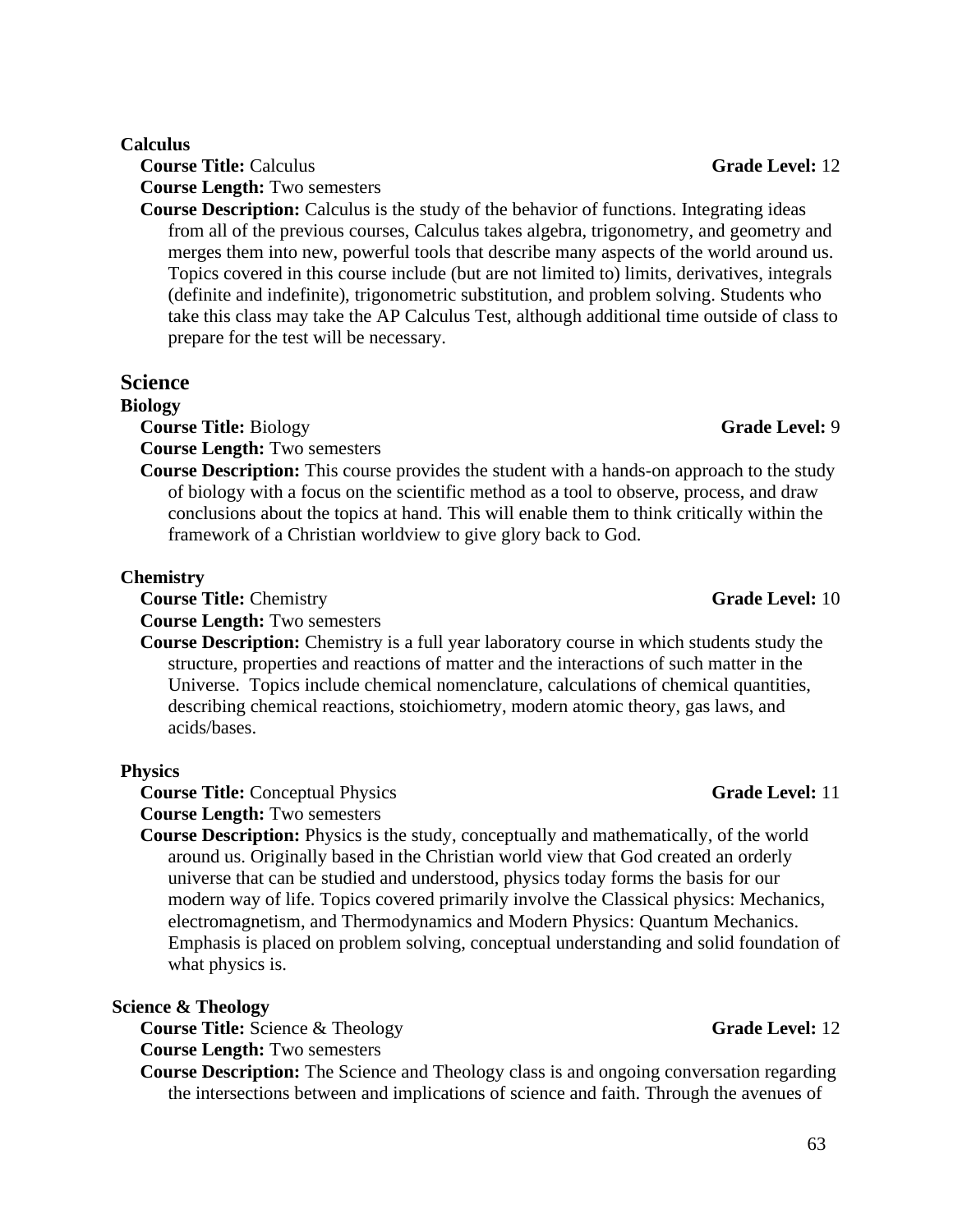### Calculus

**Course Title:** Calculus **Grade Level:** 12

**Course Length:** Two semesters

**Course Description:** Calculus is the study of the behavior of functions. Integrating ideas from all of the previous courses, Calculus takes algebra, trigonometry, and geometry and merges them into new, powerful tools that describe many aspects of the world around us. Topics covered in this course include (but are not limited to) limits, derivatives, integrals (definite and indefinite), trigonometric substitution, and problem solving. Students who take this class may take the AP Calculus Test, although additional time outside of class to prepare for the test will be necessary.

## Science

### Biology

**Course Title:** Biology **Grade Level:** 9

**Course Length:** Two semesters

**Course Description:** This course provides the student with a hands-on approach to the study of biology with a focus on the scientific method as a tool to observe, process, and draw conclusions about the topics at hand. This will enable them to think critically within the framework of a Christian worldview to give glory back to God.

### Chemistry

**Course Title:** Chemistry **Grade Level:** 10

**Course Length:** Two semesters

**Course Description:** Chemistry is a full year laboratory course in which students study the structure, properties and reactions of matter and the interactions of such matter in the Universe. Topics include chemical nomenclature, calculations of chemical quantities, describing chemical reactions, stoichiometry, modern atomic theory, gas laws, and acids/bases.

### Physics

**Course Title:** Conceptual Physics **Grade Level:** 11

**Course Length:** Two semesters

**Course Description:** Physics is the study, conceptually and mathematically, of the world around us. Originally based in the Christian world view that God created an orderly universe that can be studied and understood, physics today forms the basis for our modern way of life. Topics covered primarily involve the Classical physics: Mechanics, electromagnetism, and Thermodynamics and Modern Physics: Quantum Mechanics. Emphasis is placed on problem solving, conceptual understanding and solid foundation of what physics is.

### Science & Theology

**Course Title:** Science & Theology **Grade Level:** 12

**Course Length:** Two semesters

**Course Description:** The Science and Theology class is and ongoing conversation regarding the intersections between and implications of science and faith. Through the avenues of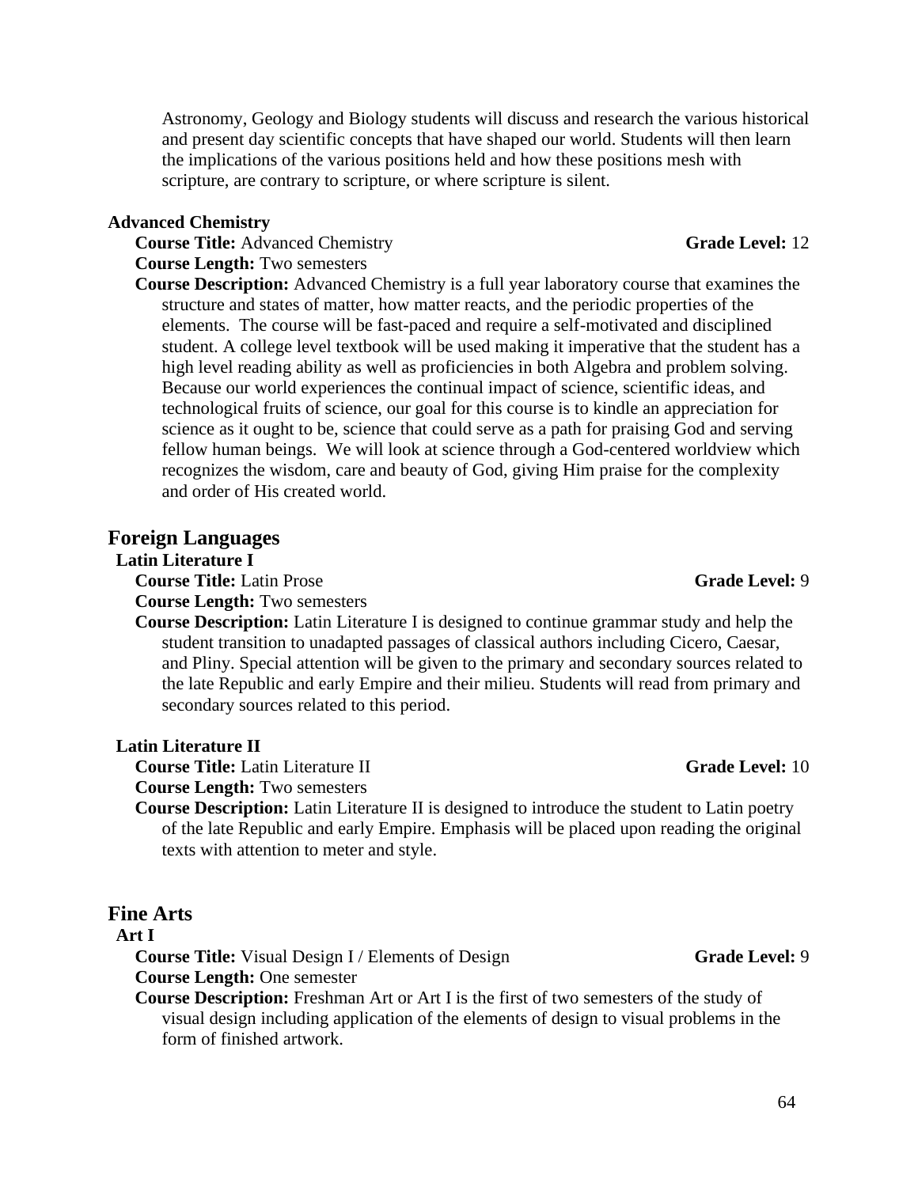Astronomy, Geology and Biology students will discuss and research the various historical and present day scientific concepts that have shaped our world. Students will then learn the implications of the various positions held and how these positions mesh with scripture, are contrary to scripture, or where scripture is silent.

**Advanced Chemistry**

**Course Title:** Advanced Chemistry **Grade Level:** 12

**Course Length:** Two semesters

**Course Description:** Advanced Chemistry is a full year laboratory course that examines the structure and states of matter, how matter reacts, and the periodic properties of the elements. The course will be fast-paced and require a self-motivated and disciplined student. A college level textbook will be used making it imperative that the student has a high level reading ability as well as proficiencies in both Algebra and problem solving. Because our world experiences the continual impact of science, scientific ideas, and technological fruits of science, our goal for this course is to kindle an appreciation for science as it ought to be, science that could serve as a path for praising God and serving fellow human beings. We will look at science through a God-centered worldview which recognizes the wisdom, care and beauty of God, giving Him praise for the complexity and order of His created world.

## Foreign Languages

**Latin Literature I**

**Course Title:** Latin Prose **Grade Level:** 9

**Course Length:** Two semesters

**Course Description:** Latin Literature I is designed to continue grammar study and help the student transition to unadapted passages of classical authors including Cicero, Caesar, and Pliny. Special attention will be given to the primary and secondary sources related to the late Republic and early Empire and their milieu. Students will read from primary and secondary sources related to this period.

**Latin Literature II**

**Course Title:** Latin Literature II **Grade Level:** 10

**Course Length:** Two semesters

**Course Description:** Latin Literature II is designed to introduce the student to Latin poetry of the late Republic and early Empire. Emphasis will be placed upon reading the original texts with attention to meter and style.

## Fine Arts

**Art I**

**Course Title:** Visual Design I / Elements of Design **Grade Level:** 9

**Course Length:** One semester

**Course Description:** Freshman Art or Art I is the first of two semesters of the study of visual design including application of the elements of design to visual problems in the form of finished artwork.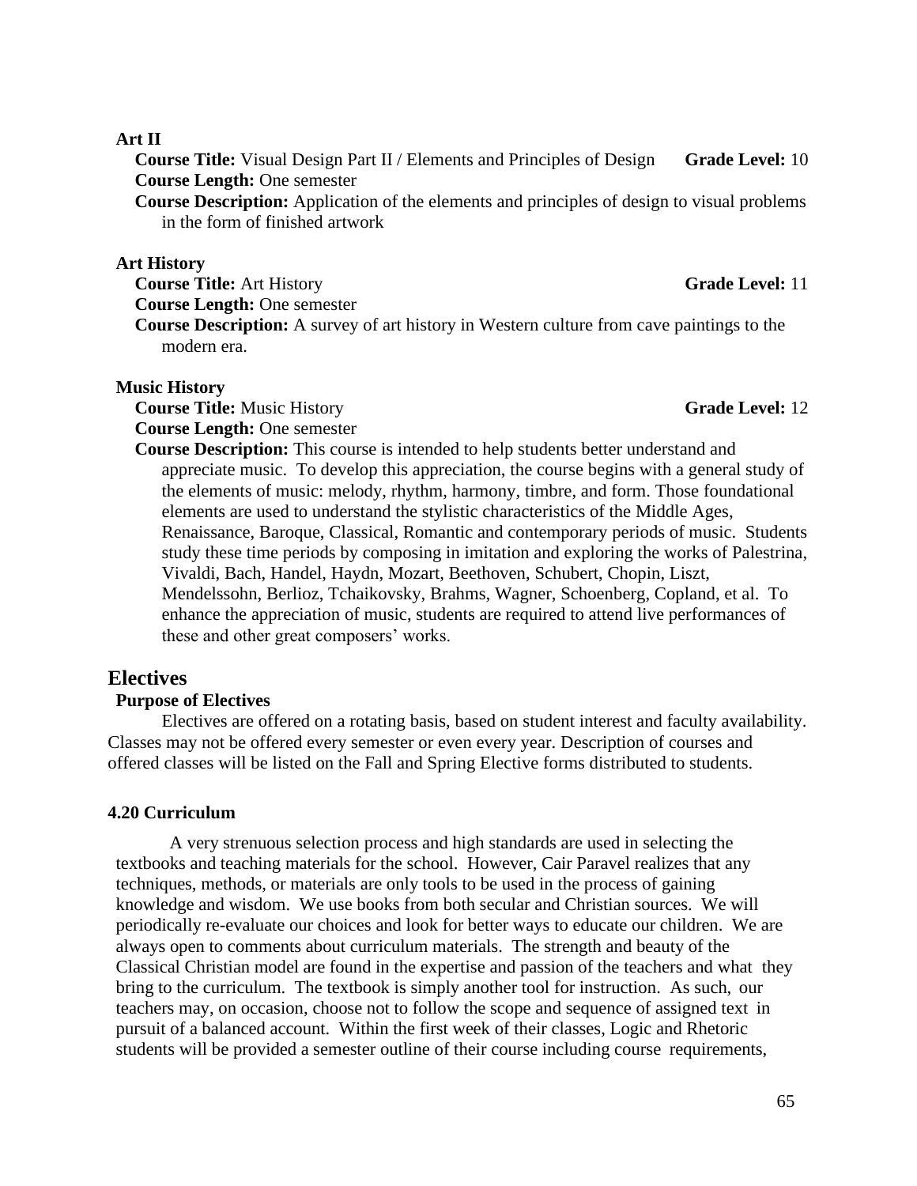**Art II**

**Course Title:** Visual Design Part II / Elements and Principles of Design **Grade Level:** 10

**Course Length:** One semester

**Course Description:** Application of the elements and principles of design to visual problems in the form of finished artwork

**Art History**

**Course Title:** Art History **Grade Level:** 11

**Course Length:** One semester

**Course Description:** A survey of art history in Western culture from cave paintings to the modern era.

**Music History**

**Course Title:** Music History **Grade Level:** 12

**Course Length:** One semester

**Course Description:** This course is intended to help students better understand and appreciate music. To develop this appreciation, the course begins with a general study of the elements of music: melody, rhythm, harmony, timbre, and form. Those foundational elements are used to understand the stylistic characteristics of the Middle Ages, Renaissance, Baroque, Classical, Romantic and contemporary periods of music. Students study these time periods by composing in imitation and exploring the works of Palestrina, Vivaldi, Bach, Handel, Haydn, Mozart, Beethoven, Schubert, Chopin, Liszt, Mendelssohn, Berlioz, Tchaikovsky, Brahms, Wagner, Schoenberg, Copland, et al. To enhance the appreciation of music, students are required to attend live performances of these and other great composers' works.

## Electives

**Purpose of Electives**

Electives are offered on a rotating basis, based on student interest and faculty availability. Classes may not be offered every semester or even every year. Description of courses and offered classes will be listed on the Fall and Spring Elective forms distributed to students.

### 4.20 Curriculum

A very strenuous selection process and high standards are used in selecting the textbooks and teaching materials for the school. However, Cair Paravel realizes that any techniques, methods, or materials are only tools to be used in the process of gaining knowledge and wisdom. We use books from both secular and Christian sources. We will periodically re-evaluate our choices and look for better ways to educate our children. We are always open to comments about curriculum materials. The strength and beauty of the Classical Christian model are found in the expertise and passion of the teachers and what they bring to the curriculum. The textbook is simply another tool for instruction. As such, our teachers may, on occasion, choose not to follow the scope and sequence of assigned text in pursuit of a balanced account. Within the first week of their classes, Logic and Rhetoric students will be provided a semester outline of their course including course requirements,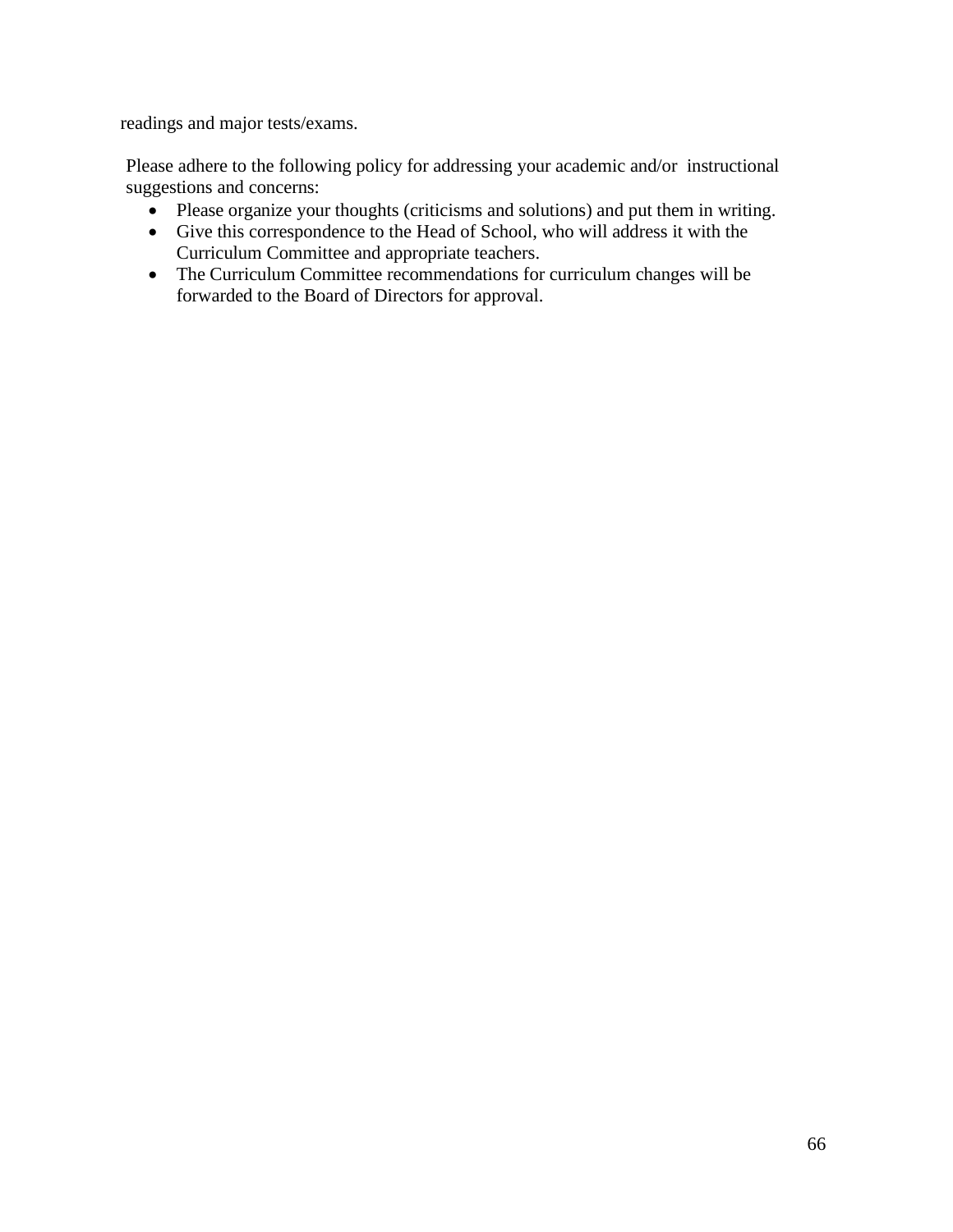readings and major tests/exams.

Please adhere to the following policy for addressing your academic and/or instructional suggestions and concerns:

- Please organize your thoughts (criticisms and solutions) and put them in writing.
- Give this correspondence to the Head of School, who will address it with the Curriculum Committee and appropriate teachers.
- The Curriculum Committee recommendations for curriculum changes will be forwarded to the Board of Directors for approval.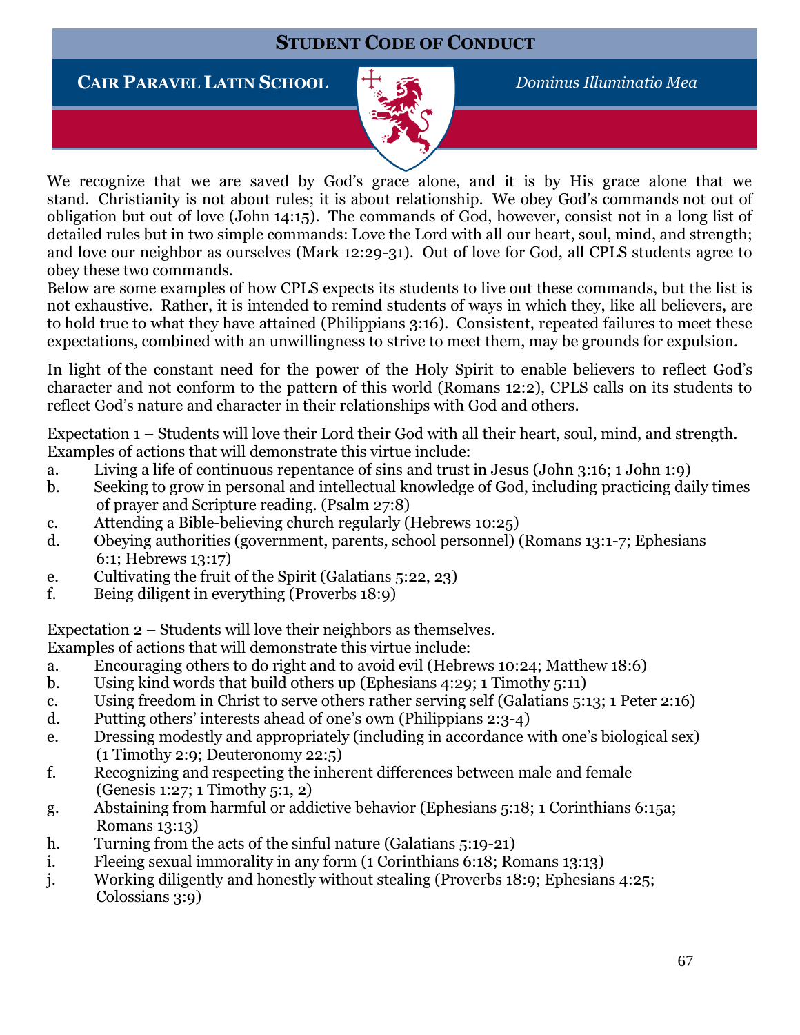# STUDENT CODE OF CONDUCT

**CAIR PARAVEL LATIN SCHOOL**

*Dominus Illuminatio Mea*

We recognize that we are saved by God's grace alone, and it is by His grace alone that we stand. Christianity is not about rules; it is about relationship. We obey God's commands not out of obligation but out of love (John 14:15). The commands of God, however, consist not in a long list of detailed rules but in two simple commands: Love the Lord with all our heart, soul, mind, and strength; and love our neighbor as ourselves (Mark 12:29-31). Out of love for God, all CPLS students agree to obey these two commands.

Below are some examples of how CPLS expects its students to live out these commands, but the list is not exhaustive. Rather, it is intended to remind students of ways in which they, like all believers, are to hold true to what they have attained (Philippians 3:16). Consistent, repeated failures to meet these expectations, combined with an unwillingness to strive to meet them, may be grounds for expulsion.

In light of the constant need for the power of the Holy Spirit to enable believers to reflect God's character and not conform to the pattern of this world (Romans 12:2), CPLS calls on its students to reflect God's nature and character in their relationships with God and others.

Expectation 1 – Students will love their Lord their God with all their heart, soul, mind, and strength.
Examples of actions that will demonstrate this virtue include:

a. Living a life of continuous repentance of sins and trust in Jesus (John 3:16; 1 John 1:9)
b. Seeking to grow in personal and intellectual knowledge of God, including practicing daily times of prayer and Scripture reading. (Psalm 27:8)
c. Attending a Bible-believing church regularly (Hebrews 10:25)
d. Obeying authorities (government, parents, school personnel) (Romans 13:1-7; Ephesians 6:1; Hebrews 13:17)
e. Cultivating the fruit of the Spirit (Galatians 5:22, 23)
f. Being diligent in everything (Proverbs 18:9)

Expectation 2 – Students will love their neighbors as themselves.
Examples of actions that will demonstrate this virtue include:

a. Encouraging others to do right and to avoid evil (Hebrews 10:24; Matthew 18:6)
b. Using kind words that build others up (Ephesians 4:29; 1 Timothy 5:11)
c. Using freedom in Christ to serve others rather serving self (Galatians 5:13; 1 Peter 2:16)
d. Putting others' interests ahead of one's own (Philippians 2:3-4)
e. Dressing modestly and appropriately (including in accordance with one's biological sex) (1 Timothy 2:9; Deuteronomy 22:5)
f. Recognizing and respecting the inherent differences between male and female (Genesis 1:27; 1 Timothy 5:1, 2)
g. Abstaining from harmful or addictive behavior (Ephesians 5:18; 1 Corinthians 6:15a; Romans 13:13)
h. Turning from the acts of the sinful nature (Galatians 5:19-21)
i. Fleeing sexual immorality in any form (1 Corinthians 6:18; Romans 13:13)
j. Working diligently and honestly without stealing (Proverbs 18:9; Ephesians 4:25; Colossians 3:9)